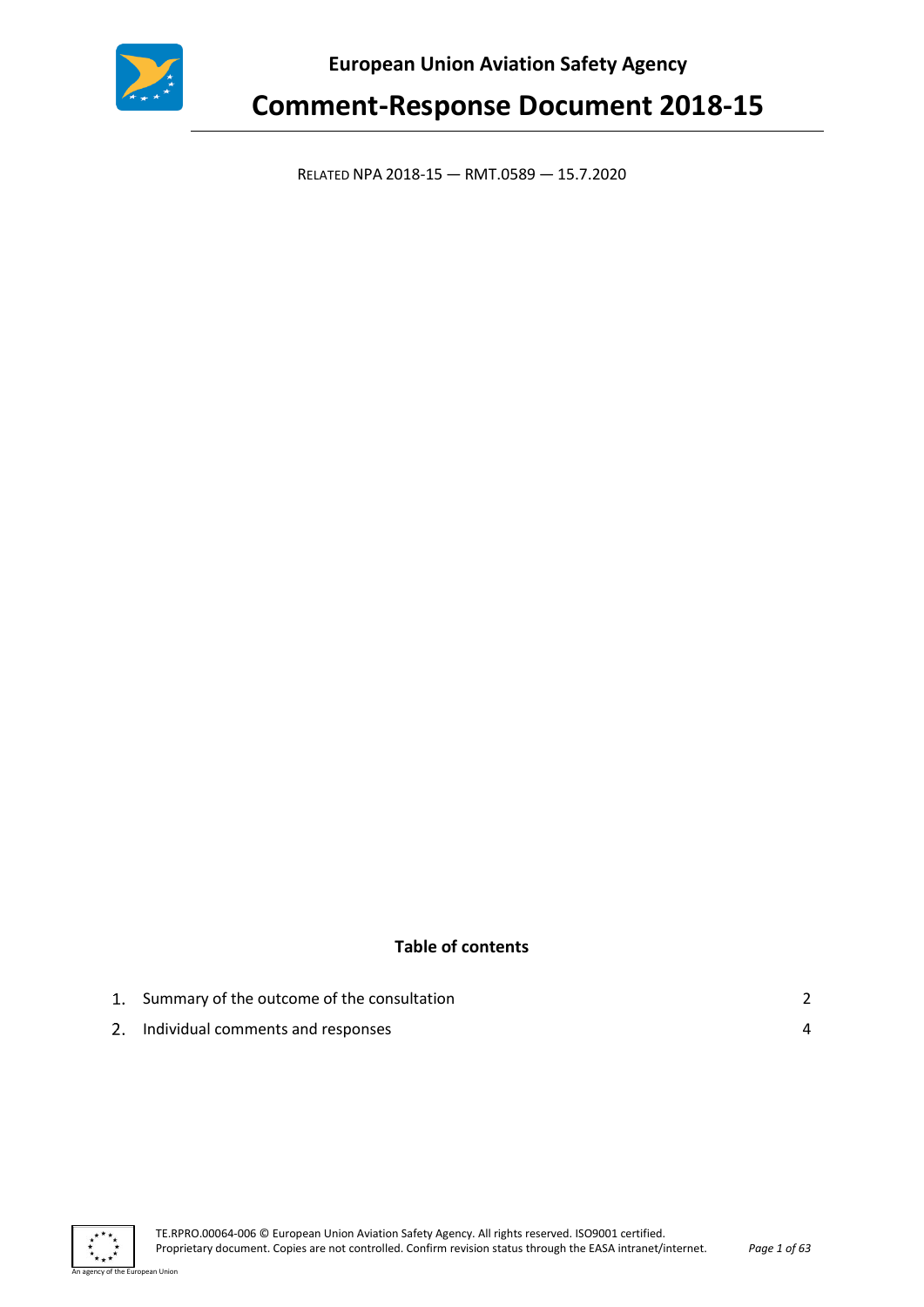**European Union Aviation Safety Agency**

# Comment-Response Document 2018-15

RELATED NPA 2018-15 — RMT.0589 — 15.7.2020

**Table of contents**

1. Summary of the outcome of the consultation 2
2. Individual comments and responses 4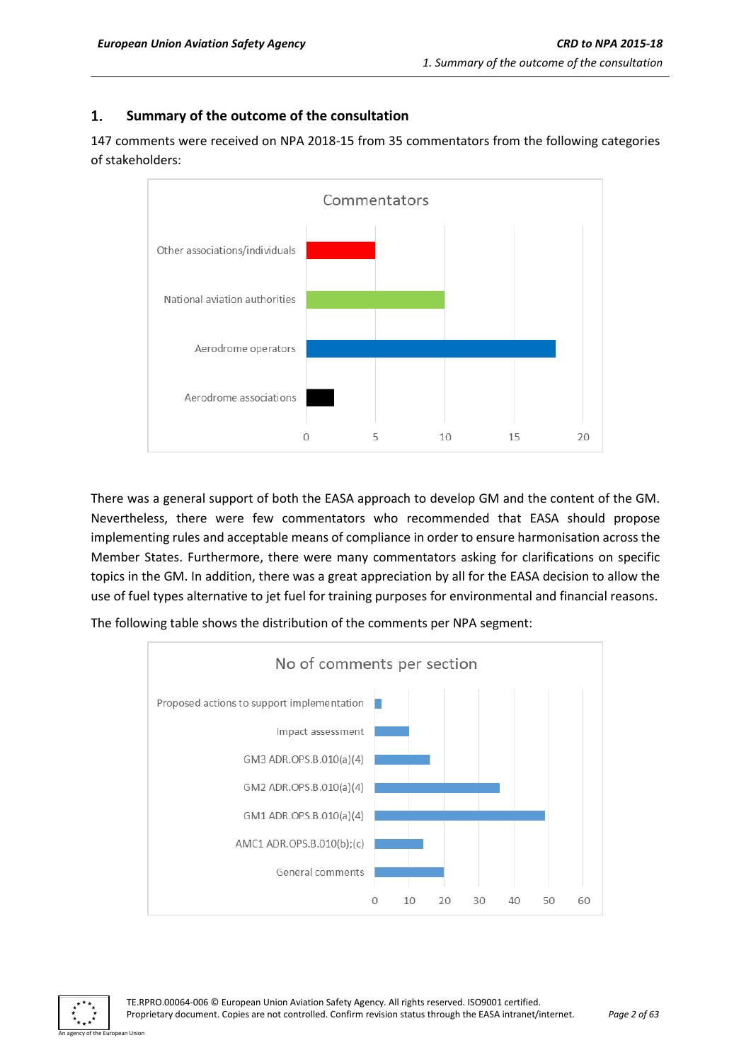# 1. Summary of the outcome of the consultation

147 comments were received on NPA 2018-15 from 35 commentators from the following categories of stakeholders:

There was a general support of both the EASA approach to develop GM and the content of the GM. Nevertheless, there were few commentators who recommended that EASA should propose implementing rules and acceptable means of compliance in order to ensure harmonisation across the Member States. Furthermore, there were many commentators asking for clarifications on specific topics in the GM. In addition, there was a great appreciation by all for the EASA decision to allow the use of fuel types alternative to jet fuel for training purposes for environmental and financial reasons.

The following table shows the distribution of the comments per NPA segment: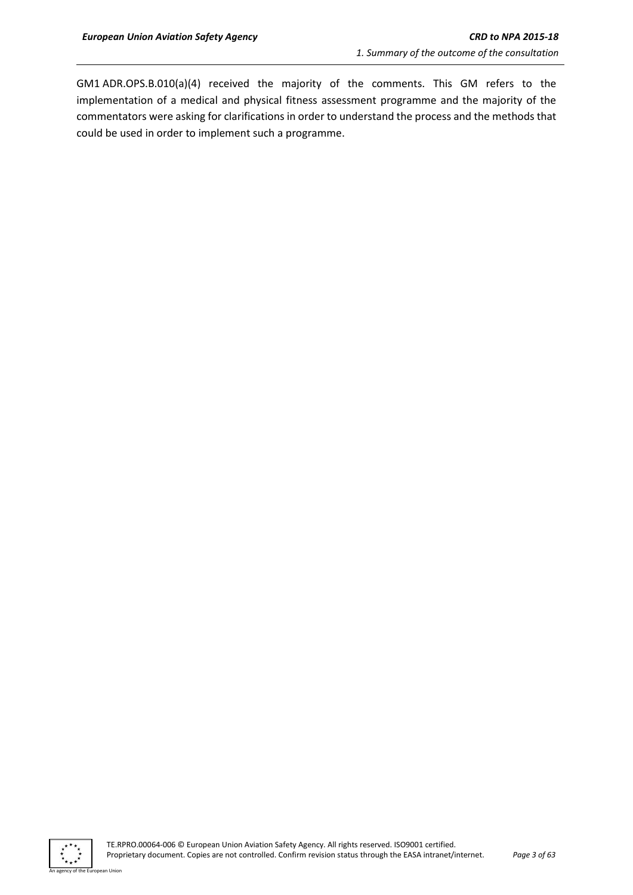GM1 ADR.OPS.B.010(a)(4) received the majority of the comments. This GM refers to the implementation of a medical and physical fitness assessment programme and the majority of the commentators were asking for clarifications in order to understand the process and the methods that could be used in order to implement such a programme.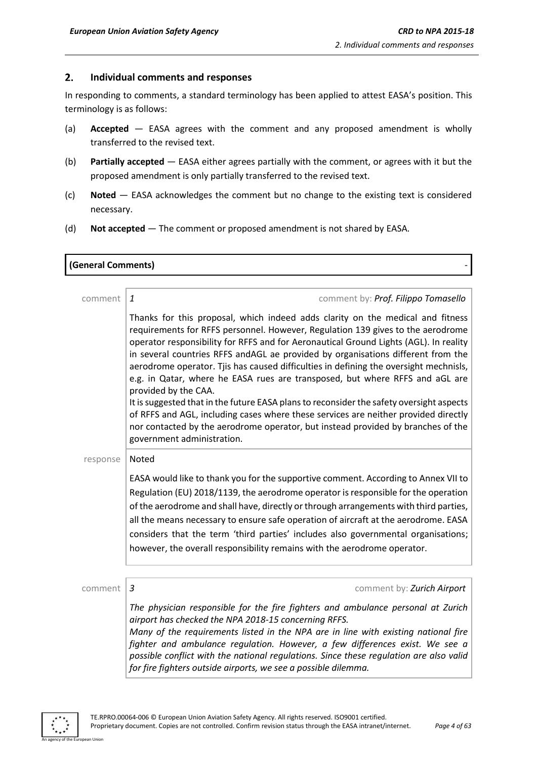## 2. Individual comments and responses

In responding to comments, a standard terminology has been applied to attest EASA's position. This terminology is as follows:

(a) **Accepted** — EASA agrees with the comment and any proposed amendment is wholly transferred to the revised text.

(b) **Partially accepted** — EASA either agrees partially with the comment, or agrees with it but the proposed amendment is only partially transferred to the revised text.

(c) **Noted** — EASA acknowledges the comment but no change to the existing text is considered necessary.

(d) **Not accepted** — The comment or proposed amendment is not shared by EASA.

**(General Comments)** -

comment 1 — comment by: *Prof. Filippo Tomasello*

Thanks for this proposal, which indeed adds clarity on the medical and fitness requirements for RFFS personnel. However, Regulation 139 gives to the aerodrome operator responsibility for RFFS and for Aeronautical Ground Lights (AGL). In reality in several countries RFFS andAGL ae provided by organisations different from the aerodrome operator. Tjis has caused difficulties in defining the oversight mechnisls, e.g. in Qatar, where he EASA rues are transposed, but where RFFS and aGL are provided by the CAA.
It is suggested that in the future EASA plans to reconsider the safety oversight aspects of RFFS and AGL, including cases where these services are neither provided directly nor contacted by the aerodrome operator, but instead provided by branches of the government administration.

response — Noted

EASA would like to thank you for the supportive comment. According to Annex VII to Regulation (EU) 2018/1139, the aerodrome operator is responsible for the operation of the aerodrome and shall have, directly or through arrangements with third parties, all the means necessary to ensure safe operation of aircraft at the aerodrome. EASA considers that the term 'third parties' includes also governmental organisations; however, the overall responsibility remains with the aerodrome operator.

comment 3 — comment by: *Zurich Airport*

*The physician responsible for the fire fighters and ambulance personal at Zurich airport has checked the NPA 2018-15 concerning RFFS.*
*Many of the requirements listed in the NPA are in line with existing national fire fighter and ambulance regulation. However, a few differences exist. We see a possible conflict with the national regulations. Since these regulation are also valid for fire fighters outside airports, we see a possible dilemma.*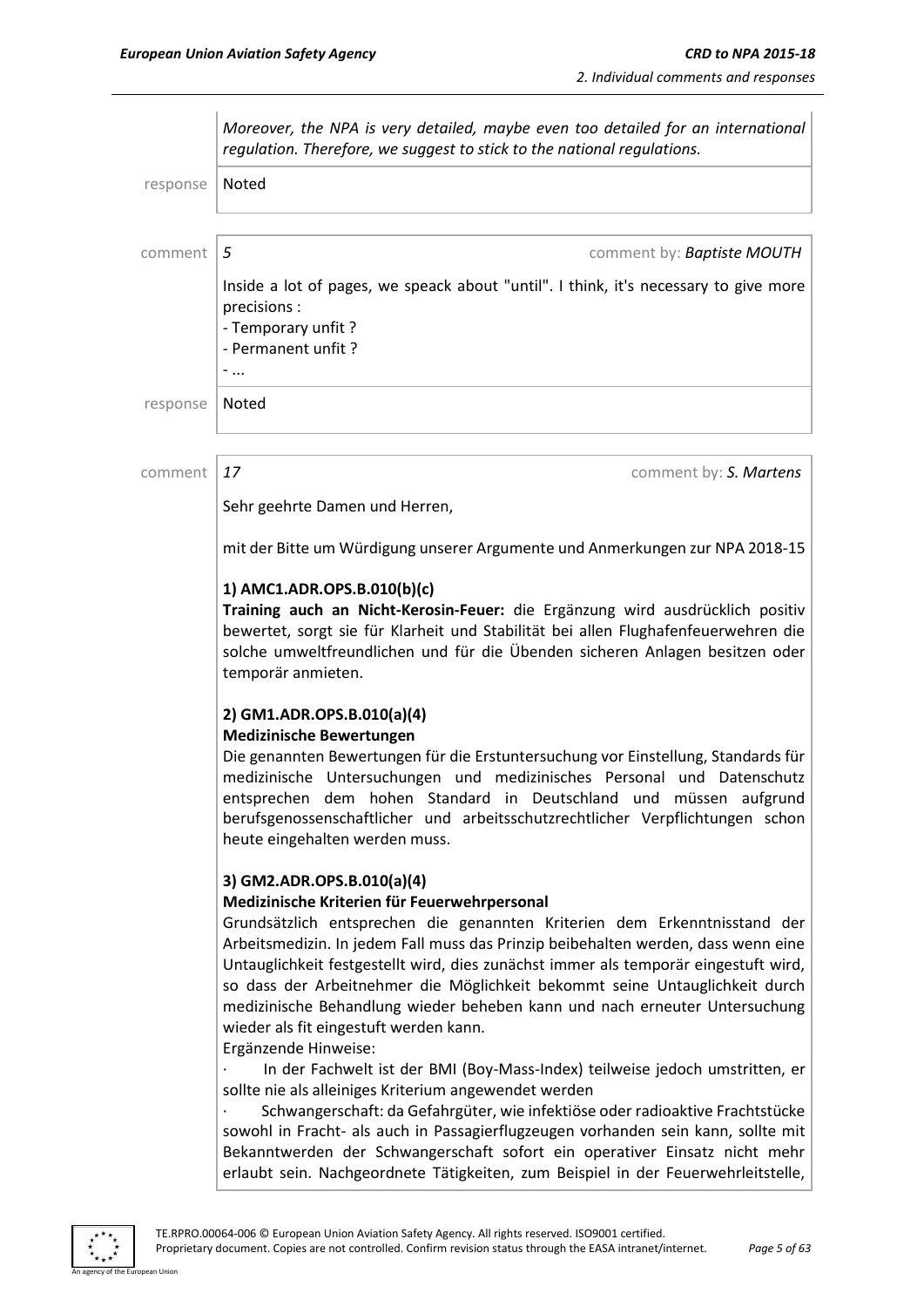| | |
|---|---|
| | *Moreover, the NPA is very detailed, maybe even too detailed for an international regulation. Therefore, we suggest to stick to the national regulations.* |
| response | Noted |

| | |
|---|---|
| comment | *5* comment by: ***Baptiste MOUTH*** |
| | Inside a lot of pages, we speack about "until". I think, it's necessary to give more precisions :<br>- Temporary unfit ?<br>- Permanent unfit ?<br>- ... |
| response | Noted |

| | |
|---|---|
| comment | *17* comment by: ***S. Martens*** |
| | Sehr geehrte Damen und Herren,<br><br>mit der Bitte um Würdigung unserer Argumente und Anmerkungen zur NPA 2018-15<br><br>**1) AMC1.ADR.OPS.B.010(b)(c)**<br>**Training auch an Nicht-Kerosin-Feuer:** die Ergänzung wird ausdrücklich positiv bewertet, sorgt sie für Klarheit und Stabilität bei allen Flughafenfeuerwehren die solche umweltfreundlichen und für die Übenden sicheren Anlagen besitzen oder temporär anmieten.<br><br>**2) GM1.ADR.OPS.B.010(a)(4)**<br>**Medizinische Bewertungen**<br>Die genannten Bewertungen für die Erstuntersuchung vor Einstellung, Standards für medizinische Untersuchungen und medizinisches Personal und Datenschutz entsprechen dem hohen Standard in Deutschland und müssen aufgrund berufsgenossenschaftlicher und arbeitsschutzrechtlicher Verpflichtungen schon heute eingehalten werden muss.<br><br>**3) GM2.ADR.OPS.B.010(a)(4)**<br>**Medizinische Kriterien für Feuerwehrpersonal**<br>Grundsätzlich entsprechen die genannten Kriterien dem Erkenntnisstand der Arbeitsmedizin. In jedem Fall muss das Prinzip beibehalten werden, dass wenn eine Untauglichkeit festgestellt wird, dies zunächst immer als temporär eingestuft wird, so dass der Arbeitnehmer die Möglichkeit bekommt seine Untauglichkeit durch medizinische Behandlung wieder beheben kann und nach erneuter Untersuchung wieder als fit eingestuft werden kann.<br>Ergänzende Hinweise:<br>· In der Fachwelt ist der BMI (Boy-Mass-Index) teilweise jedoch umstritten, er sollte nie als alleiniges Kriterium angewendet werden<br>· Schwangerschaft: da Gefahrgüter, wie infektiöse oder radioaktive Frachtstücke sowohl in Fracht- als auch in Passagierflugzeugen vorhanden sein kann, sollte mit Bekanntwerden der Schwangerschaft sofort ein operativer Einsatz nicht mehr erlaubt sein. Nachgeordnete Tätigkeiten, zum Beispiel in der Feuerwehrleitstelle, |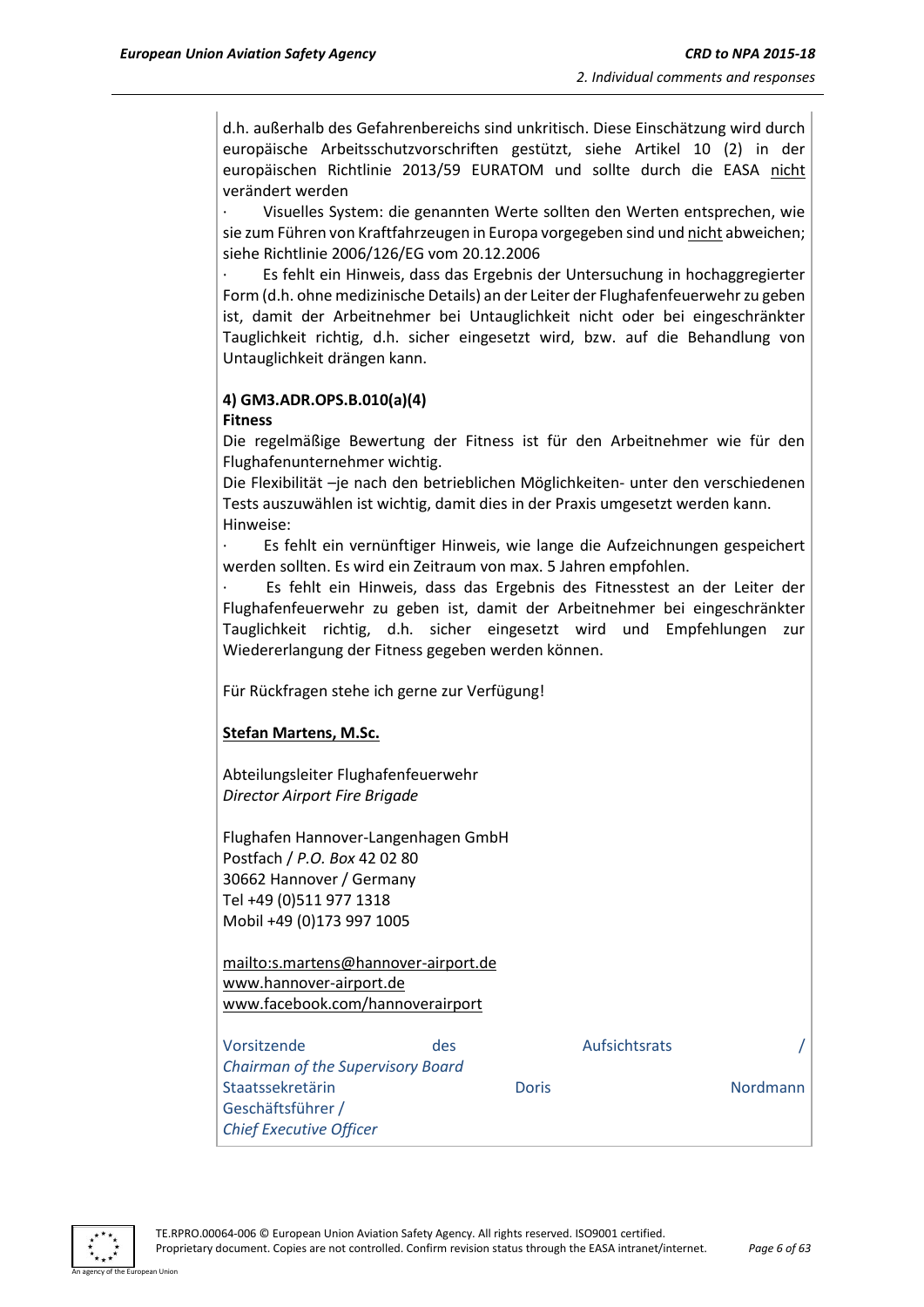d.h. außerhalb des Gefahrenbereichs sind unkritisch. Diese Einschätzung wird durch europäische Arbeitsschutzvorschriften gestützt, siehe Artikel 10 (2) in der europäischen Richtlinie 2013/59 EURATOM und sollte durch die EASA nicht verändert werden

· Visuelles System: die genannten Werte sollten den Werten entsprechen, wie sie zum Führen von Kraftfahrzeugen in Europa vorgegeben sind und nicht abweichen; siehe Richtlinie 2006/126/EG vom 20.12.2006

· Es fehlt ein Hinweis, dass das Ergebnis der Untersuchung in hochaggregierter Form (d.h. ohne medizinische Details) an der Leiter der Flughafenfeuerwehr zu geben ist, damit der Arbeitnehmer bei Untauglichkeit nicht oder bei eingeschränkter Tauglichkeit richtig, d.h. sicher eingesetzt wird, bzw. auf die Behandlung von Untauglichkeit drängen kann.

**4) GM3.ADR.OPS.B.010(a)(4)**

**Fitness**

Die regelmäßige Bewertung der Fitness ist für den Arbeitnehmer wie für den Flughafenunternehmer wichtig.

Die Flexibilität –je nach den betrieblichen Möglichkeiten- unter den verschiedenen Tests auszuwählen ist wichtig, damit dies in der Praxis umgesetzt werden kann.

Hinweise:

· Es fehlt ein vernünftiger Hinweis, wie lange die Aufzeichnungen gespeichert werden sollten. Es wird ein Zeitraum von max. 5 Jahren empfohlen.

· Es fehlt ein Hinweis, dass das Ergebnis des Fitnesstest an der Leiter der Flughafenfeuerwehr zu geben ist, damit der Arbeitnehmer bei eingeschränkter Tauglichkeit richtig, d.h. sicher eingesetzt wird und Empfehlungen zur Wiedererlangung der Fitness gegeben werden können.

Für Rückfragen stehe ich gerne zur Verfügung!

**Stefan Martens, M.Sc.**

Abteilungsleiter Flughafenfeuerwehr
*Director Airport Fire Brigade*

Flughafen Hannover-Langenhagen GmbH
Postfach / *P.O. Box* 42 02 80
30662 Hannover / Germany
Tel +49 (0)511 977 1318
Mobil +49 (0)173 997 1005

mailto:s.martens@hannover-airport.de
www.hannover-airport.de
www.facebook.com/hannoverairport

Vorsitzende des Aufsichtsrats /
*Chairman of the Supervisory Board*
Staatssekretärin Doris Nordmann
Geschäftsführer /
*Chief Executive Officer*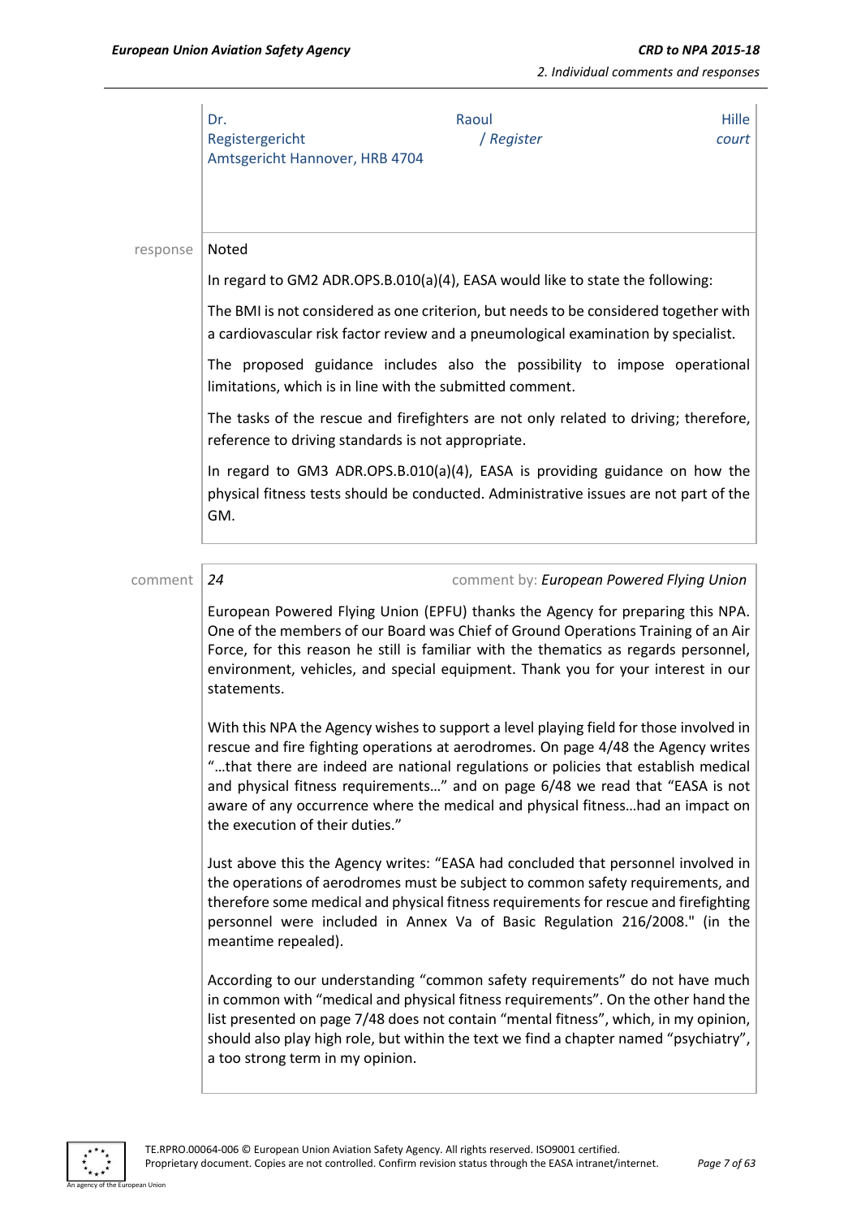| | | | |
|---|---|---|---|
| | Dr. Registergericht Amtsgericht Hannover, HRB 4704 | Raoul / *Register* | Hille *court* |
| response | Noted<br><br>In regard to GM2 ADR.OPS.B.010(a)(4), EASA would like to state the following:<br><br>The BMI is not considered as one criterion, but needs to be considered together with a cardiovascular risk factor review and a pneumological examination by specialist.<br><br>The proposed guidance includes also the possibility to impose operational limitations, which is in line with the submitted comment.<br><br>The tasks of the rescue and firefighters are not only related to driving; therefore, reference to driving standards is not appropriate.<br><br>In regard to GM3 ADR.OPS.B.010(a)(4), EASA is providing guidance on how the physical fitness tests should be conducted. Administrative issues are not part of the GM. | | |

| | | |
|---|---|---|
| comment | *24* | comment by: *European Powered Flying Union* |
| | European Powered Flying Union (EPFU) thanks the Agency for preparing this NPA. One of the members of our Board was Chief of Ground Operations Training of an Air Force, for this reason he still is familiar with the thematics as regards personnel, environment, vehicles, and special equipment. Thank you for your interest in our statements.<br><br>With this NPA the Agency wishes to support a level playing field for those involved in rescue and fire fighting operations at aerodromes. On page 4/48 the Agency writes "…that there are indeed are national regulations or policies that establish medical and physical fitness requirements…" and on page 6/48 we read that "EASA is not aware of any occurrence where the medical and physical fitness…had an impact on the execution of their duties."<br><br>Just above this the Agency writes: "EASA had concluded that personnel involved in the operations of aerodromes must be subject to common safety requirements, and therefore some medical and physical fitness requirements for rescue and firefighting personnel were included in Annex Va of Basic Regulation 216/2008." (in the meantime repealed).<br><br>According to our understanding "common safety requirements" do not have much in common with "medical and physical fitness requirements". On the other hand the list presented on page 7/48 does not contain "mental fitness", which, in my opinion, should also play high role, but within the text we find a chapter named "psychiatry", a too strong term in my opinion. | |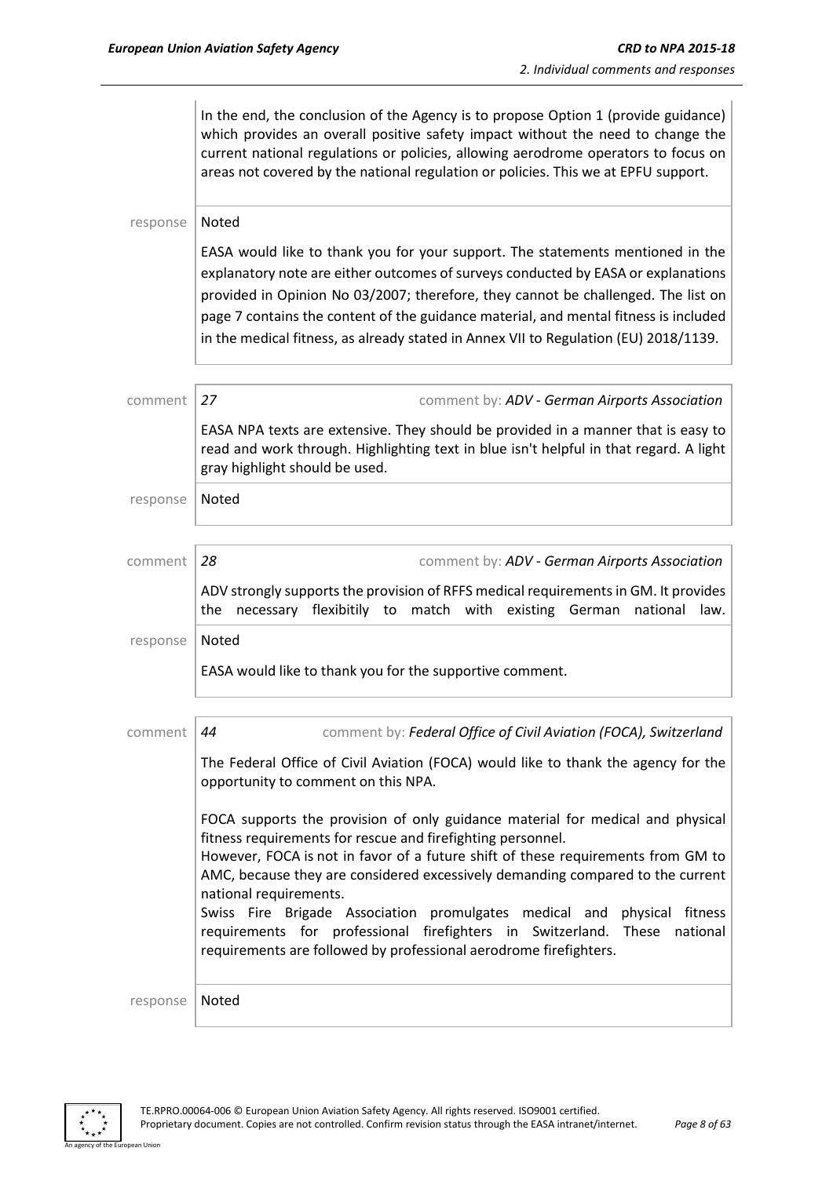In the end, the conclusion of the Agency is to propose Option 1 (provide guidance) which provides an overall positive safety impact without the need to change the current national regulations or policies, allowing aerodrome operators to focus on areas not covered by the national regulation or policies. This we at EPFU support.

response | Noted

EASA would like to thank you for your support. The statements mentioned in the explanatory note are either outcomes of surveys conducted by EASA or explanations provided in Opinion No 03/2007; therefore, they cannot be challenged. The list on page 7 contains the content of the guidance material, and mental fitness is included in the medical fitness, as already stated in Annex VII to Regulation (EU) 2018/1139.

comment | *27* comment by: *ADV - German Airports Association*

EASA NPA texts are extensive. They should be provided in a manner that is easy to read and work through. Highlighting text in blue isn't helpful in that regard. A light gray highlight should be used.

response | Noted

comment | *28* comment by: *ADV - German Airports Association*

ADV strongly supports the provision of RFFS medical requirements in GM. It provides the necessary flexibitily to match with existing German national law.

response | Noted

EASA would like to thank you for the supportive comment.

comment | *44* comment by: *Federal Office of Civil Aviation (FOCA), Switzerland*

The Federal Office of Civil Aviation (FOCA) would like to thank the agency for the opportunity to comment on this NPA.

FOCA supports the provision of only guidance material for medical and physical fitness requirements for rescue and firefighting personnel.
However, FOCA is not in favor of a future shift of these requirements from GM to AMC, because they are considered excessively demanding compared to the current national requirements.
Swiss Fire Brigade Association promulgates medical and physical fitness requirements for professional firefighters in Switzerland. These national requirements are followed by professional aerodrome firefighters.

response | Noted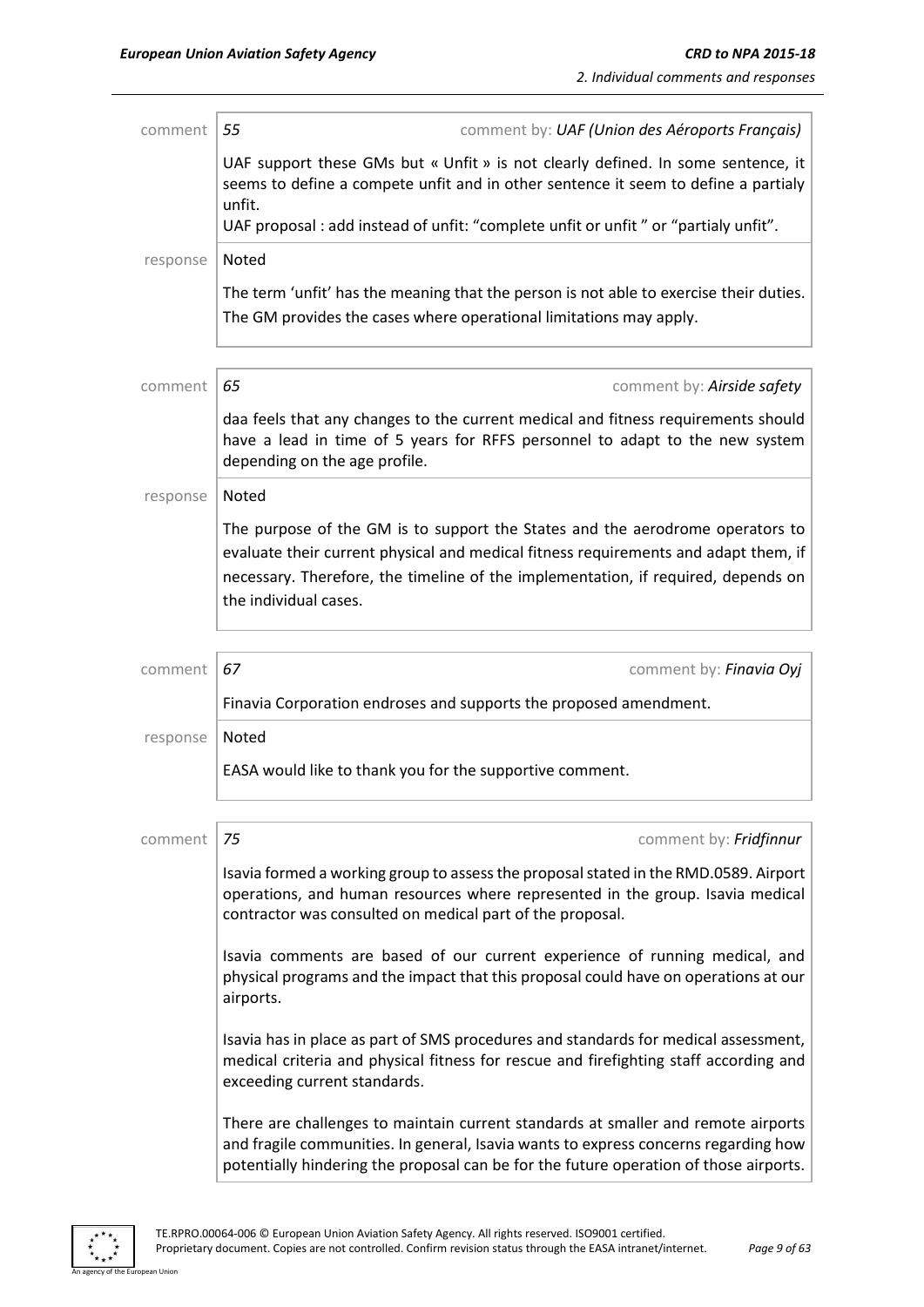comment | *55* comment by: *UAF (Union des Aéroports Français)*

UAF support these GMs but « Unfit » is not clearly defined. In some sentence, it seems to define a compete unfit and in other sentence it seem to define a partialy unfit.
UAF proposal : add instead of unfit: "complete unfit or unfit " or "partialy unfit".

response | Noted

The term 'unfit' has the meaning that the person is not able to exercise their duties. The GM provides the cases where operational limitations may apply.

comment | *65* comment by: *Airside safety*

daa feels that any changes to the current medical and fitness requirements should have a lead in time of 5 years for RFFS personnel to adapt to the new system depending on the age profile.

response | Noted

The purpose of the GM is to support the States and the aerodrome operators to evaluate their current physical and medical fitness requirements and adapt them, if necessary. Therefore, the timeline of the implementation, if required, depends on the individual cases.

comment | *67* comment by: *Finavia Oyj*

Finavia Corporation endroses and supports the proposed amendment.

response | Noted

EASA would like to thank you for the supportive comment.

comment | *75* comment by: *Fridfinnur*

Isavia formed a working group to assess the proposal stated in the RMD.0589. Airport operations, and human resources where represented in the group. Isavia medical contractor was consulted on medical part of the proposal.

Isavia comments are based of our current experience of running medical, and physical programs and the impact that this proposal could have on operations at our airports.

Isavia has in place as part of SMS procedures and standards for medical assessment, medical criteria and physical fitness for rescue and firefighting staff according and exceeding current standards.

There are challenges to maintain current standards at smaller and remote airports and fragile communities. In general, Isavia wants to express concerns regarding how potentially hindering the proposal can be for the future operation of those airports.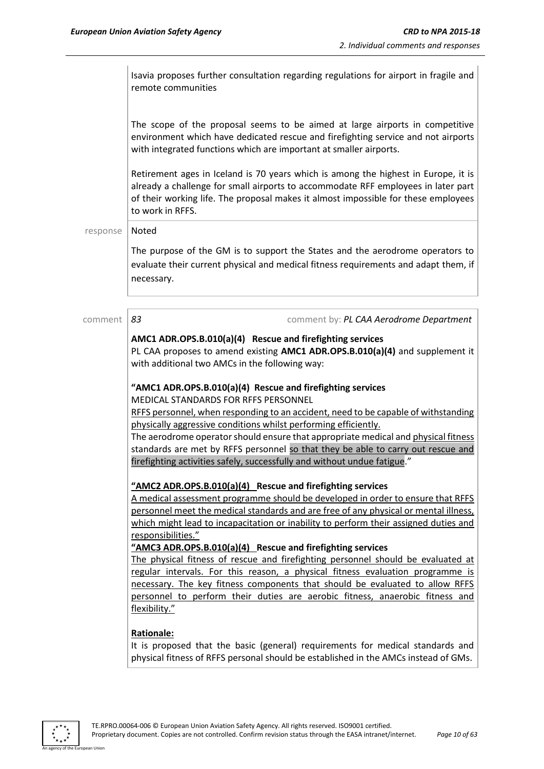Isavia proposes further consultation regarding regulations for airport in fragile and remote communities

The scope of the proposal seems to be aimed at large airports in competitive environment which have dedicated rescue and firefighting service and not airports with integrated functions which are important at smaller airports.

Retirement ages in Iceland is 70 years which is among the highest in Europe, it is already a challenge for small airports to accommodate RFF employees in later part of their working life. The proposal makes it almost impossible for these employees to work in RFFS.

response Noted

The purpose of the GM is to support the States and the aerodrome operators to evaluate their current physical and medical fitness requirements and adapt them, if necessary.

comment *83* comment by: *PL CAA Aerodrome Department*

**AMC1 ADR.OPS.B.010(a)(4) Rescue and firefighting services**
PL CAA proposes to amend existing **AMC1 ADR.OPS.B.010(a)(4)** and supplement it with additional two AMCs in the following way:

**"AMC1 ADR.OPS.B.010(a)(4) Rescue and firefighting services**
MEDICAL STANDARDS FOR RFFS PERSONNEL
<u>RFFS personnel, when responding to an accident, need to be capable of withstanding physically aggressive conditions whilst performing efficiently.</u>
The aerodrome operator should ensure that appropriate medical and <u>physical fitness</u> standards are met by RFFS personnel <u>so that they be able to carry out rescue and firefighting activities safely, successfully and without undue fatigue</u>."

**<u>"AMC2 ADR.OPS.B.010(a)(4)</u> Rescue and firefighting services**
<u>A medical assessment programme should be developed in order to ensure that RFFS personnel meet the medical standards and are free of any physical or mental illness, which might lead to incapacitation or inability to perform their assigned duties and responsibilities."</u>
**<u>"AMC3 ADR.OPS.B.010(a)(4)</u> Rescue and firefighting services**
<u>The physical fitness of rescue and firefighting personnel should be evaluated at regular intervals. For this reason, a physical fitness evaluation programme is necessary. The key fitness components that should be evaluated to allow RFFS personnel to perform their duties are aerobic fitness, anaerobic fitness and flexibility."</u>

**<u>Rationale:</u>**
It is proposed that the basic (general) requirements for medical standards and physical fitness of RFFS personal should be established in the AMCs instead of GMs.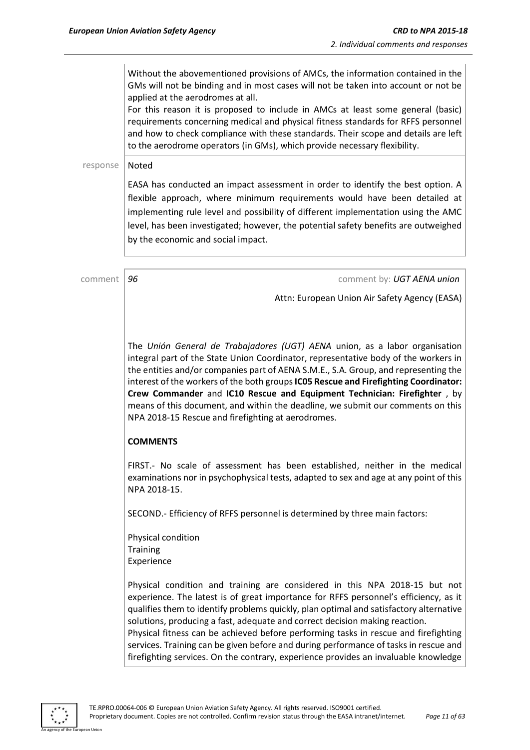Without the abovementioned provisions of AMCs, the information contained in the GMs will not be binding and in most cases will not be taken into account or not be applied at the aerodromes at all.
For this reason it is proposed to include in AMCs at least some general (basic) requirements concerning medical and physical fitness standards for RFFS personnel and how to check compliance with these standards. Their scope and details are left to the aerodrome operators (in GMs), which provide necessary flexibility.

response Noted

EASA has conducted an impact assessment in order to identify the best option. A flexible approach, where minimum requirements would have been detailed at implementing rule level and possibility of different implementation using the AMC level, has been investigated; however, the potential safety benefits are outweighed by the economic and social impact.

comment *96* comment by: *UGT AENA union*

Attn: European Union Air Safety Agency (EASA)

The *Unión General de Trabajadores (UGT) AENA* union, as a labor organisation integral part of the State Union Coordinator, representative body of the workers in the entities and/or companies part of AENA S.M.E., S.A. Group, and representing the interest of the workers of the both groups **IC05 Rescue and Firefighting Coordinator: Crew Commander** and **IC10 Rescue and Equipment Technician: Firefighter** , by means of this document, and within the deadline, we submit our comments on this NPA 2018-15 Rescue and firefighting at aerodromes.

**COMMENTS**

FIRST.- No scale of assessment has been established, neither in the medical examinations nor in psychophysical tests, adapted to sex and age at any point of this NPA 2018-15.

SECOND.- Efficiency of RFFS personnel is determined by three main factors:

Physical condition
Training
Experience

Physical condition and training are considered in this NPA 2018-15 but not experience. The latest is of great importance for RFFS personnel's efficiency, as it qualifies them to identify problems quickly, plan optimal and satisfactory alternative solutions, producing a fast, adequate and correct decision making reaction.
Physical fitness can be achieved before performing tasks in rescue and firefighting services. Training can be given before and during performance of tasks in rescue and firefighting services. On the contrary, experience provides an invaluable knowledge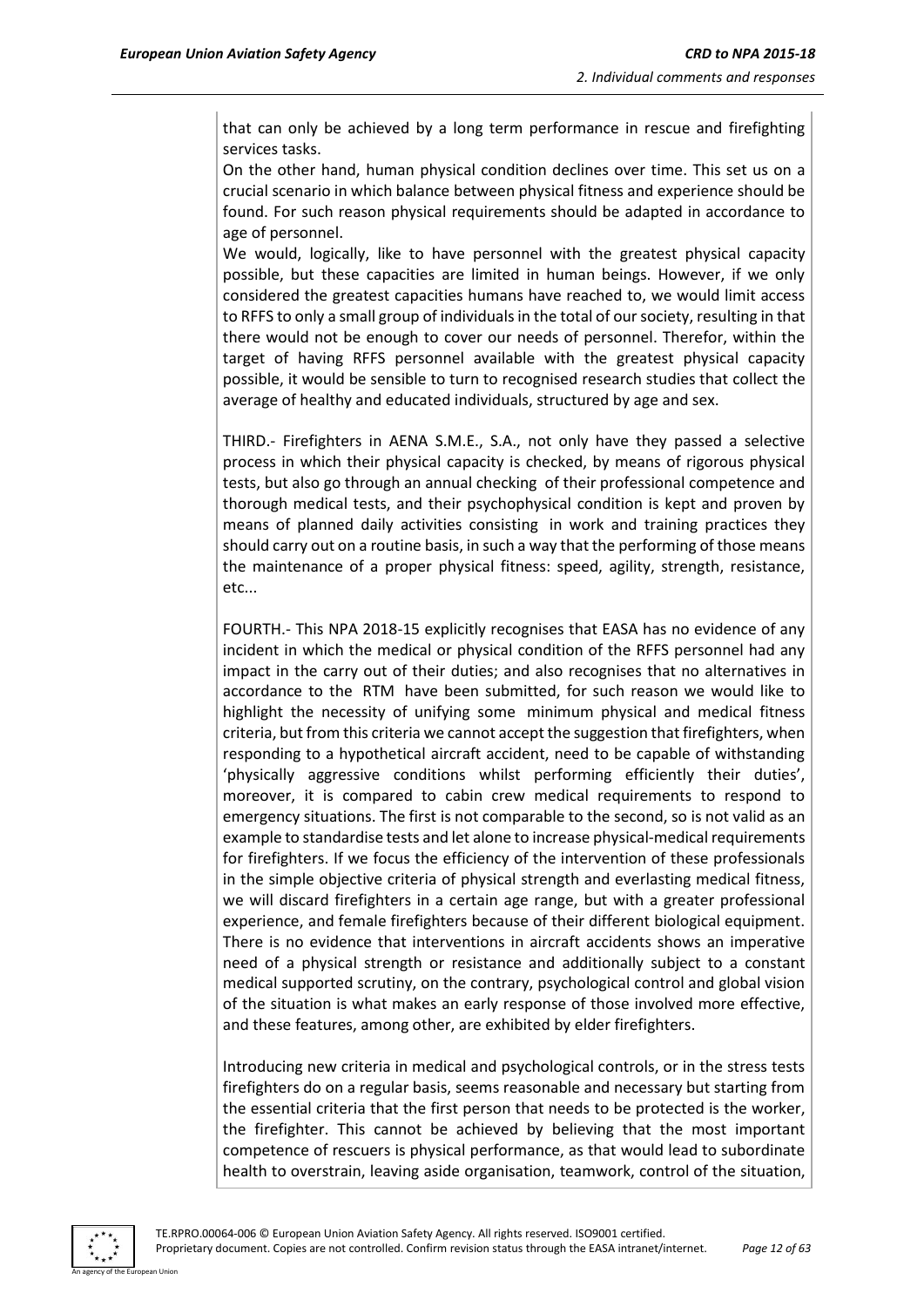that can only be achieved by a long term performance in rescue and firefighting services tasks.

On the other hand, human physical condition declines over time. This set us on a crucial scenario in which balance between physical fitness and experience should be found. For such reason physical requirements should be adapted in accordance to age of personnel.

We would, logically, like to have personnel with the greatest physical capacity possible, but these capacities are limited in human beings. However, if we only considered the greatest capacities humans have reached to, we would limit access to RFFS to only a small group of individuals in the total of our society, resulting in that there would not be enough to cover our needs of personnel. Therefor, within the target of having RFFS personnel available with the greatest physical capacity possible, it would be sensible to turn to recognised research studies that collect the average of healthy and educated individuals, structured by age and sex.

THIRD.- Firefighters in AENA S.M.E., S.A., not only have they passed a selective process in which their physical capacity is checked, by means of rigorous physical tests, but also go through an annual checking of their professional competence and thorough medical tests, and their psychophysical condition is kept and proven by means of planned daily activities consisting in work and training practices they should carry out on a routine basis, in such a way that the performing of those means the maintenance of a proper physical fitness: speed, agility, strength, resistance, etc...

FOURTH.- This NPA 2018-15 explicitly recognises that EASA has no evidence of any incident in which the medical or physical condition of the RFFS personnel had any impact in the carry out of their duties; and also recognises that no alternatives in accordance to the RTM have been submitted, for such reason we would like to highlight the necessity of unifying some minimum physical and medical fitness criteria, but from this criteria we cannot accept the suggestion that firefighters, when responding to a hypothetical aircraft accident, need to be capable of withstanding 'physically aggressive conditions whilst performing efficiently their duties', moreover, it is compared to cabin crew medical requirements to respond to emergency situations. The first is not comparable to the second, so is not valid as an example to standardise tests and let alone to increase physical-medical requirements for firefighters. If we focus the efficiency of the intervention of these professionals in the simple objective criteria of physical strength and everlasting medical fitness, we will discard firefighters in a certain age range, but with a greater professional experience, and female firefighters because of their different biological equipment. There is no evidence that interventions in aircraft accidents shows an imperative need of a physical strength or resistance and additionally subject to a constant medical supported scrutiny, on the contrary, psychological control and global vision of the situation is what makes an early response of those involved more effective, and these features, among other, are exhibited by elder firefighters.

Introducing new criteria in medical and psychological controls, or in the stress tests firefighters do on a regular basis, seems reasonable and necessary but starting from the essential criteria that the first person that needs to be protected is the worker, the firefighter. This cannot be achieved by believing that the most important competence of rescuers is physical performance, as that would lead to subordinate health to overstrain, leaving aside organisation, teamwork, control of the situation,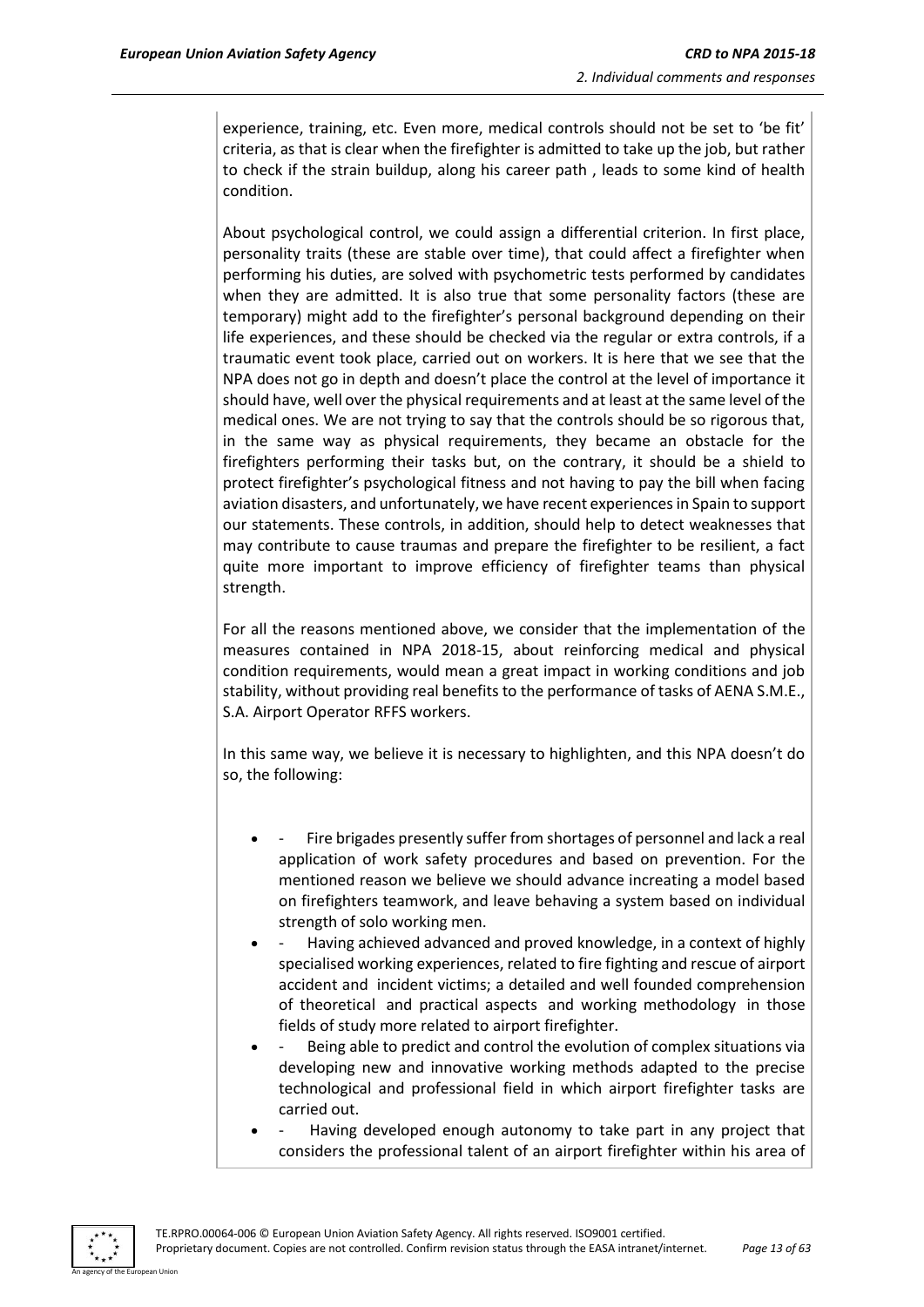experience, training, etc. Even more, medical controls should not be set to 'be fit' criteria, as that is clear when the firefighter is admitted to take up the job, but rather to check if the strain buildup, along his career path , leads to some kind of health condition.

About psychological control, we could assign a differential criterion. In first place, personality traits (these are stable over time), that could affect a firefighter when performing his duties, are solved with psychometric tests performed by candidates when they are admitted. It is also true that some personality factors (these are temporary) might add to the firefighter's personal background depending on their life experiences, and these should be checked via the regular or extra controls, if a traumatic event took place, carried out on workers. It is here that we see that the NPA does not go in depth and doesn't place the control at the level of importance it should have, well over the physical requirements and at least at the same level of the medical ones. We are not trying to say that the controls should be so rigorous that, in the same way as physical requirements, they became an obstacle for the firefighters performing their tasks but, on the contrary, it should be a shield to protect firefighter's psychological fitness and not having to pay the bill when facing aviation disasters, and unfortunately, we have recent experiences in Spain to support our statements. These controls, in addition, should help to detect weaknesses that may contribute to cause traumas and prepare the firefighter to be resilient, a fact quite more important to improve efficiency of firefighter teams than physical strength.

For all the reasons mentioned above, we consider that the implementation of the measures contained in NPA 2018-15, about reinforcing medical and physical condition requirements, would mean a great impact in working conditions and job stability, without providing real benefits to the performance of tasks of AENA S.M.E., S.A. Airport Operator RFFS workers.

In this same way, we believe it is necessary to highlighten, and this NPA doesn't do so, the following:

- - Fire brigades presently suffer from shortages of personnel and lack a real application of work safety procedures and based on prevention. For the mentioned reason we believe we should advance increating a model based on firefighters teamwork, and leave behaving a system based on individual strength of solo working men.
- - Having achieved advanced and proved knowledge, in a context of highly specialised working experiences, related to fire fighting and rescue of airport accident and incident victims; a detailed and well founded comprehension of theoretical and practical aspects and working methodology in those fields of study more related to airport firefighter.
- - Being able to predict and control the evolution of complex situations via developing new and innovative working methods adapted to the precise technological and professional field in which airport firefighter tasks are carried out.
- - Having developed enough autonomy to take part in any project that considers the professional talent of an airport firefighter within his area of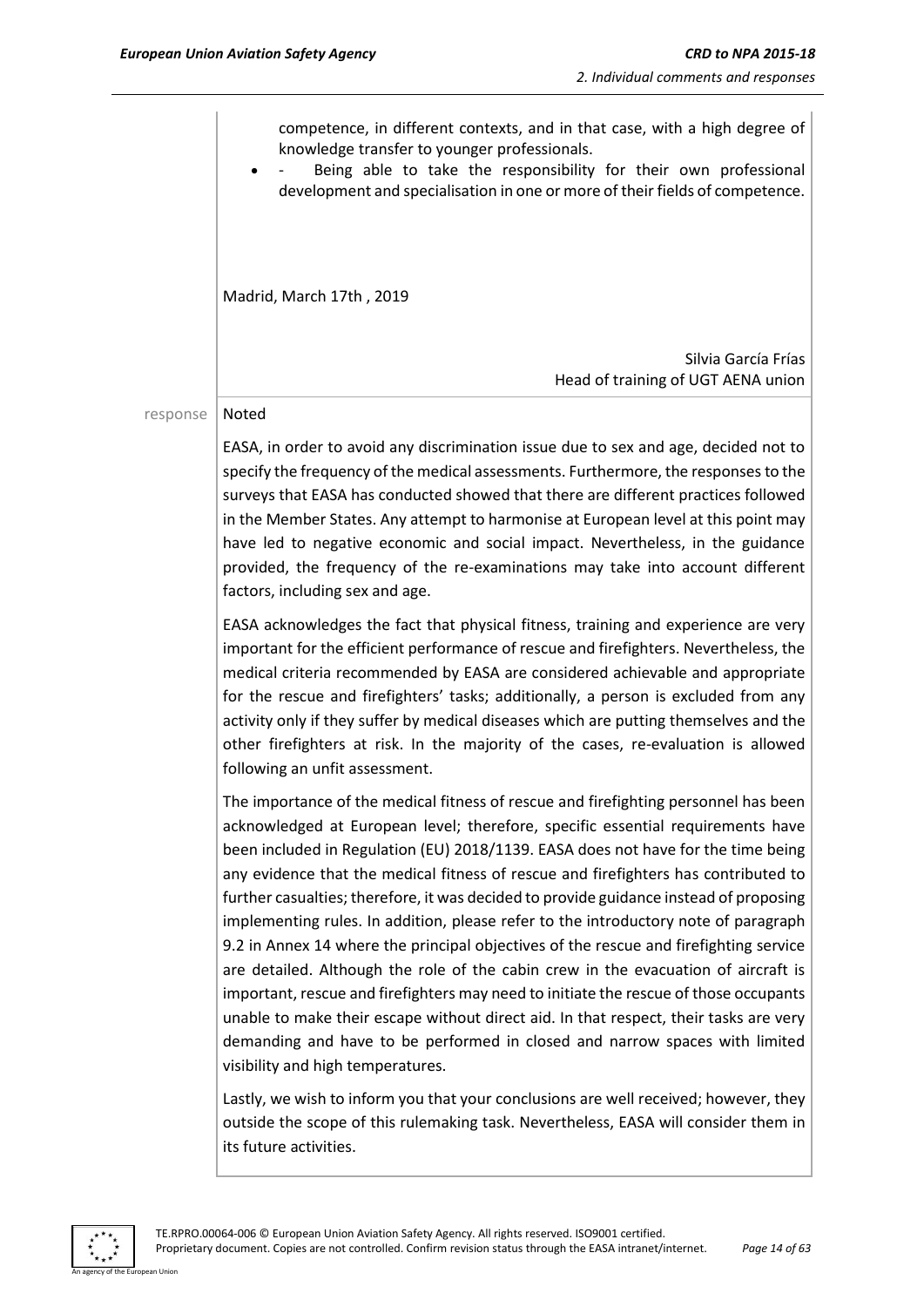competence, in different contexts, and in that case, with a high degree of knowledge transfer to younger professionals.

- - Being able to take the responsibility for their own professional development and specialisation in one or more of their fields of competence.

Madrid, March 17th , 2019

Silvia García Frías
Head of training of UGT AENA union

response | Noted

EASA, in order to avoid any discrimination issue due to sex and age, decided not to specify the frequency of the medical assessments. Furthermore, the responses to the surveys that EASA has conducted showed that there are different practices followed in the Member States. Any attempt to harmonise at European level at this point may have led to negative economic and social impact. Nevertheless, in the guidance provided, the frequency of the re-examinations may take into account different factors, including sex and age.

EASA acknowledges the fact that physical fitness, training and experience are very important for the efficient performance of rescue and firefighters. Nevertheless, the medical criteria recommended by EASA are considered achievable and appropriate for the rescue and firefighters' tasks; additionally, a person is excluded from any activity only if they suffer by medical diseases which are putting themselves and the other firefighters at risk. In the majority of the cases, re-evaluation is allowed following an unfit assessment.

The importance of the medical fitness of rescue and firefighting personnel has been acknowledged at European level; therefore, specific essential requirements have been included in Regulation (EU) 2018/1139. EASA does not have for the time being any evidence that the medical fitness of rescue and firefighters has contributed to further casualties; therefore, it was decided to provide guidance instead of proposing implementing rules. In addition, please refer to the introductory note of paragraph 9.2 in Annex 14 where the principal objectives of the rescue and firefighting service are detailed. Although the role of the cabin crew in the evacuation of aircraft is important, rescue and firefighters may need to initiate the rescue of those occupants unable to make their escape without direct aid. In that respect, their tasks are very demanding and have to be performed in closed and narrow spaces with limited visibility and high temperatures.

Lastly, we wish to inform you that your conclusions are well received; however, they outside the scope of this rulemaking task. Nevertheless, EASA will consider them in its future activities.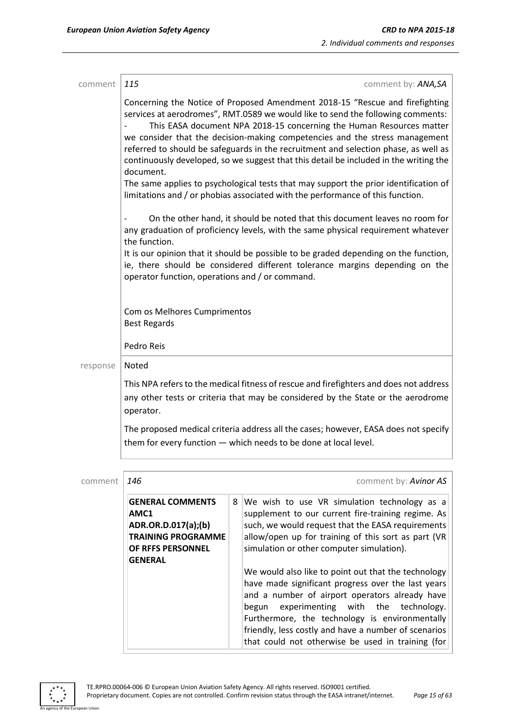comment | *115* | comment by: ***ANA,SA***

Concerning the Notice of Proposed Amendment 2018-15 "Rescue and firefighting services at aerodromes", RMT.0589 we would like to send the following comments:

- This EASA document NPA 2018-15 concerning the Human Resources matter we consider that the decision-making competencies and the stress management referred to should be safeguards in the recruitment and selection phase, as well as continuously developed, so we suggest that this detail be included in the writing the document.

The same applies to psychological tests that may support the prior identification of limitations and / or phobias associated with the performance of this function.

- On the other hand, it should be noted that this document leaves no room for any graduation of proficiency levels, with the same physical requirement whatever the function.

It is our opinion that it should be possible to be graded depending on the function, ie, there should be considered different tolerance margins depending on the operator function, operations and / or command.

Com os Melhores Cumprimentos
Best Regards

Pedro Reis

response | Noted

This NPA refers to the medical fitness of rescue and firefighters and does not address any other tests or criteria that may be considered by the State or the aerodrome operator.

The proposed medical criteria address all the cases; however, EASA does not specify them for every function — which needs to be done at local level.

comment | *146* | comment by: ***Avinor AS***

| | | |
|---|---|---|
| **GENERAL COMMENTS AMC1 ADR.OR.D.017(a);(b) TRAINING PROGRAMME OF RFFS PERSONNEL GENERAL** | 8 | We wish to use VR simulation technology as a supplement to our current fire-training regime. As such, we would request that the EASA requirements allow/open up for training of this sort as part (VR simulation or other computer simulation).<br><br>We would also like to point out that the technology have made significant progress over the last years and a number of airport operators already have begun experimenting with the technology. Furthermore, the technology is environmentally friendly, less costly and have a number of scenarios that could not otherwise be used in training (for |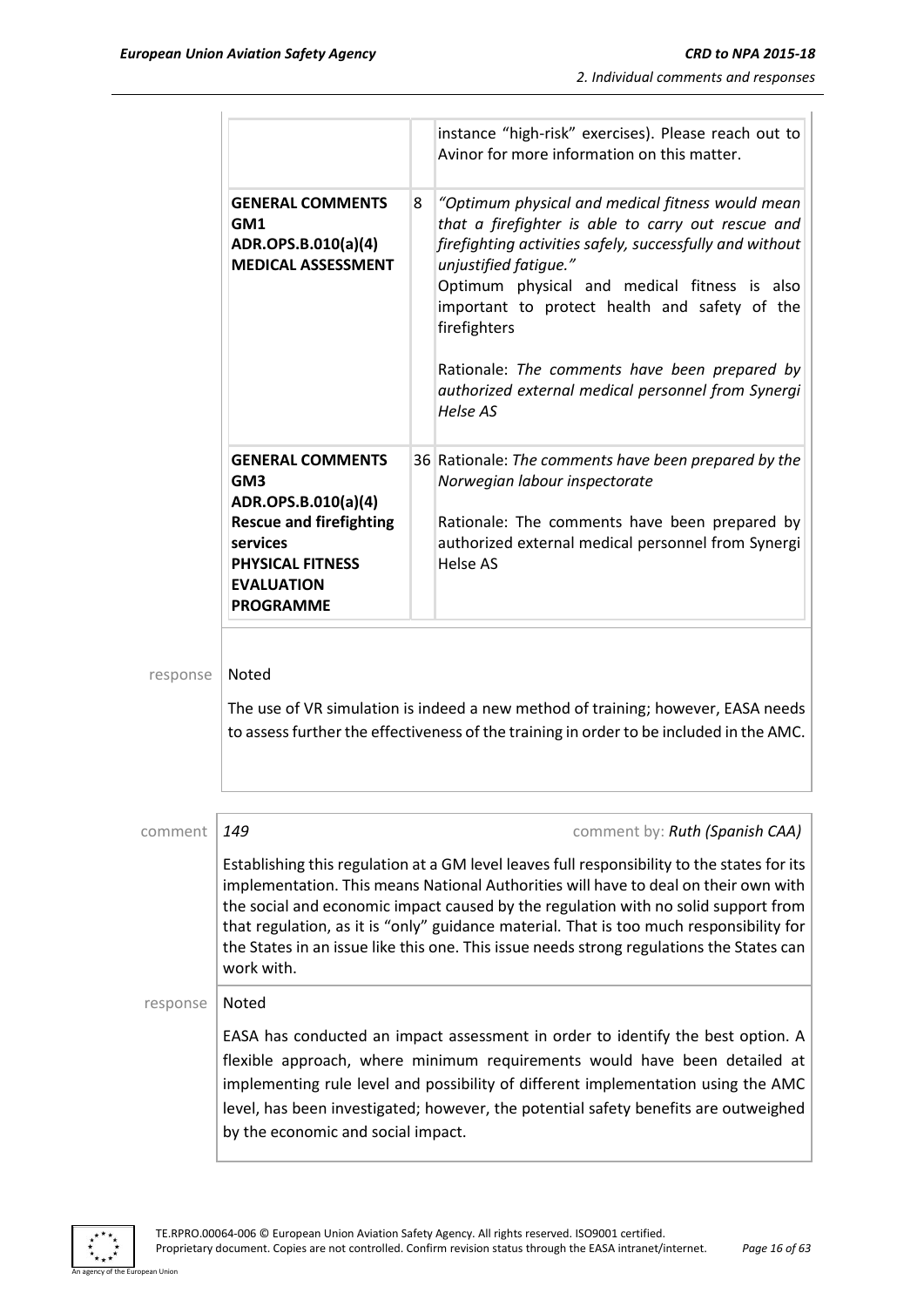| | | |
|---|---|---|
| | | instance "high-risk" exercises). Please reach out to Avinor for more information on this matter. |
| **GENERAL COMMENTS GM1 ADR.OPS.B.010(a)(4) MEDICAL ASSESSMENT** | 8 | *"Optimum physical and medical fitness would mean that a firefighter is able to carry out rescue and firefighting activities safely, successfully and without unjustified fatigue."* Optimum physical and medical fitness is also important to protect health and safety of the firefighters<br><br>Rationale: *The comments have been prepared by authorized external medical personnel from Synergi Helse AS* |
| **GENERAL COMMENTS GM3 ADR.OPS.B.010(a)(4) Rescue and firefighting services PHYSICAL FITNESS EVALUATION PROGRAMME** | 36 | Rationale: *The comments have been prepared by the Norwegian labour inspectorate*<br><br>Rationale: The comments have been prepared by authorized external medical personnel from Synergi Helse AS |

response

Noted

The use of VR simulation is indeed a new method of training; however, EASA needs to assess further the effectiveness of the training in order to be included in the AMC.

comment *149* comment by: ***Ruth (Spanish CAA)***

Establishing this regulation at a GM level leaves full responsibility to the states for its implementation. This means National Authorities will have to deal on their own with the social and economic impact caused by the regulation with no solid support from that regulation, as it is "only" guidance material. That is too much responsibility for the States in an issue like this one. This issue needs strong regulations the States can work with.

response

Noted

EASA has conducted an impact assessment in order to identify the best option. A flexible approach, where minimum requirements would have been detailed at implementing rule level and possibility of different implementation using the AMC level, has been investigated; however, the potential safety benefits are outweighed by the economic and social impact.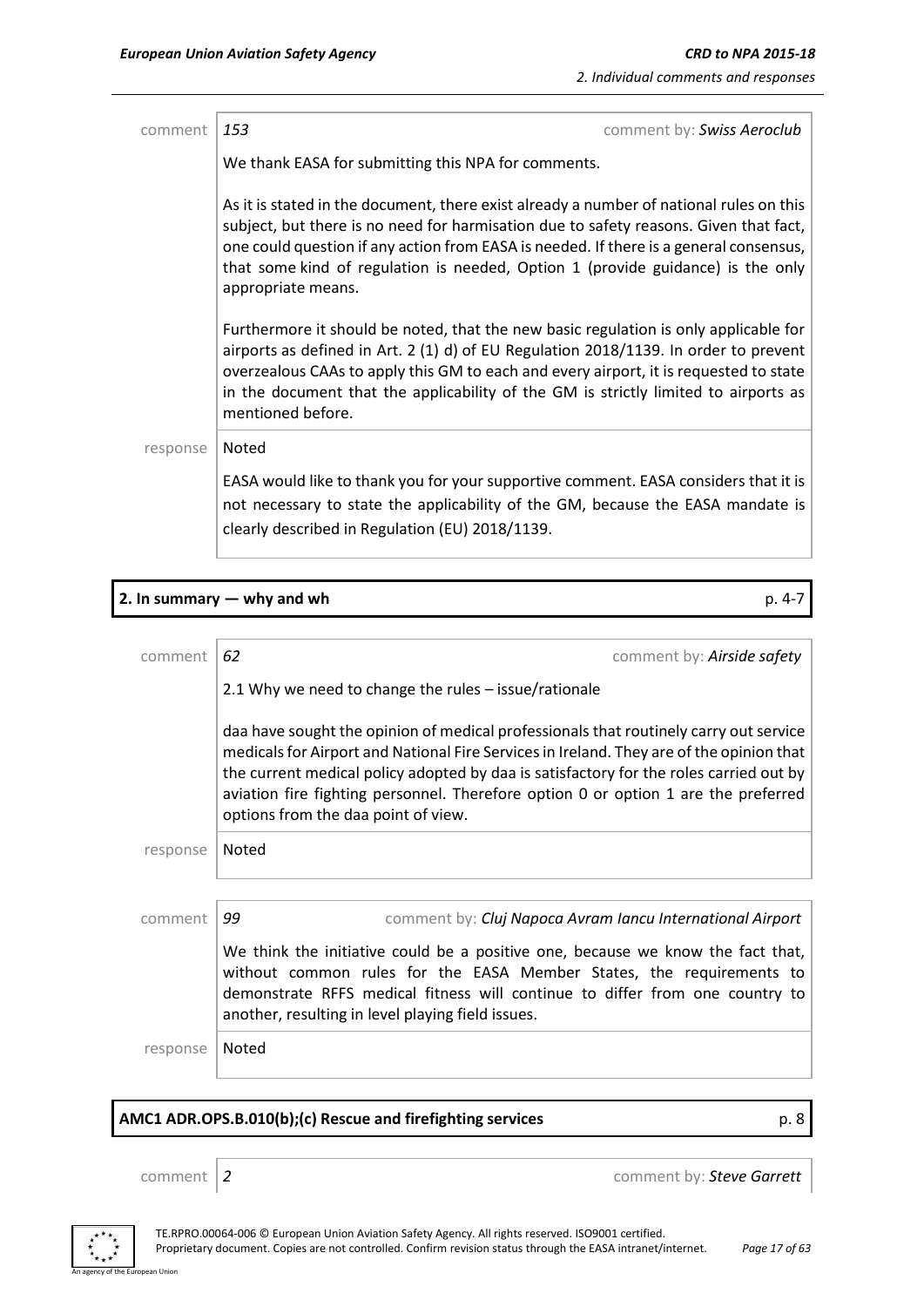| comment | *153* comment by: *Swiss Aeroclub* |
|---|---|
| | We thank EASA for submitting this NPA for comments. As it is stated in the document, there exist already a number of national rules on this subject, but there is no need for harmisation due to safety reasons. Given that fact, one could question if any action from EASA is needed. If there is a general consensus, that some kind of regulation is needed, Option 1 (provide guidance) is the only appropriate means. Furthermore it should be noted, that the new basic regulation is only applicable for airports as defined in Art. 2 (1) d) of EU Regulation 2018/1139. In order to prevent overzealous CAAs to apply this GM to each and every airport, it is requested to state in the document that the applicability of the GM is strictly limited to airports as mentioned before. |
| response | Noted<br><br>EASA would like to thank you for your supportive comment. EASA considers that it is not necessary to state the applicability of the GM, because the EASA mandate is clearly described in Regulation (EU) 2018/1139. |

**2. In summary — why and wh** p. 4-7

| comment | *62* comment by: *Airside safety* |
|---|---|
| | 2.1 Why we need to change the rules – issue/rationale<br><br>daa have sought the opinion of medical professionals that routinely carry out service medicals for Airport and National Fire Services in Ireland. They are of the opinion that the current medical policy adopted by daa is satisfactory for the roles carried out by aviation fire fighting personnel. Therefore option 0 or option 1 are the preferred options from the daa point of view. |
| response | Noted |

| comment | *99* comment by: *Cluj Napoca Avram Iancu International Airport* |
|---|---|
| | We think the initiative could be a positive one, because we know the fact that, without common rules for the EASA Member States, the requirements to demonstrate RFFS medical fitness will continue to differ from one country to another, resulting in level playing field issues. |
| response | Noted |

**AMC1 ADR.OPS.B.010(b);(c) Rescue and firefighting services** p. 8

| comment | *2* comment by: *Steve Garrett* |
|---|---|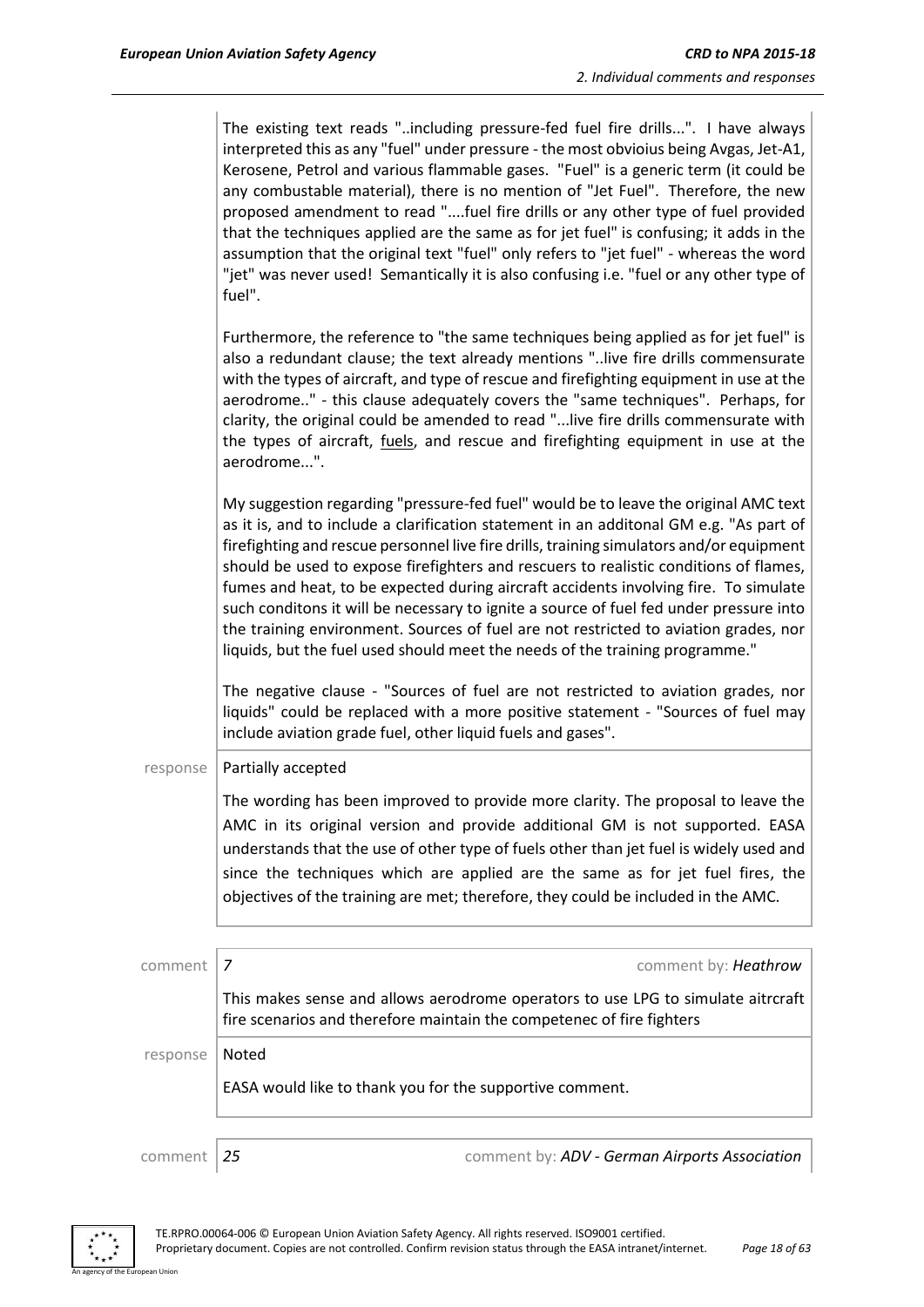The existing text reads "..including pressure-fed fuel fire drills...". I have always interpreted this as any "fuel" under pressure - the most obvioius being Avgas, Jet-A1, Kerosene, Petrol and various flammable gases. "Fuel" is a generic term (it could be any combustable material), there is no mention of "Jet Fuel". Therefore, the new proposed amendment to read "....fuel fire drills or any other type of fuel provided that the techniques applied are the same as for jet fuel" is confusing; it adds in the assumption that the original text "fuel" only refers to "jet fuel" - whereas the word "jet" was never used! Semantically it is also confusing i.e. "fuel or any other type of fuel".

Furthermore, the reference to "the same techniques being applied as for jet fuel" is also a redundant clause; the text already mentions "..live fire drills commensurate with the types of aircraft, and type of rescue and firefighting equipment in use at the aerodrome.." - this clause adequately covers the "same techniques". Perhaps, for clarity, the original could be amended to read "...live fire drills commensurate with the types of aircraft, fuels, and rescue and firefighting equipment in use at the aerodrome...".

My suggestion regarding "pressure-fed fuel" would be to leave the original AMC text as it is, and to include a clarification statement in an additonal GM e.g. "As part of firefighting and rescue personnel live fire drills, training simulators and/or equipment should be used to expose firefighters and rescuers to realistic conditions of flames, fumes and heat, to be expected during aircraft accidents involving fire. To simulate such conditons it will be necessary to ignite a source of fuel fed under pressure into the training environment. Sources of fuel are not restricted to aviation grades, nor liquids, but the fuel used should meet the needs of the training programme."

The negative clause - "Sources of fuel are not restricted to aviation grades, nor liquids" could be replaced with a more positive statement - "Sources of fuel may include aviation grade fuel, other liquid fuels and gases".

response **Partially accepted**

The wording has been improved to provide more clarity. The proposal to leave the AMC in its original version and provide additional GM is not supported. EASA understands that the use of other type of fuels other than jet fuel is widely used and since the techniques which are applied are the same as for jet fuel fires, the objectives of the training are met; therefore, they could be included in the AMC.

comment *7* comment by: *Heathrow*

This makes sense and allows aerodrome operators to use LPG to simulate aitrcraft fire scenarios and therefore maintain the competenec of fire fighters

response **Noted**

EASA would like to thank you for the supportive comment.

comment *25* comment by: *ADV - German Airports Association*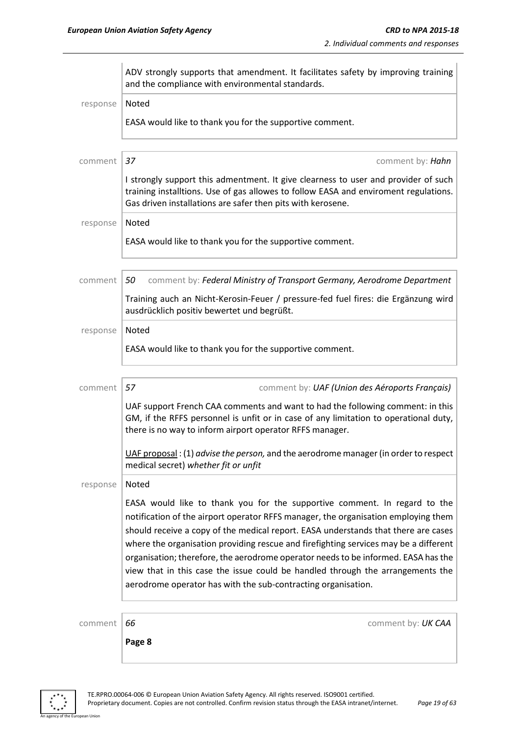ADV strongly supports that amendment. It facilitates safety by improving training and the compliance with environmental standards.

response | Noted

EASA would like to thank you for the supportive comment.

---

comment | *37* | comment by: ***Hahn***

I strongly support this admentment. It give clearness to user and provider of such training installtions. Use of gas allowes to follow EASA and enviroment regulations. Gas driven installations are safer then pits with kerosene.

response | Noted

EASA would like to thank you for the supportive comment.

---

comment | *50* | comment by: ***Federal Ministry of Transport Germany, Aerodrome Department***

Training auch an Nicht-Kerosin-Feuer / pressure-fed fuel fires: die Ergänzung wird ausdrücklich positiv bewertet und begrüßt.

response | Noted

EASA would like to thank you for the supportive comment.

---

comment | *57* | comment by: ***UAF (Union des Aéroports Français)***

UAF support French CAA comments and want to had the following comment: in this GM, if the RFFS personnel is unfit or in case of any limitation to operational duty, there is no way to inform airport operator RFFS manager.

UAF proposal : (1) *advise the person,* and the aerodrome manager (in order to respect medical secret) *whether fit or unfit*

response | Noted

EASA would like to thank you for the supportive comment. In regard to the notification of the airport operator RFFS manager, the organisation employing them should receive a copy of the medical report. EASA understands that there are cases where the organisation providing rescue and firefighting services may be a different organisation; therefore, the aerodrome operator needs to be informed. EASA has the view that in this case the issue could be handled through the arrangements the aerodrome operator has with the sub-contracting organisation.

---

comment | *66* | comment by: ***UK CAA***

**Page 8**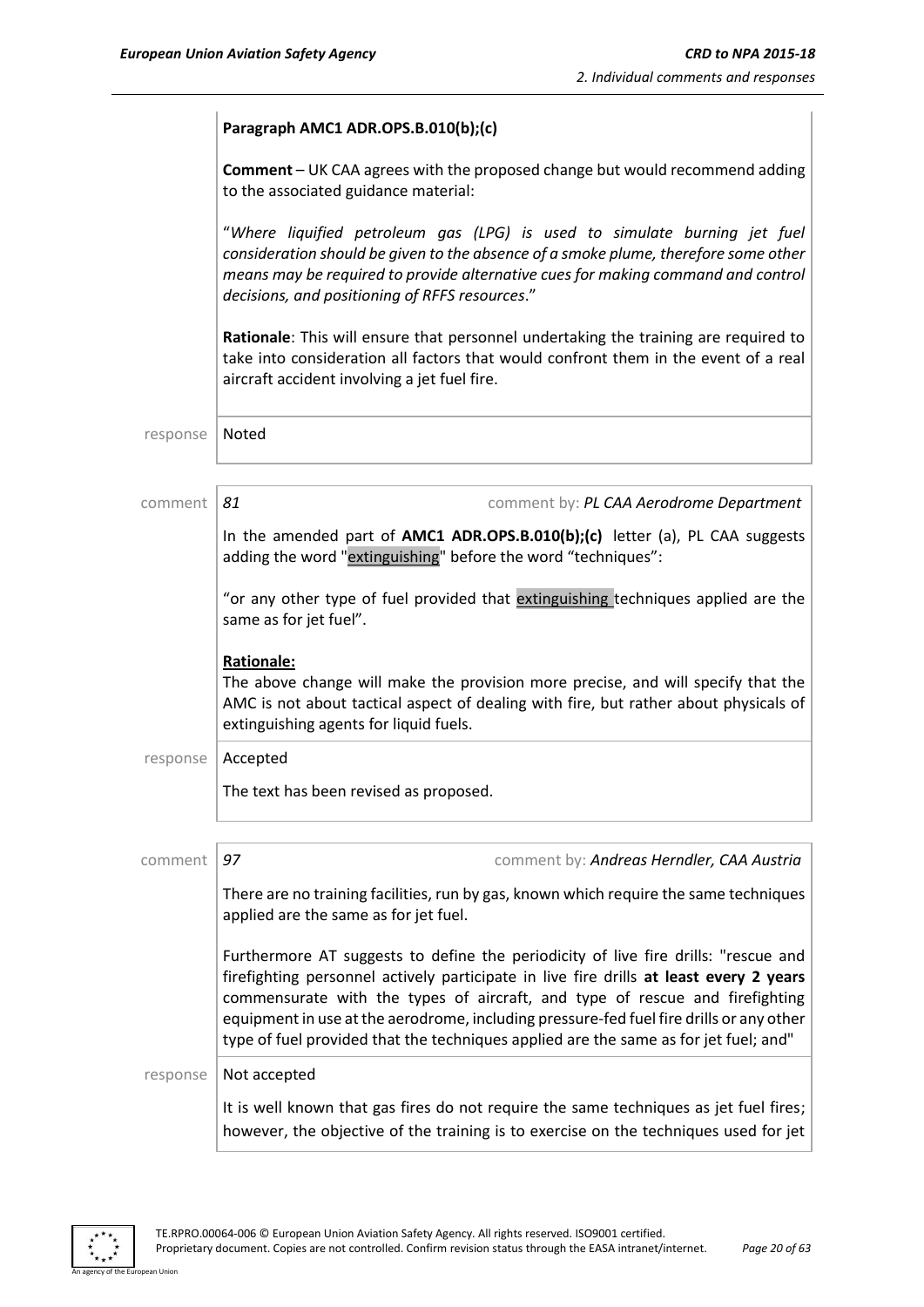**Paragraph AMC1 ADR.OPS.B.010(b);(c)**

**Comment** – UK CAA agrees with the proposed change but would recommend adding to the associated guidance material:

"*Where liquified petroleum gas (LPG) is used to simulate burning jet fuel consideration should be given to the absence of a smoke plume, therefore some other means may be required to provide alternative cues for making command and control decisions, and positioning of RFFS resources*."

**Rationale**: This will ensure that personnel undertaking the training are required to take into consideration all factors that would confront them in the event of a real aircraft accident involving a jet fuel fire.

response | Noted

comment | *81* | comment by: *PL CAA Aerodrome Department*

In the amended part of **AMC1 ADR.OPS.B.010(b);(c)** letter (a), PL CAA suggests adding the word "extinguishing" before the word "techniques":

"or any other type of fuel provided that extinguishing techniques applied are the same as for jet fuel".

**Rationale:**
The above change will make the provision more precise, and will specify that the AMC is not about tactical aspect of dealing with fire, but rather about physicals of extinguishing agents for liquid fuels.

response | Accepted

The text has been revised as proposed.

comment | *97* | comment by: *Andreas Herndler, CAA Austria*

There are no training facilities, run by gas, known which require the same techniques applied are the same as for jet fuel.

Furthermore AT suggests to define the periodicity of live fire drills: "rescue and firefighting personnel actively participate in live fire drills **at least every 2 years** commensurate with the types of aircraft, and type of rescue and firefighting equipment in use at the aerodrome, including pressure-fed fuel fire drills or any other type of fuel provided that the techniques applied are the same as for jet fuel; and"

response | Not accepted

It is well known that gas fires do not require the same techniques as jet fuel fires; however, the objective of the training is to exercise on the techniques used for jet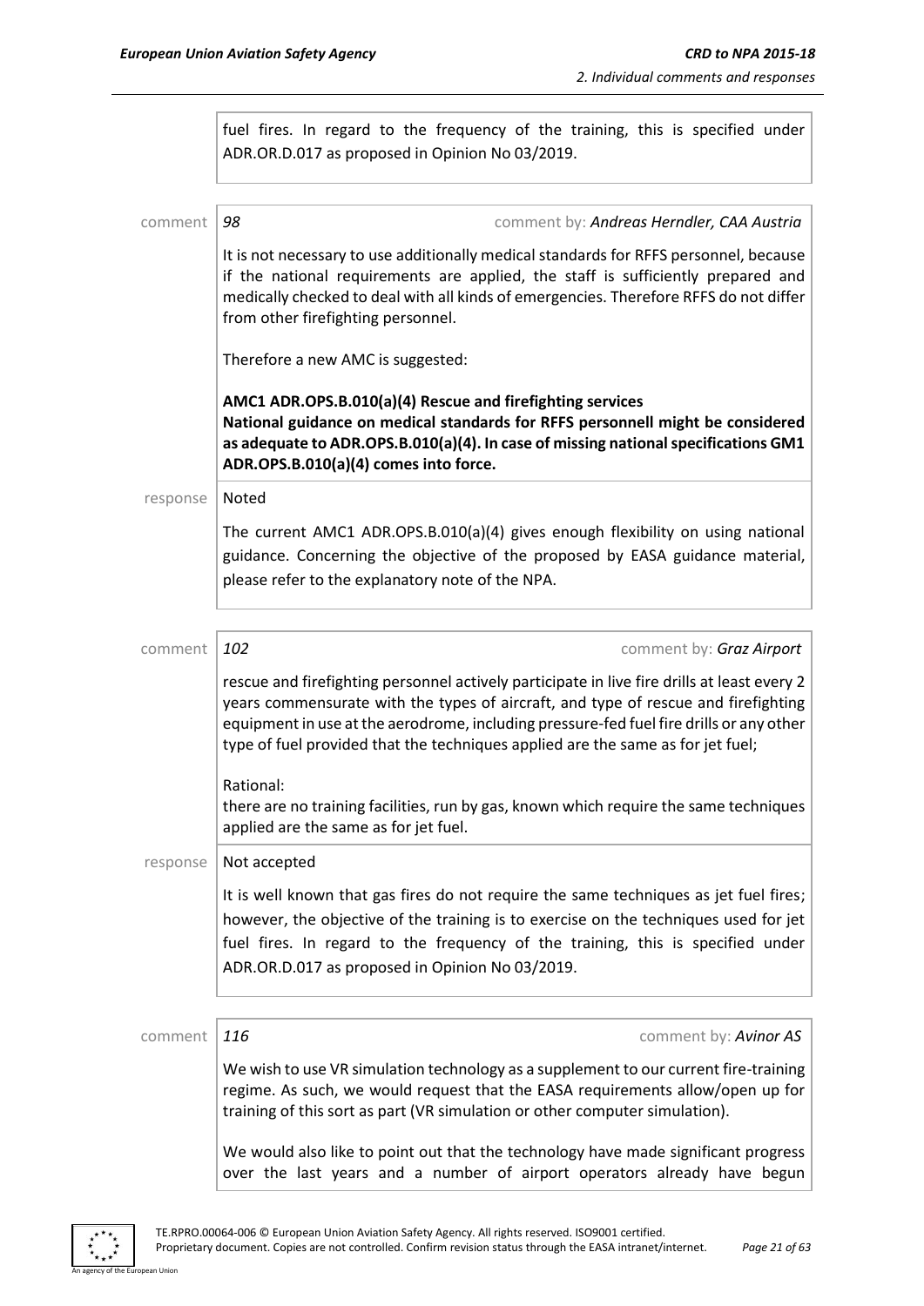fuel fires. In regard to the frequency of the training, this is specified under ADR.OR.D.017 as proposed in Opinion No 03/2019.

comment | *98* | comment by: *Andreas Herndler, CAA Austria*

It is not necessary to use additionally medical standards for RFFS personnel, because if the national requirements are applied, the staff is sufficiently prepared and medically checked to deal with all kinds of emergencies. Therefore RFFS do not differ from other firefighting personnel.

Therefore a new AMC is suggested:

**AMC1 ADR.OPS.B.010(a)(4) Rescue and firefighting services**
**National guidance on medical standards for RFFS personnell might be considered as adequate to ADR.OPS.B.010(a)(4). In case of missing national specifications GM1 ADR.OPS.B.010(a)(4) comes into force.**

response | Noted

The current AMC1 ADR.OPS.B.010(a)(4) gives enough flexibility on using national guidance. Concerning the objective of the proposed by EASA guidance material, please refer to the explanatory note of the NPA.

comment | *102* | comment by: *Graz Airport*

rescue and firefighting personnel actively participate in live fire drills at least every 2 years commensurate with the types of aircraft, and type of rescue and firefighting equipment in use at the aerodrome, including pressure-fed fuel fire drills or any other type of fuel provided that the techniques applied are the same as for jet fuel;

Rational:
there are no training facilities, run by gas, known which require the same techniques applied are the same as for jet fuel.

response | Not accepted

It is well known that gas fires do not require the same techniques as jet fuel fires; however, the objective of the training is to exercise on the techniques used for jet fuel fires. In regard to the frequency of the training, this is specified under ADR.OR.D.017 as proposed in Opinion No 03/2019.

comment | *116* | comment by: *Avinor AS*

We wish to use VR simulation technology as a supplement to our current fire-training regime. As such, we would request that the EASA requirements allow/open up for training of this sort as part (VR simulation or other computer simulation).

We would also like to point out that the technology have made significant progress over the last years and a number of airport operators already have begun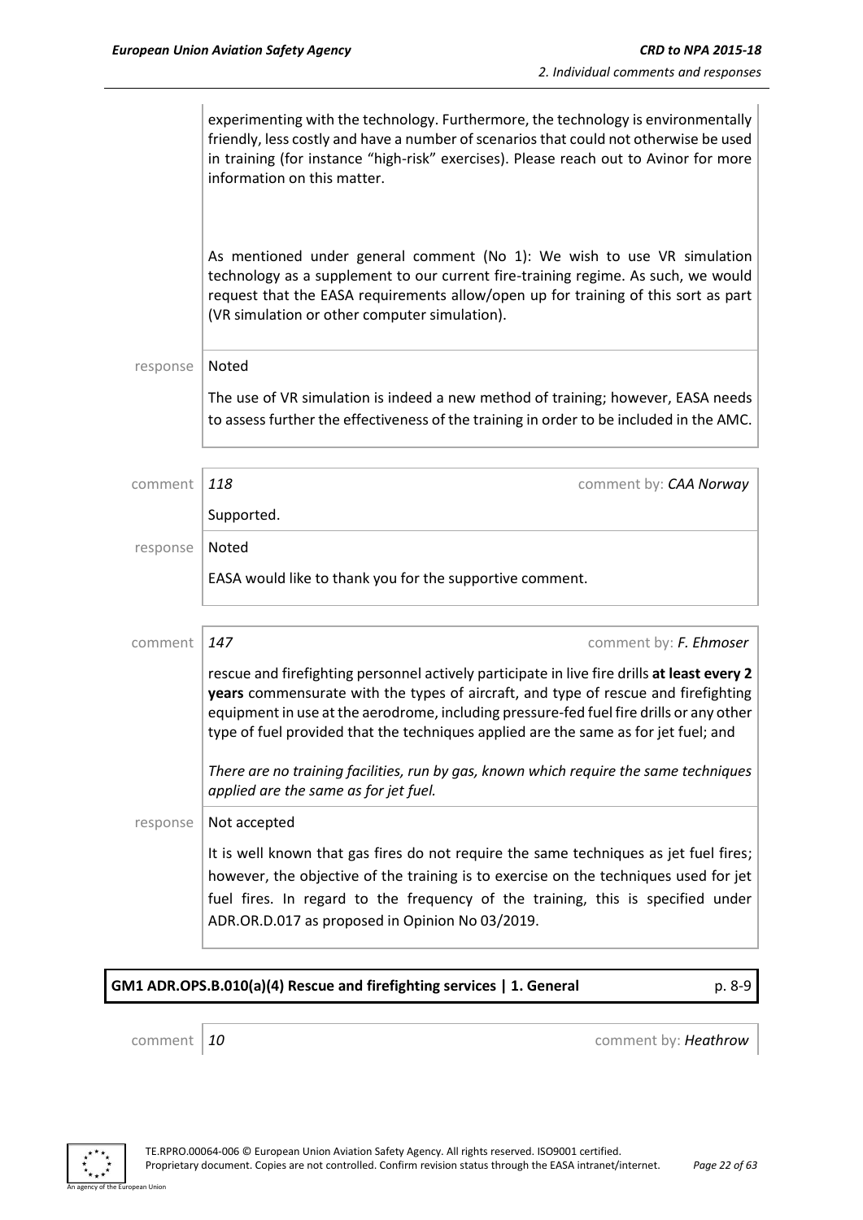experimenting with the technology. Furthermore, the technology is environmentally friendly, less costly and have a number of scenarios that could not otherwise be used in training (for instance "high-risk" exercises). Please reach out to Avinor for more information on this matter.

As mentioned under general comment (No 1): We wish to use VR simulation technology as a supplement to our current fire-training regime. As such, we would request that the EASA requirements allow/open up for training of this sort as part (VR simulation or other computer simulation).

response Noted

The use of VR simulation is indeed a new method of training; however, EASA needs to assess further the effectiveness of the training in order to be included in the AMC.

comment *118* comment by: *CAA Norway*

Supported.

response Noted

EASA would like to thank you for the supportive comment.

comment *147* comment by: *F. Ehmoser*

rescue and firefighting personnel actively participate in live fire drills **at least every 2 years** commensurate with the types of aircraft, and type of rescue and firefighting equipment in use at the aerodrome, including pressure-fed fuel fire drills or any other type of fuel provided that the techniques applied are the same as for jet fuel; and

*There are no training facilities, run by gas, known which require the same techniques applied are the same as for jet fuel.*

response Not accepted

It is well known that gas fires do not require the same techniques as jet fuel fires; however, the objective of the training is to exercise on the techniques used for jet fuel fires. In regard to the frequency of the training, this is specified under ADR.OR.D.017 as proposed in Opinion No 03/2019.

## GM1 ADR.OPS.B.010(a)(4) Rescue and firefighting services | 1. General p. 8-9

comment *10* comment by: *Heathrow*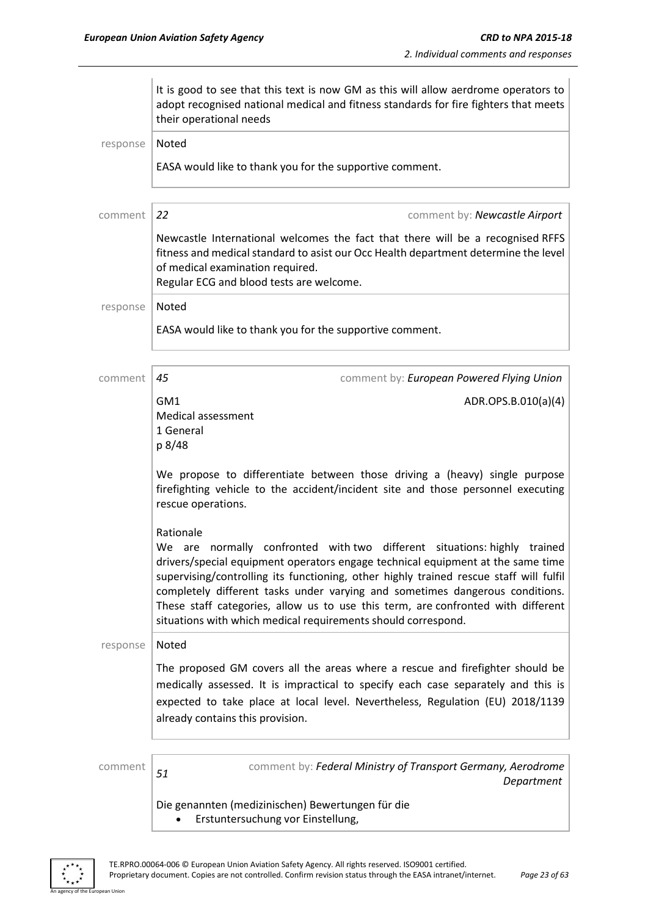It is good to see that this text is now GM as this will allow aerodrome operators to adopt recognised national medical and fitness standards for fire fighters that meets their operational needs

response | Noted

EASA would like to thank you for the supportive comment.

comment | *22* comment by: *Newcastle Airport*

Newcastle International welcomes the fact that there will be a recognised RFFS fitness and medical standard to asist our Occ Health department determine the level of medical examination required.
Regular ECG and blood tests are welcome.

response | Noted

EASA would like to thank you for the supportive comment.

comment | *45* comment by: *European Powered Flying Union*

GM1 ADR.OPS.B.010(a)(4)
Medical assessment
1 General
p 8/48

We propose to differentiate between those driving a (heavy) single purpose firefighting vehicle to the accident/incident site and those personnel executing rescue operations.

Rationale
We are normally confronted with two different situations: highly trained drivers/special equipment operators engage technical equipment at the same time supervising/controlling its functioning, other highly trained rescue staff will fulfil completely different tasks under varying and sometimes dangerous conditions. These staff categories, allow us to use this term, are confronted with different situations with which medical requirements should correspond.

response | Noted

The proposed GM covers all the areas where a rescue and firefighter should be medically assessed. It is impractical to specify each case separately and this is expected to take place at local level. Nevertheless, Regulation (EU) 2018/1139 already contains this provision.

comment | *51* comment by: *Federal Ministry of Transport Germany, Aerodrome Department*

Die genannten (medizinischen) Bewertungen für die
- Erstuntersuchung vor Einstellung,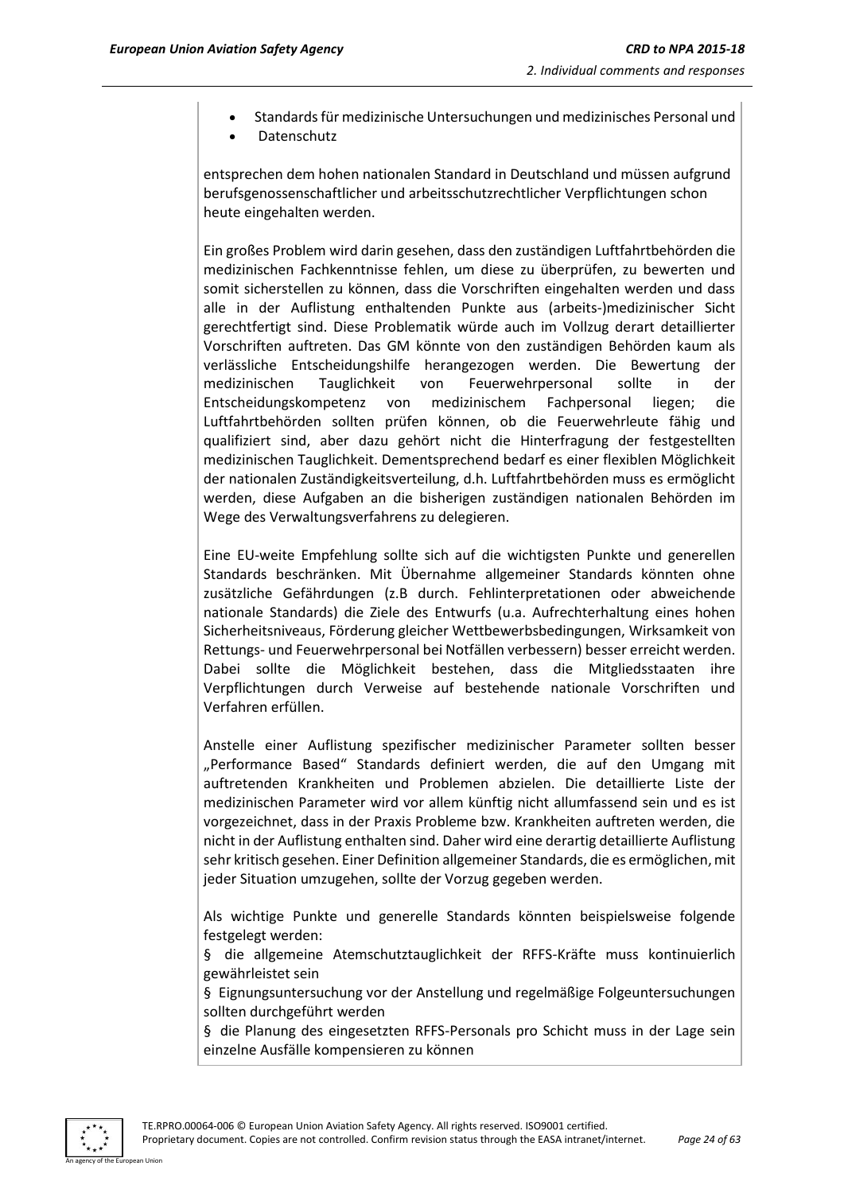- Standards für medizinische Untersuchungen und medizinisches Personal und
- Datenschutz

entsprechen dem hohen nationalen Standard in Deutschland und müssen aufgrund berufsgenossenschaftlicher und arbeitsschutzrechtlicher Verpflichtungen schon heute eingehalten werden.

Ein großes Problem wird darin gesehen, dass den zuständigen Luftfahrtbehörden die medizinischen Fachkenntnisse fehlen, um diese zu überprüfen, zu bewerten und somit sicherstellen zu können, dass die Vorschriften eingehalten werden und dass alle in der Auflistung enthaltenden Punkte aus (arbeits-)medizinischer Sicht gerechtfertigt sind. Diese Problematik würde auch im Vollzug derart detaillierter Vorschriften auftreten. Das GM könnte von den zuständigen Behörden kaum als verlässliche Entscheidungshilfe herangezogen werden. Die Bewertung der medizinischen Tauglichkeit von Feuerwehrpersonal sollte in der Entscheidungskompetenz von medizinischem Fachpersonal liegen; die Luftfahrtbehörden sollten prüfen können, ob die Feuerwehrleute fähig und qualifiziert sind, aber dazu gehört nicht die Hinterfragung der festgestellten medizinischen Tauglichkeit. Dementsprechend bedarf es einer flexiblen Möglichkeit der nationalen Zuständigkeitsverteilung, d.h. Luftfahrtbehörden muss es ermöglicht werden, diese Aufgaben an die bisherigen zuständigen nationalen Behörden im Wege des Verwaltungsverfahrens zu delegieren.

Eine EU-weite Empfehlung sollte sich auf die wichtigsten Punkte und generellen Standards beschränken. Mit Übernahme allgemeiner Standards könnten ohne zusätzliche Gefährdungen (z.B durch. Fehlinterpretationen oder abweichende nationale Standards) die Ziele des Entwurfs (u.a. Aufrechterhaltung eines hohen Sicherheitsniveaus, Förderung gleicher Wettbewerbsbedingungen, Wirksamkeit von Rettungs- und Feuerwehrpersonal bei Notfällen verbessern) besser erreicht werden. Dabei sollte die Möglichkeit bestehen, dass die Mitgliedsstaaten ihre Verpflichtungen durch Verweise auf bestehende nationale Vorschriften und Verfahren erfüllen.

Anstelle einer Auflistung spezifischer medizinischer Parameter sollten besser „Performance Based" Standards definiert werden, die auf den Umgang mit auftretenden Krankheiten und Problemen abzielen. Die detaillierte Liste der medizinischen Parameter wird vor allem künftig nicht allumfassend sein und es ist vorgezeichnet, dass in der Praxis Probleme bzw. Krankheiten auftreten werden, die nicht in der Auflistung enthalten sind. Daher wird eine derartig detaillierte Auflistung sehr kritisch gesehen. Einer Definition allgemeiner Standards, die es ermöglichen, mit jeder Situation umzugehen, sollte der Vorzug gegeben werden.

Als wichtige Punkte und generelle Standards könnten beispielsweise folgende festgelegt werden:

§ die allgemeine Atemschutztauglichkeit der RFFS-Kräfte muss kontinuierlich gewährleistet sein

§ Eignungsuntersuchung vor der Anstellung und regelmäßige Folgeuntersuchungen sollten durchgeführt werden

§ die Planung des eingesetzten RFFS-Personals pro Schicht muss in der Lage sein einzelne Ausfälle kompensieren zu können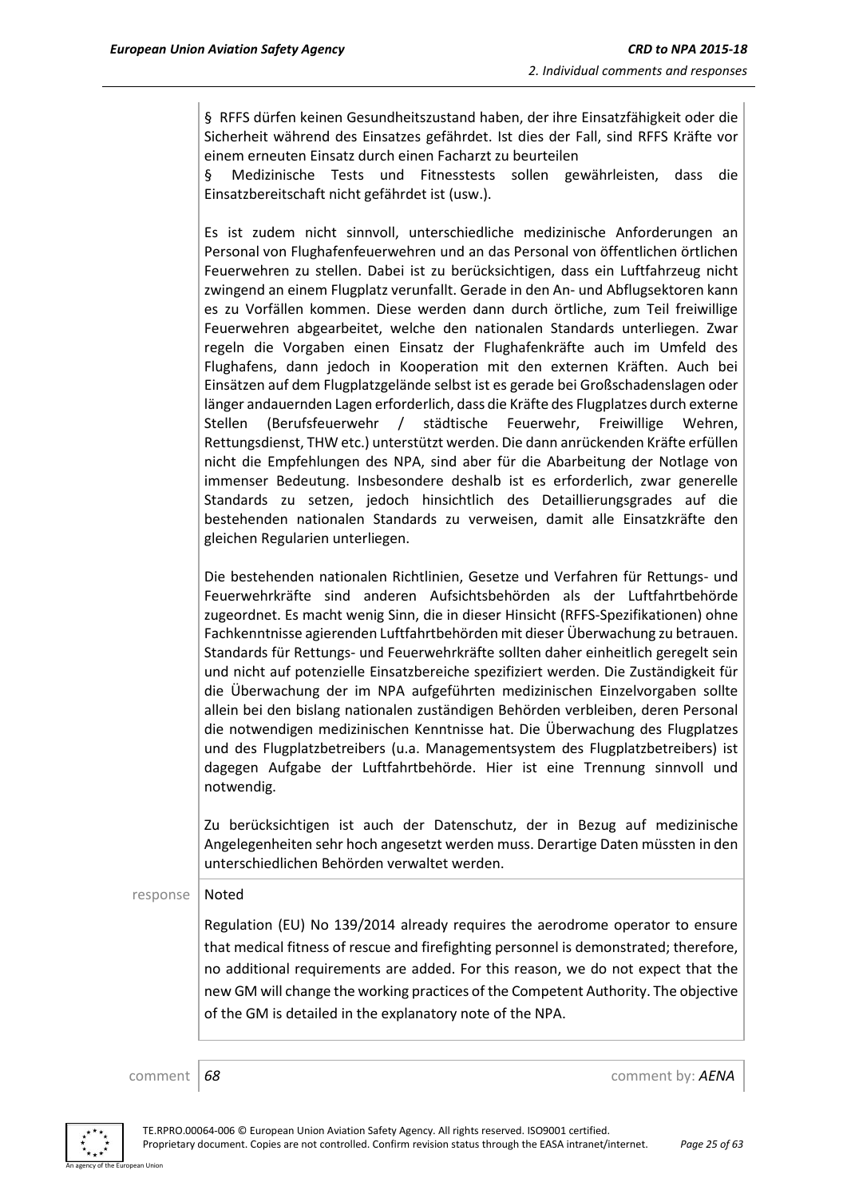§ RFFS dürfen keinen Gesundheitszustand haben, der ihre Einsatzfähigkeit oder die Sicherheit während des Einsatzes gefährdet. Ist dies der Fall, sind RFFS Kräfte vor einem erneuten Einsatz durch einen Facharzt zu beurteilen

§ Medizinische Tests und Fitnesstests sollen gewährleisten, dass die Einsatzbereitschaft nicht gefährdet ist (usw.).

Es ist zudem nicht sinnvoll, unterschiedliche medizinische Anforderungen an Personal von Flughafenfeuerwehren und an das Personal von öffentlichen örtlichen Feuerwehren zu stellen. Dabei ist zu berücksichtigen, dass ein Luftfahrzeug nicht zwingend an einem Flugplatz verunfallt. Gerade in den An- und Abflugsektoren kann es zu Vorfällen kommen. Diese werden dann durch örtliche, zum Teil freiwillige Feuerwehren abgearbeitet, welche den nationalen Standards unterliegen. Zwar regeln die Vorgaben einen Einsatz der Flughafenkräfte auch im Umfeld des Flughafens, dann jedoch in Kooperation mit den externen Kräften. Auch bei Einsätzen auf dem Flugplatzgelände selbst ist es gerade bei Großschadenslagen oder länger andauernden Lagen erforderlich, dass die Kräfte des Flugplatzes durch externe Stellen (Berufsfeuerwehr / städtische Feuerwehr, Freiwillige Wehren, Rettungsdienst, THW etc.) unterstützt werden. Die dann anrückenden Kräfte erfüllen nicht die Empfehlungen des NPA, sind aber für die Abarbeitung der Notlage von immenser Bedeutung. Insbesondere deshalb ist es erforderlich, zwar generelle Standards zu setzen, jedoch hinsichtlich des Detaillierungsgrades auf die bestehenden nationalen Standards zu verweisen, damit alle Einsatzkräfte den gleichen Regularien unterliegen.

Die bestehenden nationalen Richtlinien, Gesetze und Verfahren für Rettungs- und Feuerwehrkräfte sind anderen Aufsichtsbehörden als der Luftfahrtbehörde zugeordnet. Es macht wenig Sinn, die in dieser Hinsicht (RFFS-Spezifikationen) ohne Fachkenntnisse agierenden Luftfahrtbehörden mit dieser Überwachung zu betrauen. Standards für Rettungs- und Feuerwehrkräfte sollten daher einheitlich geregelt sein und nicht auf potenzielle Einsatzbereiche spezifiziert werden. Die Zuständigkeit für die Überwachung der im NPA aufgeführten medizinischen Einzelvorgaben sollte allein bei den bislang nationalen zuständigen Behörden verbleiben, deren Personal die notwendigen medizinischen Kenntnisse hat. Die Überwachung des Flugplatzes und des Flugplatzbetreibers (u.a. Managementsystem des Flugplatzbetreibers) ist dagegen Aufgabe der Luftfahrtbehörde. Hier ist eine Trennung sinnvoll und notwendig.

Zu berücksichtigen ist auch der Datenschutz, der in Bezug auf medizinische Angelegenheiten sehr hoch angesetzt werden muss. Derartige Daten müssten in den unterschiedlichen Behörden verwaltet werden.

response | Noted

Regulation (EU) No 139/2014 already requires the aerodrome operator to ensure that medical fitness of rescue and firefighting personnel is demonstrated; therefore, no additional requirements are added. For this reason, we do not expect that the new GM will change the working practices of the Competent Authority. The objective of the GM is detailed in the explanatory note of the NPA.

comment | *68* | comment by: *AENA*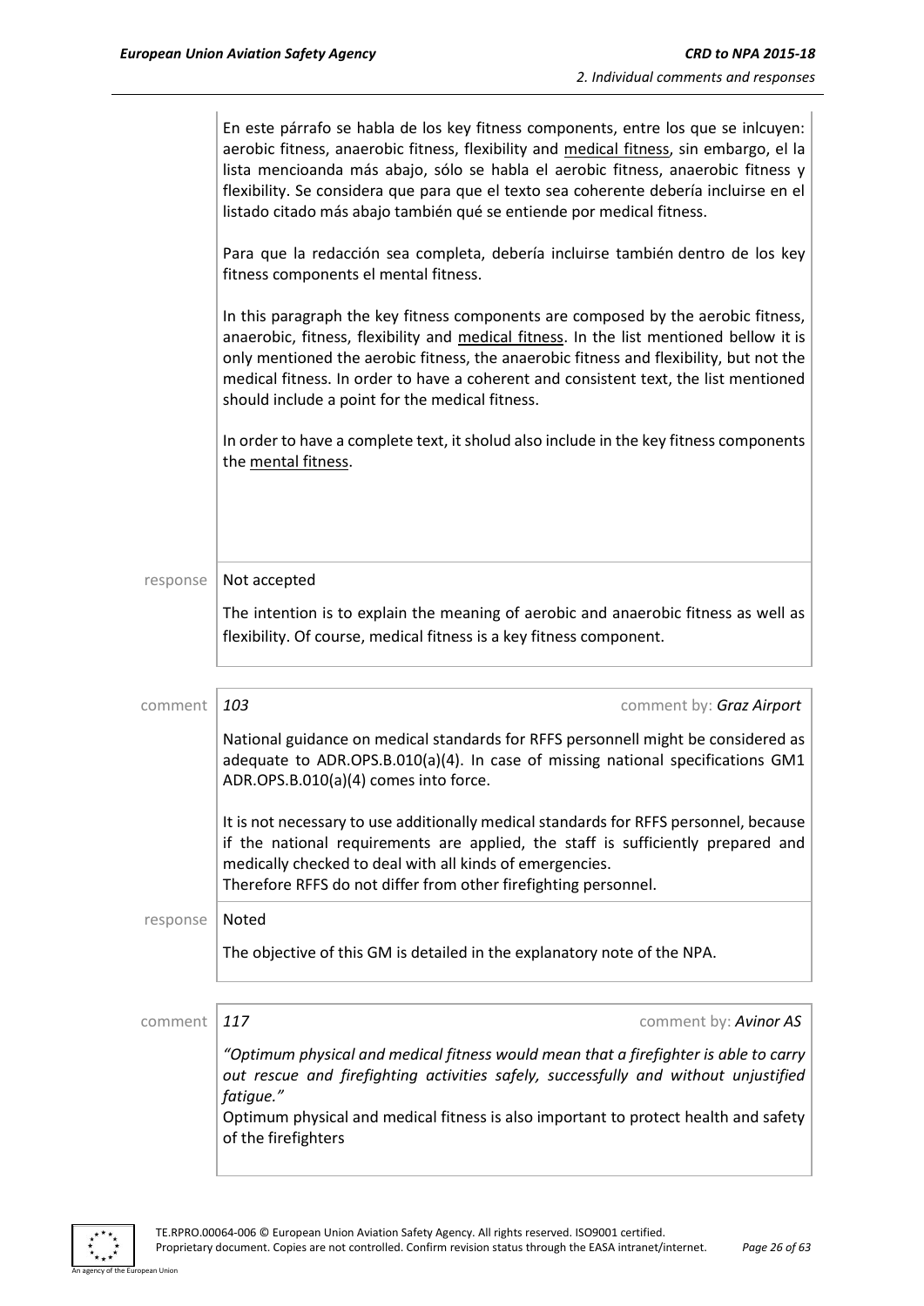En este párrafo se habla de los key fitness components, entre los que se inlcuyen: aerobic fitness, anaerobic fitness, flexibility and medical fitness, sin embargo, el la lista mencioanda más abajo, sólo se habla el aerobic fitness, anaerobic fitness y flexibility. Se considera que para que el texto sea coherente debería incluirse en el listado citado más abajo también qué se entiende por medical fitness.

Para que la redacción sea completa, debería incluirse también dentro de los key fitness components el mental fitness.

In this paragraph the key fitness components are composed by the aerobic fitness, anaerobic, fitness, flexibility and medical fitness. In the list mentioned bellow it is only mentioned the aerobic fitness, the anaerobic fitness and flexibility, but not the medical fitness. In order to have a coherent and consistent text, the list mentioned should include a point for the medical fitness.

In order to have a complete text, it sholud also include in the key fitness components the mental fitness.

| | |
|---|---|
| response | Not accepted<br><br>The intention is to explain the meaning of aerobic and anaerobic fitness as well as flexibility. Of course, medical fitness is a key fitness component. |

| | | |
|---|---|---|
| comment | *103* | comment by: *Graz Airport* |
| | National guidance on medical standards for RFFS personnell might be considered as adequate to ADR.OPS.B.010(a)(4). In case of missing national specifications GM1 ADR.OPS.B.010(a)(4) comes into force.<br><br>It is not necessary to use additionally medical standards for RFFS personnel, because if the national requirements are applied, the staff is sufficiently prepared and medically checked to deal with all kinds of emergencies.<br>Therefore RFFS do not differ from other firefighting personnel. | |
| response | Noted<br><br>The objective of this GM is detailed in the explanatory note of the NPA. | |

| | | |
|---|---|---|
| comment | *117* | comment by: *Avinor AS* |
| | *"Optimum physical and medical fitness would mean that a firefighter is able to carry out rescue and firefighting activities safely, successfully and without unjustified fatigue."*<br>Optimum physical and medical fitness is also important to protect health and safety of the firefighters | |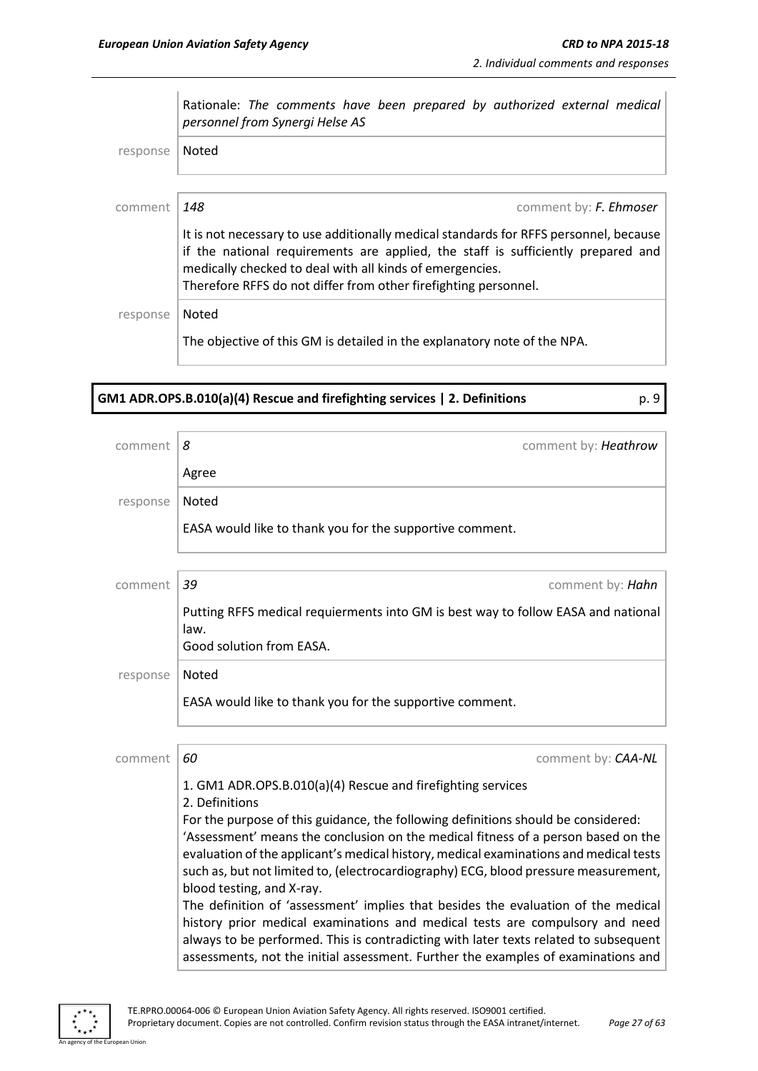Rationale: *The comments have been prepared by authorized external medical personnel from Synergi Helse AS*

response | Noted

comment | *148* | comment by: *F. Ehmoser*

It is not necessary to use additionally medical standards for RFFS personnel, because if the national requirements are applied, the staff is sufficiently prepared and medically checked to deal with all kinds of emergencies.
Therefore RFFS do not differ from other firefighting personnel.

response | Noted

The objective of this GM is detailed in the explanatory note of the NPA.

## GM1 ADR.OPS.B.010(a)(4) Rescue and firefighting services | 2. Definitions — p. 9

comment | *8* | comment by: ***Heathrow***

Agree

response | Noted

EASA would like to thank you for the supportive comment.

comment | *39* | comment by: ***Hahn***

Putting RFFS medical requierments into GM is best way to follow EASA and national law.
Good solution from EASA.

response | Noted

EASA would like to thank you for the supportive comment.

comment | *60* | comment by: ***CAA-NL***

1. GM1 ADR.OPS.B.010(a)(4) Rescue and firefighting services
2. Definitions
For the purpose of this guidance, the following definitions should be considered:
'Assessment' means the conclusion on the medical fitness of a person based on the evaluation of the applicant's medical history, medical examinations and medical tests such as, but not limited to, (electrocardiography) ECG, blood pressure measurement, blood testing, and X-ray.
The definition of 'assessment' implies that besides the evaluation of the medical history prior medical examinations and medical tests are compulsory and need always to be performed. This is contradicting with later texts related to subsequent assessments, not the initial assessment. Further the examples of examinations and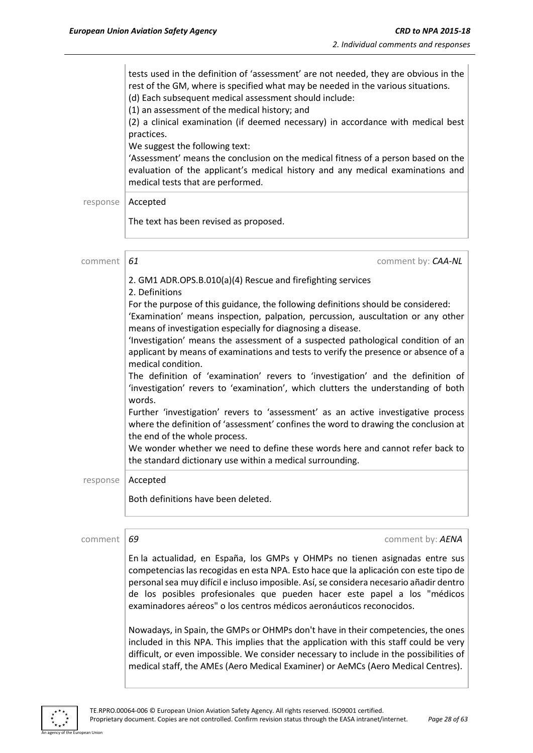tests used in the definition of 'assessment' are not needed, they are obvious in the rest of the GM, where is specified what may be needed in the various situations.
(d) Each subsequent medical assessment should include:
(1) an assessment of the medical history; and
(2) a clinical examination (if deemed necessary) in accordance with medical best practices.
We suggest the following text:
'Assessment' means the conclusion on the medical fitness of a person based on the evaluation of the applicant's medical history and any medical examinations and medical tests that are performed.

response: Accepted

The text has been revised as proposed.

---

comment *61* — comment by: ***CAA-NL***

2. GM1 ADR.OPS.B.010(a)(4) Rescue and firefighting services
2. Definitions
For the purpose of this guidance, the following definitions should be considered:
'Examination' means inspection, palpation, percussion, auscultation or any other means of investigation especially for diagnosing a disease.
'Investigation' means the assessment of a suspected pathological condition of an applicant by means of examinations and tests to verify the presence or absence of a medical condition.
The definition of 'examination' revers to 'investigation' and the definition of 'investigation' revers to 'examination', which clutters the understanding of both words.
Further 'investigation' revers to 'assessment' as an active investigative process where the definition of 'assessment' confines the word to drawing the conclusion at the end of the whole process.
We wonder whether we need to define these words here and cannot refer back to the standard dictionary use within a medical surrounding.

response: Accepted

Both definitions have been deleted.

---

comment *69* — comment by: ***AENA***

En la actualidad, en España, los GMPs y OHMPs no tienen asignadas entre sus competencias las recogidas en esta NPA. Esto hace que la aplicación con este tipo de personal sea muy difícil e incluso imposible. Así, se considera necesario añadir dentro de los posibles profesionales que pueden hacer este papel a los "médicos examinadores aéreos" o los centros médicos aeronáuticos reconocidos.

Nowadays, in Spain, the GMPs or OHMPs don't have in their competencies, the ones included in this NPA. This implies that the application with this staff could be very difficult, or even impossible. We consider necessary to include in the possibilities of medical staff, the AMEs (Aero Medical Examiner) or AeMCs (Aero Medical Centres).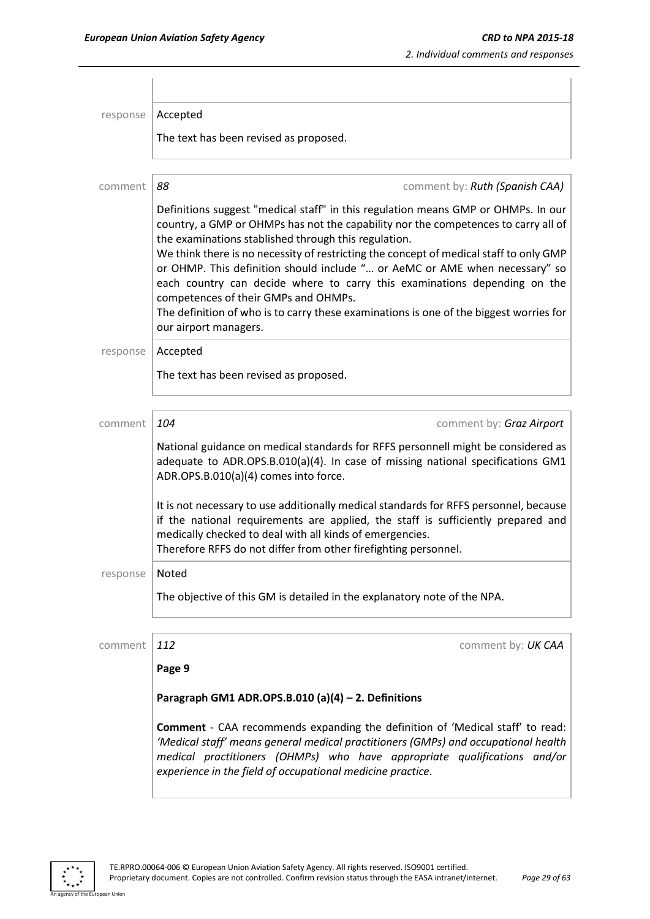response | Accepted

The text has been revised as proposed.

---

comment | *88* | comment by: ***Ruth (Spanish CAA)***

Definitions suggest "medical staff" in this regulation means GMP or OHMPs. In our country, a GMP or OHMPs has not the capability nor the competences to carry all of the examinations stablished through this regulation.
We think there is no necessity of restricting the concept of medical staff to only GMP or OHMP. This definition should include "… or AeMC or AME when necessary" so each country can decide where to carry this examinations depending on the competences of their GMPs and OHMPs.
The definition of who is to carry these examinations is one of the biggest worries for our airport managers.

response | Accepted

The text has been revised as proposed.

---

comment | *104* | comment by: ***Graz Airport***

National guidance on medical standards for RFFS personnell might be considered as adequate to ADR.OPS.B.010(a)(4). In case of missing national specifications GM1 ADR.OPS.B.010(a)(4) comes into force.

It is not necessary to use additionally medical standards for RFFS personnel, because if the national requirements are applied, the staff is sufficiently prepared and medically checked to deal with all kinds of emergencies.
Therefore RFFS do not differ from other firefighting personnel.

response | Noted

The objective of this GM is detailed in the explanatory note of the NPA.

---

comment | *112* | comment by: ***UK CAA***

**Page 9**

**Paragraph GM1 ADR.OPS.B.010 (a)(4) – 2. Definitions**

**Comment** - CAA recommends expanding the definition of 'Medical staff' to read: *'Medical staff' means general medical practitioners (GMPs) and occupational health medical practitioners (OHMPs) who have appropriate qualifications and/or experience in the field of occupational medicine practice*.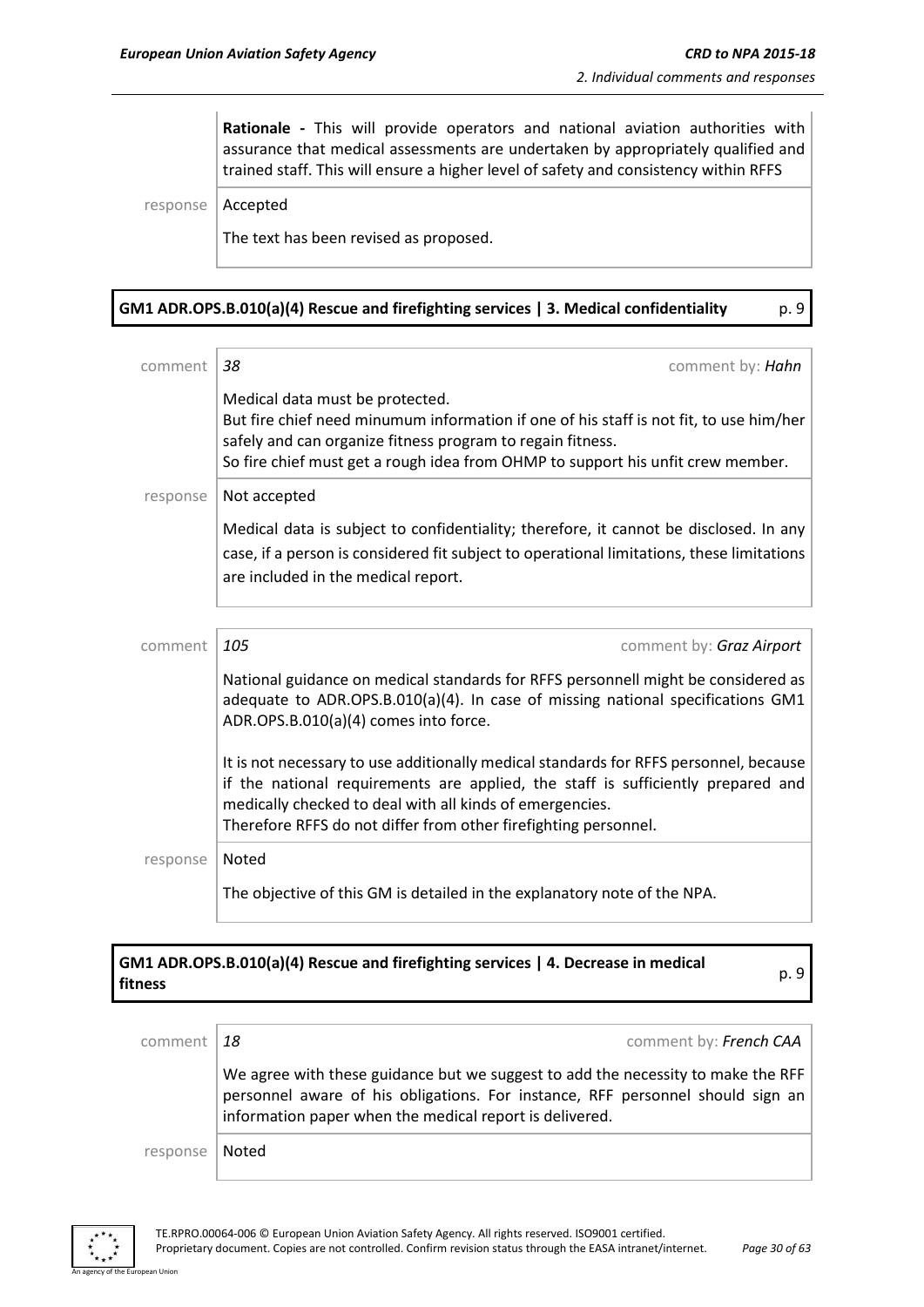**Rationale -** This will provide operators and national aviation authorities with assurance that medical assessments are undertaken by appropriately qualified and trained staff. This will ensure a higher level of safety and consistency within RFFS

response Accepted

The text has been revised as proposed.

## GM1 ADR.OPS.B.010(a)(4) Rescue and firefighting services | 3. Medical confidentiality p. 9

comment *38* comment by: ***Hahn***

Medical data must be protected.
But fire chief need minumum information if one of his staff is not fit, to use him/her safely and can organize fitness program to regain fitness.
So fire chief must get a rough idea from OHMP to support his unfit crew member.

response Not accepted

Medical data is subject to confidentiality; therefore, it cannot be disclosed. In any case, if a person is considered fit subject to operational limitations, these limitations are included in the medical report.

comment *105* comment by: ***Graz Airport***

National guidance on medical standards for RFFS personnell might be considered as adequate to ADR.OPS.B.010(a)(4). In case of missing national specifications GM1 ADR.OPS.B.010(a)(4) comes into force.

It is not necessary to use additionally medical standards for RFFS personnel, because if the national requirements are applied, the staff is sufficiently prepared and medically checked to deal with all kinds of emergencies.
Therefore RFFS do not differ from other firefighting personnel.

response Noted

The objective of this GM is detailed in the explanatory note of the NPA.

## GM1 ADR.OPS.B.010(a)(4) Rescue and firefighting services | 4. Decrease in medical fitness p. 9

comment *18* comment by: ***French CAA***

We agree with these guidance but we suggest to add the necessity to make the RFF personnel aware of his obligations. For instance, RFF personnel should sign an information paper when the medical report is delivered.

response Noted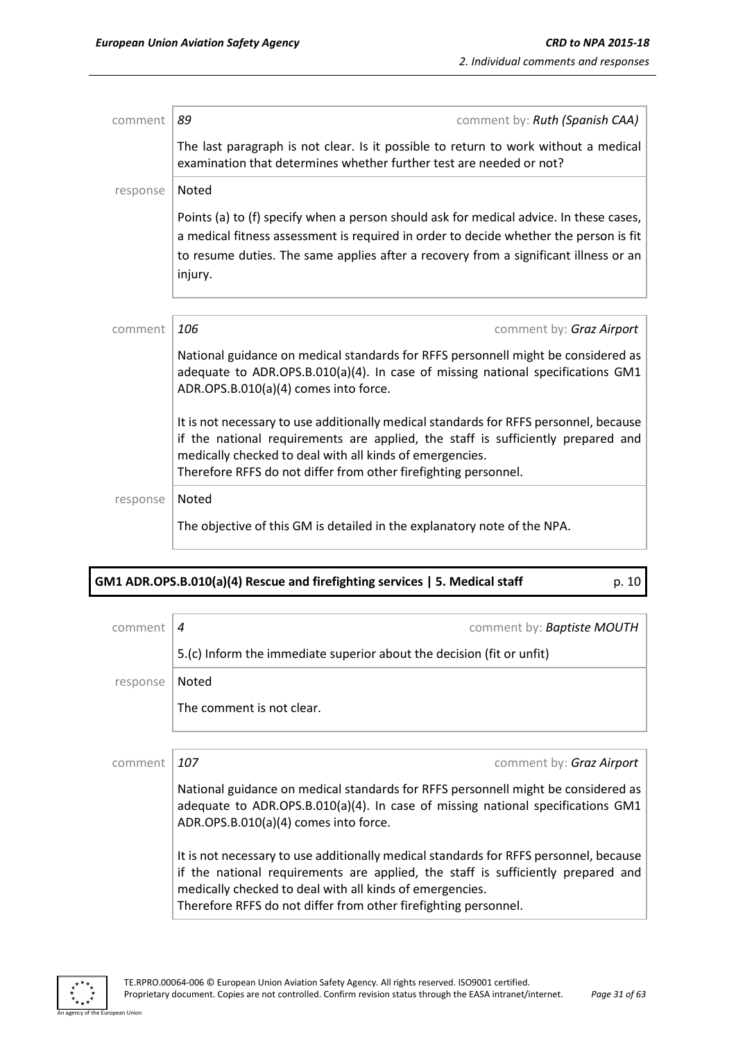comment | *89* | comment by: *Ruth (Spanish CAA)*

The last paragraph is not clear. Is it possible to return to work without a medical examination that determines whether further test are needed or not?

response | Noted

Points (a) to (f) specify when a person should ask for medical advice. In these cases, a medical fitness assessment is required in order to decide whether the person is fit to resume duties. The same applies after a recovery from a significant illness or an injury.

comment | *106* | comment by: *Graz Airport*

National guidance on medical standards for RFFS personnell might be considered as adequate to ADR.OPS.B.010(a)(4). In case of missing national specifications GM1 ADR.OPS.B.010(a)(4) comes into force.

It is not necessary to use additionally medical standards for RFFS personnel, because if the national requirements are applied, the staff is sufficiently prepared and medically checked to deal with all kinds of emergencies.
Therefore RFFS do not differ from other firefighting personnel.

response | Noted

The objective of this GM is detailed in the explanatory note of the NPA.

**GM1 ADR.OPS.B.010(a)(4) Rescue and firefighting services | 5. Medical staff** p. 10

comment | *4* | comment by: *Baptiste MOUTH*

5.(c) Inform the immediate superior about the decision (fit or unfit)

response | Noted

The comment is not clear.

comment | *107* | comment by: *Graz Airport*

National guidance on medical standards for RFFS personnell might be considered as adequate to ADR.OPS.B.010(a)(4). In case of missing national specifications GM1 ADR.OPS.B.010(a)(4) comes into force.

It is not necessary to use additionally medical standards for RFFS personnel, because if the national requirements are applied, the staff is sufficiently prepared and medically checked to deal with all kinds of emergencies.
Therefore RFFS do not differ from other firefighting personnel.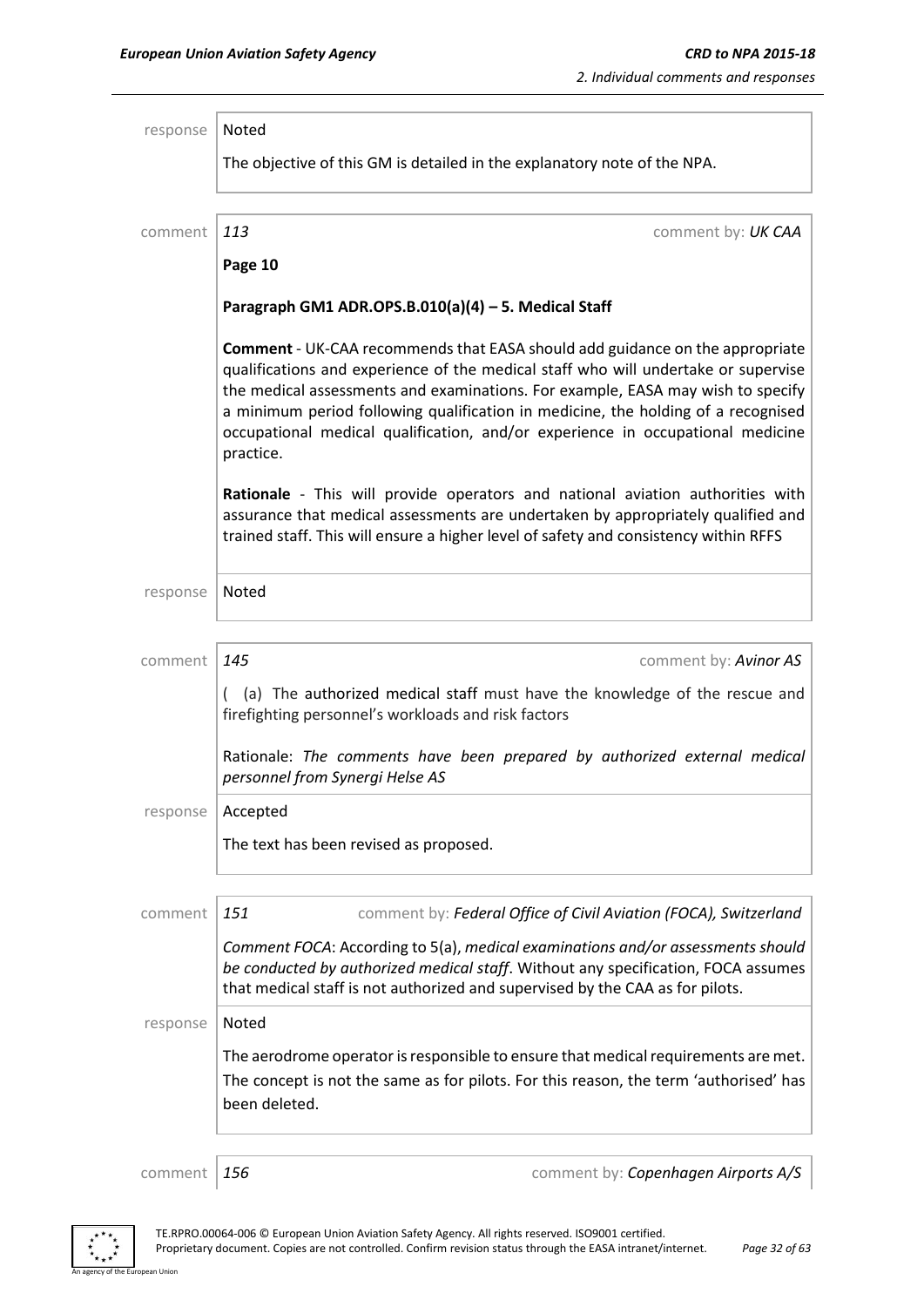response | Noted

The objective of this GM is detailed in the explanatory note of the NPA.

comment | *113* comment by: *UK CAA*

**Page 10**

**Paragraph GM1 ADR.OPS.B.010(a)(4) – 5. Medical Staff**

**Comment** - UK-CAA recommends that EASA should add guidance on the appropriate qualifications and experience of the medical staff who will undertake or supervise the medical assessments and examinations. For example, EASA may wish to specify a minimum period following qualification in medicine, the holding of a recognised occupational medical qualification, and/or experience in occupational medicine practice.

**Rationale** - This will provide operators and national aviation authorities with assurance that medical assessments are undertaken by appropriately qualified and trained staff. This will ensure a higher level of safety and consistency within RFFS

response | Noted

comment | *145* comment by: *Avinor AS*

( (a) The authorized medical staff must have the knowledge of the rescue and firefighting personnel's workloads and risk factors

Rationale: *The comments have been prepared by authorized external medical personnel from Synergi Helse AS*

response | Accepted

The text has been revised as proposed.

comment | *151* comment by: *Federal Office of Civil Aviation (FOCA), Switzerland*

*Comment FOCA*: According to 5(a), *medical examinations and/or assessments should be conducted by authorized medical staff*. Without any specification, FOCA assumes that medical staff is not authorized and supervised by the CAA as for pilots.

response | Noted

The aerodrome operator is responsible to ensure that medical requirements are met. The concept is not the same as for pilots. For this reason, the term 'authorised' has been deleted.

comment | *156* comment by: *Copenhagen Airports A/S*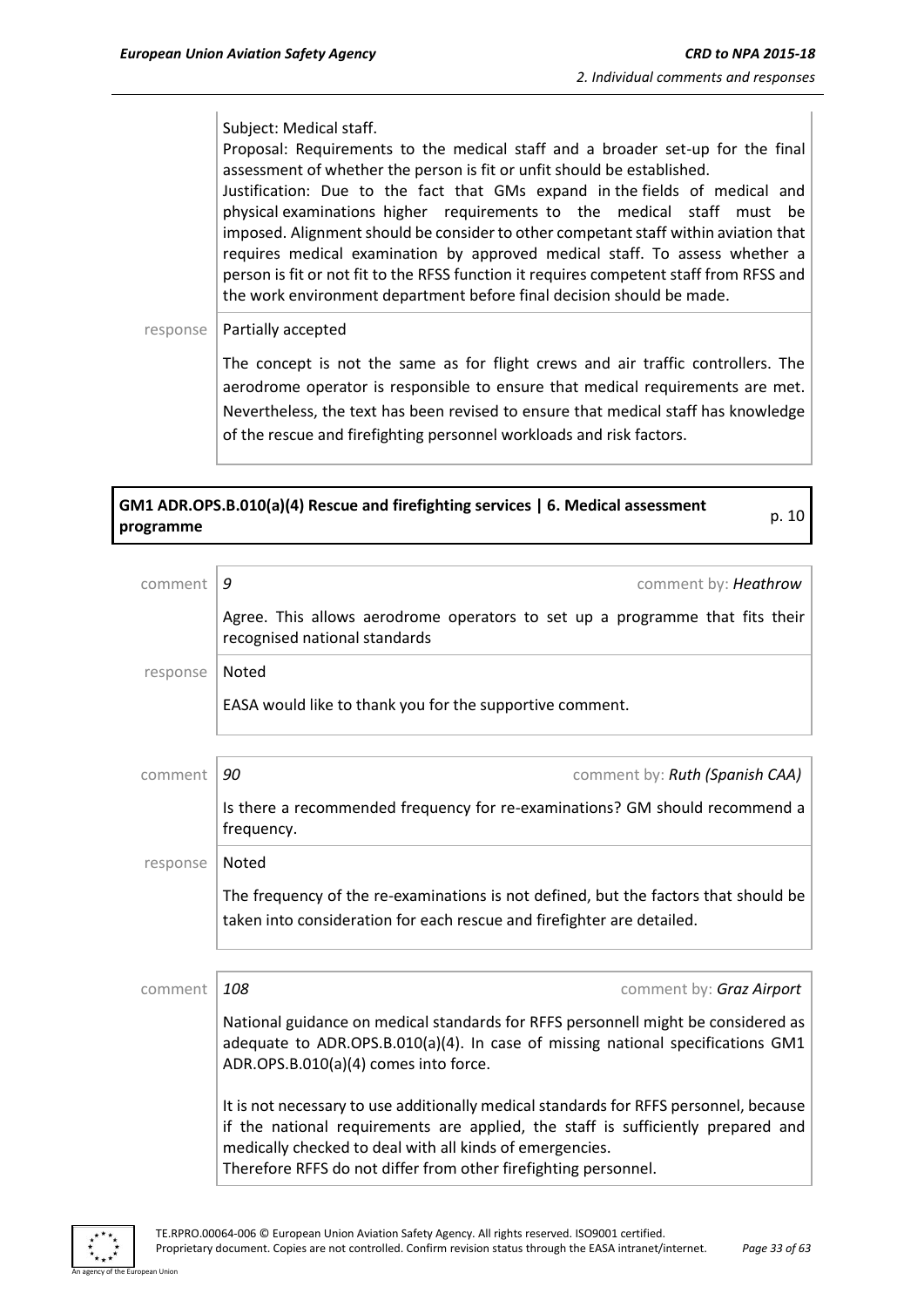Subject: Medical staff.
Proposal: Requirements to the medical staff and a broader set-up for the final assessment of whether the person is fit or unfit should be established.
Justification: Due to the fact that GMs expand in the fields of medical and physical examinations higher requirements to the medical staff must be imposed. Alignment should be consider to other competant staff within aviation that requires medical examination by approved medical staff. To assess whether a person is fit or not fit to the RFSS function it requires competent staff from RFSS and the work environment department before final decision should be made.

response | Partially accepted

The concept is not the same as for flight crews and air traffic controllers. The aerodrome operator is responsible to ensure that medical requirements are met. Nevertheless, the text has been revised to ensure that medical staff has knowledge of the rescue and firefighting personnel workloads and risk factors.

**GM1 ADR.OPS.B.010(a)(4) Rescue and firefighting services | 6. Medical assessment programme** p. 10

comment | *9* comment by: *Heathrow*

Agree. This allows aerodrome operators to set up a programme that fits their recognised national standards

response | Noted

EASA would like to thank you for the supportive comment.

comment | *90* comment by: *Ruth (Spanish CAA)*

Is there a recommended frequency for re-examinations? GM should recommend a frequency.

response | Noted

The frequency of the re-examinations is not defined, but the factors that should be taken into consideration for each rescue and firefighter are detailed.

comment | *108* comment by: *Graz Airport*

National guidance on medical standards for RFFS personnell might be considered as adequate to ADR.OPS.B.010(a)(4). In case of missing national specifications GM1 ADR.OPS.B.010(a)(4) comes into force.

It is not necessary to use additionally medical standards for RFFS personnel, because if the national requirements are applied, the staff is sufficiently prepared and medically checked to deal with all kinds of emergencies.
Therefore RFFS do not differ from other firefighting personnel.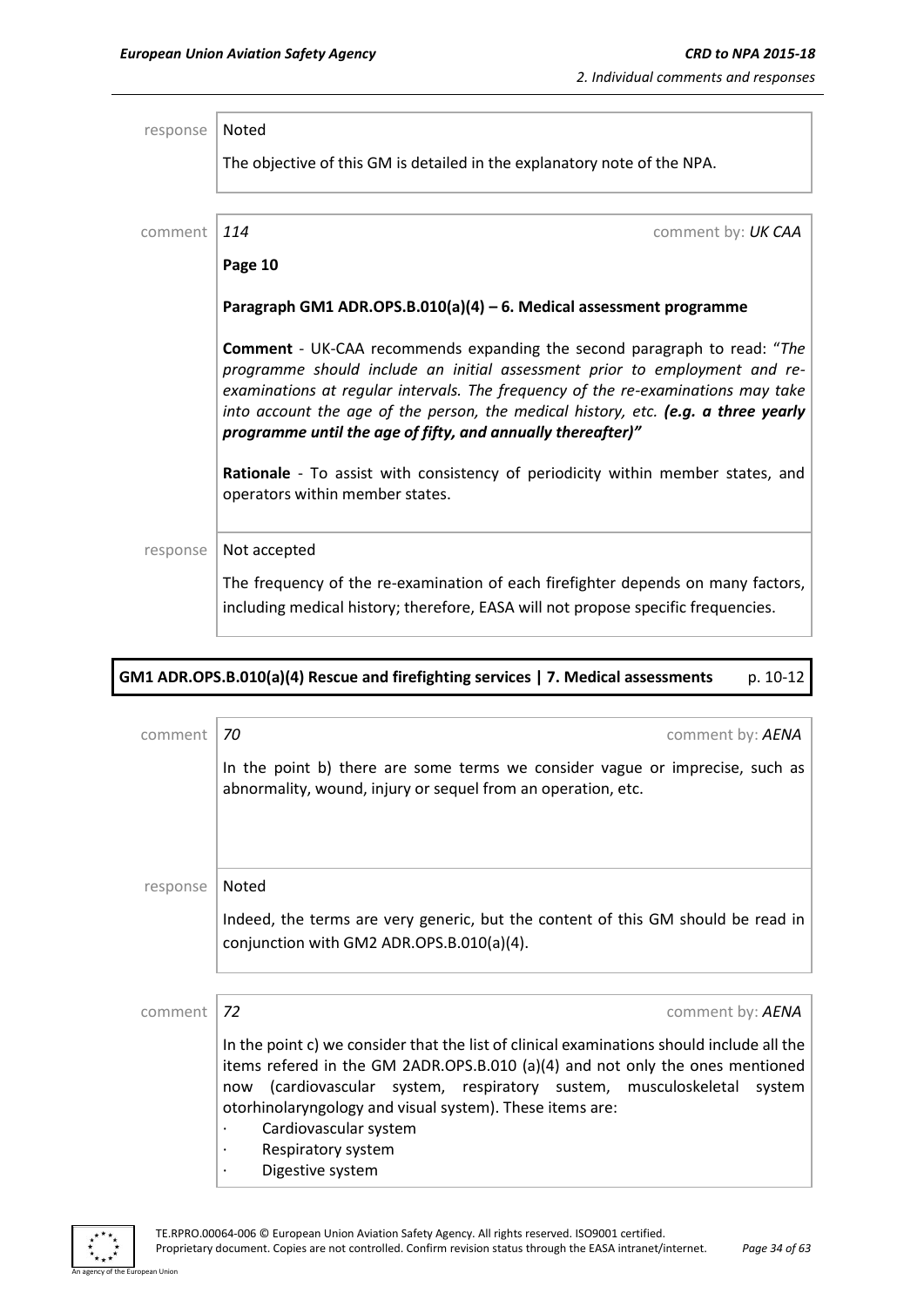response | Noted

The objective of this GM is detailed in the explanatory note of the NPA.

comment | *114* comment by: *UK CAA*

**Page 10**

**Paragraph GM1 ADR.OPS.B.010(a)(4) – 6. Medical assessment programme**

**Comment** - UK-CAA recommends expanding the second paragraph to read: "*The programme should include an initial assessment prior to employment and re-examinations at regular intervals. The frequency of the re-examinations may take into account the age of the person, the medical history, etc.* ***(e.g. a three yearly programme until the age of fifty, and annually thereafter)****"*

**Rationale** - To assist with consistency of periodicity within member states, and operators within member states.

response | Not accepted

The frequency of the re-examination of each firefighter depends on many factors, including medical history; therefore, EASA will not propose specific frequencies.

**GM1 ADR.OPS.B.010(a)(4) Rescue and firefighting services | 7. Medical assessments** p. 10-12

comment | *70* comment by: *AENA*

In the point b) there are some terms we consider vague or imprecise, such as abnormality, wound, injury or sequel from an operation, etc.

response | Noted

Indeed, the terms are very generic, but the content of this GM should be read in conjunction with GM2 ADR.OPS.B.010(a)(4).

comment | *72* comment by: *AENA*

In the point c) we consider that the list of clinical examinations should include all the items refered in the GM 2ADR.OPS.B.010 (a)(4) and not only the ones mentioned now (cardiovascular system, respiratory sustem, musculoskeletal system otorhinolaryngology and visual system). These items are:

- Cardiovascular system
- Respiratory system
- Digestive system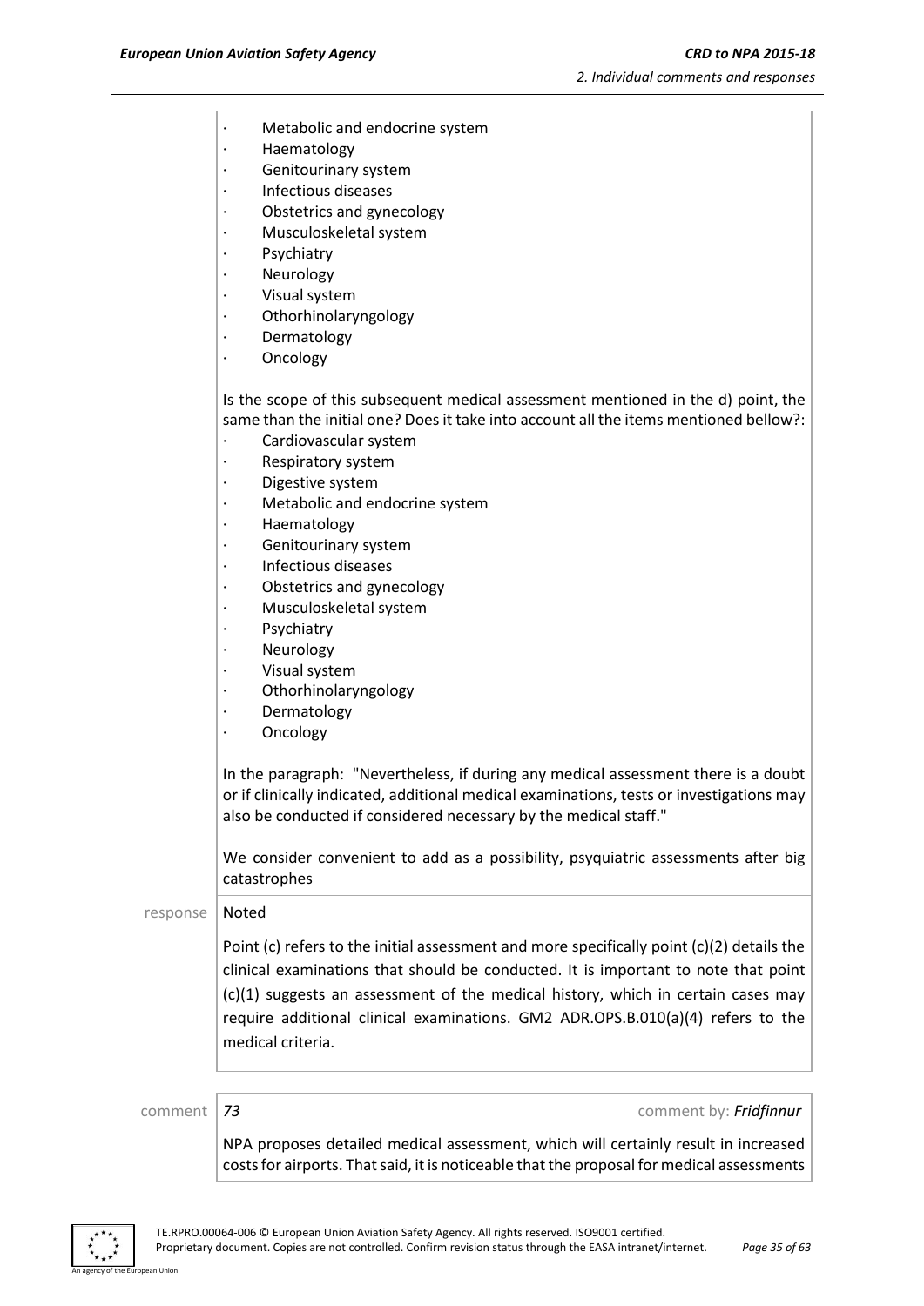- Metabolic and endocrine system
- Haematology
- Genitourinary system
- Infectious diseases
- Obstetrics and gynecology
- Musculoskeletal system
- Psychiatry
- Neurology
- Visual system
- Othorhinolaryngology
- Dermatology
- Oncology

Is the scope of this subsequent medical assessment mentioned in the d) point, the same than the initial one? Does it take into account all the items mentioned bellow?:

- Cardiovascular system
- Respiratory system
- Digestive system
- Metabolic and endocrine system
- Haematology
- Genitourinary system
- Infectious diseases
- Obstetrics and gynecology
- Musculoskeletal system
- Psychiatry
- Neurology
- Visual system
- Othorhinolaryngology
- Dermatology
- Oncology

In the paragraph: "Nevertheless, if during any medical assessment there is a doubt or if clinically indicated, additional medical examinations, tests or investigations may also be conducted if considered necessary by the medical staff."

We consider convenient to add as a possibility, psyquiatric assessments after big catastrophes

response | Noted

Point (c) refers to the initial assessment and more specifically point (c)(2) details the clinical examinations that should be conducted. It is important to note that point (c)(1) suggests an assessment of the medical history, which in certain cases may require additional clinical examinations. GM2 ADR.OPS.B.010(a)(4) refers to the medical criteria.

comment | *73* | comment by: ***Fridfinnur***

NPA proposes detailed medical assessment, which will certainly result in increased costs for airports. That said, it is noticeable that the proposal for medical assessments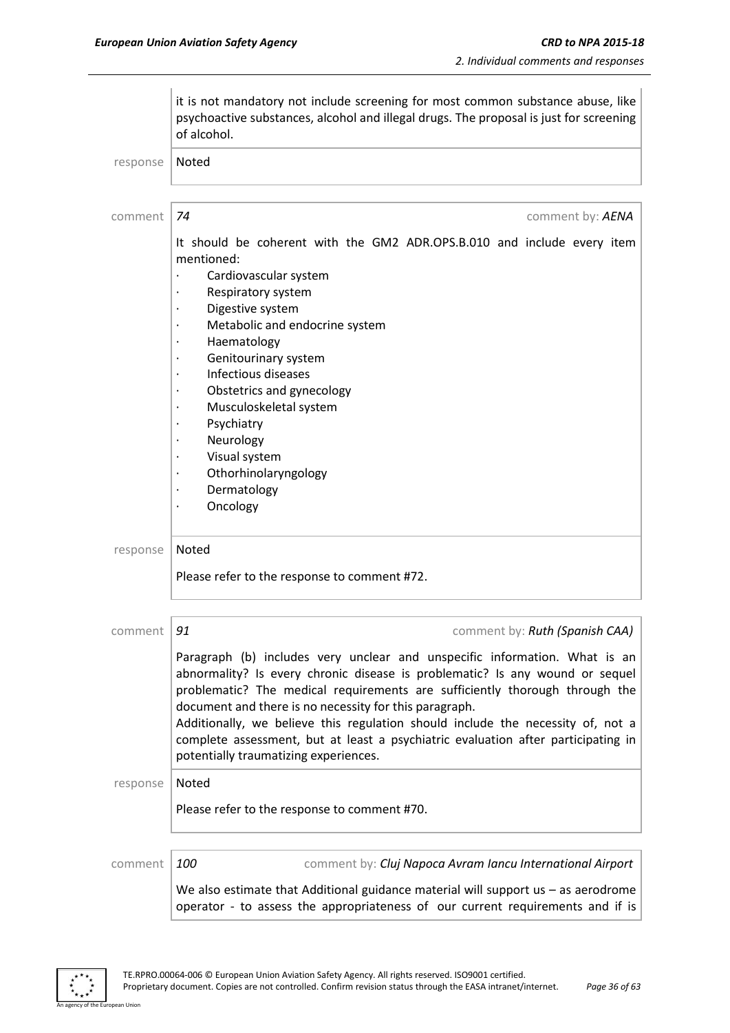it is not mandatory not include screening for most common substance abuse, like psychoactive substances, alcohol and illegal drugs. The proposal is just for screening of alcohol.

response | Noted

comment | *74* comment by: ***AENA***

It should be coherent with the GM2 ADR.OPS.B.010 and include every item mentioned:

- Cardiovascular system
- Respiratory system
- Digestive system
- Metabolic and endocrine system
- Haematology
- Genitourinary system
- Infectious diseases
- Obstetrics and gynecology
- Musculoskeletal system
- Psychiatry
- Neurology
- Visual system
- Othorhinolaryngology
- Dermatology
- Oncology

response | Noted

Please refer to the response to comment #72.

comment | *91* comment by: ***Ruth (Spanish CAA)***

Paragraph (b) includes very unclear and unspecific information. What is an abnormality? Is every chronic disease is problematic? Is any wound or sequel problematic? The medical requirements are sufficiently thorough through the document and there is no necessity for this paragraph.
Additionally, we believe this regulation should include the necessity of, not a complete assessment, but at least a psychiatric evaluation after participating in potentially traumatizing experiences.

response | Noted

Please refer to the response to comment #70.

comment | *100* comment by: ***Cluj Napoca Avram Iancu International Airport***

We also estimate that Additional guidance material will support us – as aerodrome operator - to assess the appropriateness of our current requirements and if is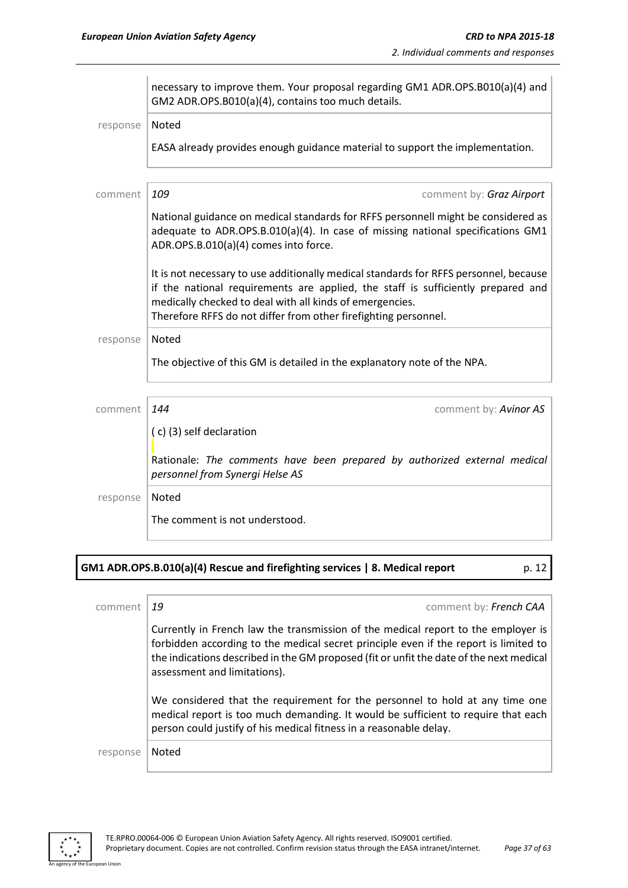| | |
|---|---|
| | necessary to improve them. Your proposal regarding GM1 ADR.OPS.B010(a)(4) and GM2 ADR.OPS.B010(a)(4), contains too much details. |
| response | Noted<br><br>EASA already provides enough guidance material to support the implementation. |

| | |
|---|---|
| comment | *109* comment by: *Graz Airport*<br><br>National guidance on medical standards for RFFS personnell might be considered as adequate to ADR.OPS.B.010(a)(4). In case of missing national specifications GM1 ADR.OPS.B.010(a)(4) comes into force.<br><br>It is not necessary to use additionally medical standards for RFFS personnel, because if the national requirements are applied, the staff is sufficiently prepared and medically checked to deal with all kinds of emergencies.<br>Therefore RFFS do not differ from other firefighting personnel. |
| response | Noted<br><br>The objective of this GM is detailed in the explanatory note of the NPA. |

| | |
|---|---|
| comment | *144* comment by: *Avinor AS*<br><br>( c) (3) self declaration<br><br>Rationale: *The comments have been prepared by authorized external medical personnel from Synergi Helse AS* |
| response | Noted<br><br>The comment is not understood. |

**GM1 ADR.OPS.B.010(a)(4) Rescue and firefighting services | 8. Medical report** p. 12

| | |
|---|---|
| comment | *19* comment by: *French CAA*<br><br>Currently in French law the transmission of the medical report to the employer is forbidden according to the medical secret principle even if the report is limited to the indications described in the GM proposed (fit or unfit the date of the next medical assessment and limitations).<br><br>We considered that the requirement for the personnel to hold at any time one medical report is too much demanding. It would be sufficient to require that each person could justify of his medical fitness in a reasonable delay. |
| response | Noted |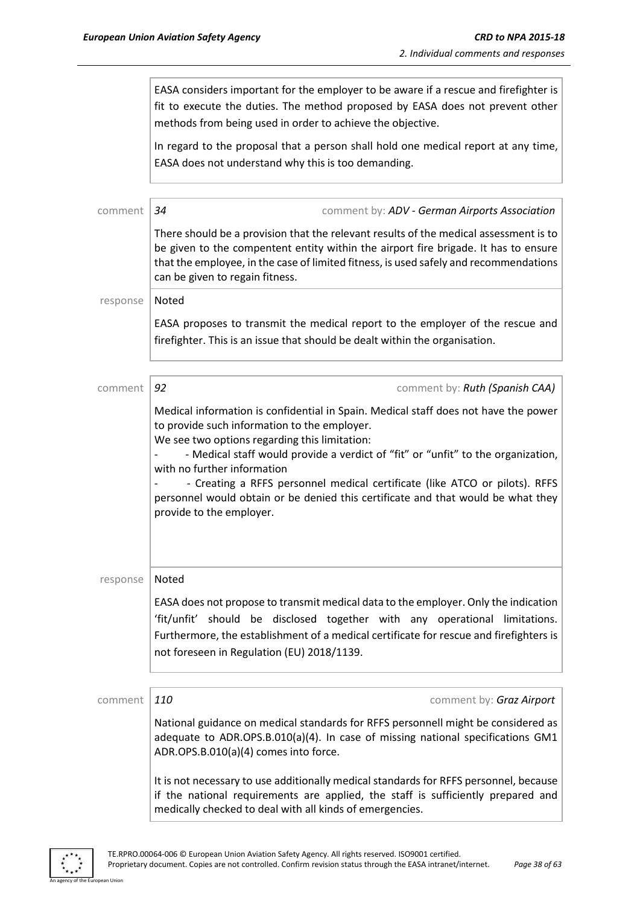EASA considers important for the employer to be aware if a rescue and firefighter is fit to execute the duties. The method proposed by EASA does not prevent other methods from being used in order to achieve the objective.

In regard to the proposal that a person shall hold one medical report at any time, EASA does not understand why this is too demanding.

comment 34 — comment by: *ADV - German Airports Association*

There should be a provision that the relevant results of the medical assessment is to be given to the compentent entity within the airport fire brigade. It has to ensure that the employee, in the case of limited fitness, is used safely and recommendations can be given to regain fitness.

response — Noted

EASA proposes to transmit the medical report to the employer of the rescue and firefighter. This is an issue that should be dealt within the organisation.

comment 92 — comment by: *Ruth (Spanish CAA)*

Medical information is confidential in Spain. Medical staff does not have the power to provide such information to the employer.
We see two options regarding this limitation:

- - Medical staff would provide a verdict of "fit" or "unfit" to the organization, with no further information
- - Creating a RFFS personnel medical certificate (like ATCO or pilots). RFFS personnel would obtain or be denied this certificate and that would be what they provide to the employer.

response — Noted

EASA does not propose to transmit medical data to the employer. Only the indication 'fit/unfit' should be disclosed together with any operational limitations. Furthermore, the establishment of a medical certificate for rescue and firefighters is not foreseen in Regulation (EU) 2018/1139.

comment 110 — comment by: *Graz Airport*

National guidance on medical standards for RFFS personnell might be considered as adequate to ADR.OPS.B.010(a)(4). In case of missing national specifications GM1 ADR.OPS.B.010(a)(4) comes into force.

It is not necessary to use additionally medical standards for RFFS personnel, because if the national requirements are applied, the staff is sufficiently prepared and medically checked to deal with all kinds of emergencies.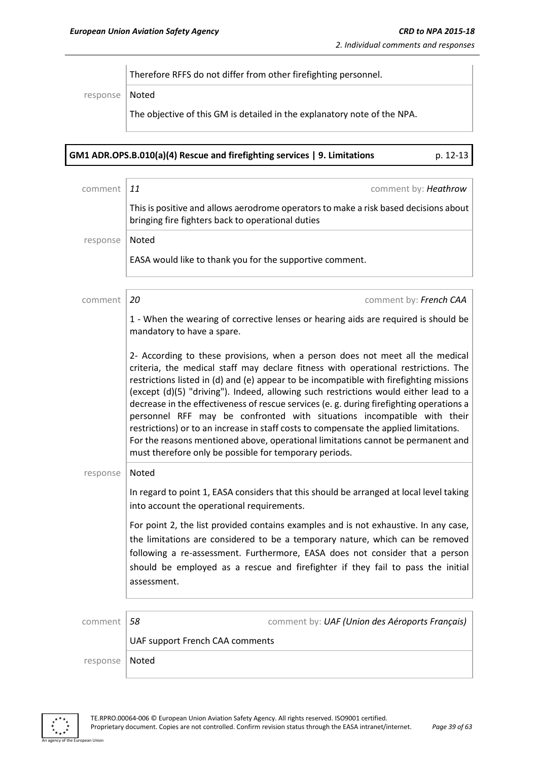Therefore RFFS do not differ from other firefighting personnel.

response | Noted

The objective of this GM is detailed in the explanatory note of the NPA.

**GM1 ADR.OPS.B.010(a)(4) Rescue and firefighting services | 9. Limitations** p. 12-13

comment | *11* comment by: *Heathrow*

This is positive and allows aerodrome operators to make a risk based decisions about bringing fire fighters back to operational duties

response | Noted

EASA would like to thank you for the supportive comment.

comment | *20* comment by: *French CAA*

1 - When the wearing of corrective lenses or hearing aids are required is should be mandatory to have a spare.

2- According to these provisions, when a person does not meet all the medical criteria, the medical staff may declare fitness with operational restrictions. The restrictions listed in (d) and (e) appear to be incompatible with firefighting missions (except (d)(5) "driving"). Indeed, allowing such restrictions would either lead to a decrease in the effectiveness of rescue services (e. g. during firefighting operations a personnel RFF may be confronted with situations incompatible with their restrictions) or to an increase in staff costs to compensate the applied limitations. For the reasons mentioned above, operational limitations cannot be permanent and must therefore only be possible for temporary periods.

response | Noted

In regard to point 1, EASA considers that this should be arranged at local level taking into account the operational requirements.

For point 2, the list provided contains examples and is not exhaustive. In any case, the limitations are considered to be a temporary nature, which can be removed following a re-assessment. Furthermore, EASA does not consider that a person should be employed as a rescue and firefighter if they fail to pass the initial assessment.

comment | *58* comment by: *UAF (Union des Aéroports Français)*

UAF support French CAA comments

response | Noted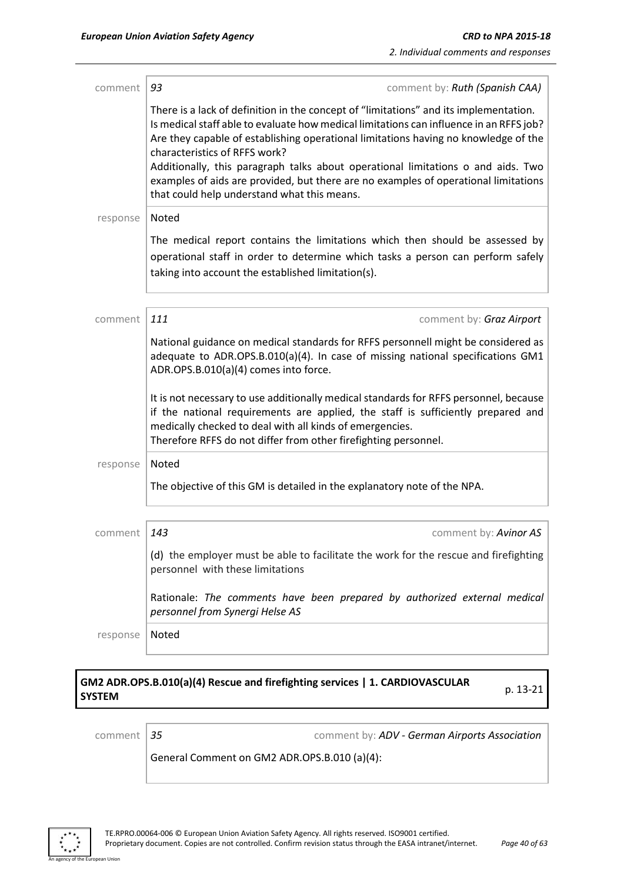comment | *93* | comment by: *Ruth (Spanish CAA)*

There is a lack of definition in the concept of "limitations" and its implementation. Is medical staff able to evaluate how medical limitations can influence in an RFFS job? Are they capable of establishing operational limitations having no knowledge of the characteristics of RFFS work?
Additionally, this paragraph talks about operational limitations o and aids. Two examples of aids are provided, but there are no examples of operational limitations that could help understand what this means.

response | Noted

The medical report contains the limitations which then should be assessed by operational staff in order to determine which tasks a person can perform safely taking into account the established limitation(s).

comment | *111* | comment by: *Graz Airport*

National guidance on medical standards for RFFS personnell might be considered as adequate to ADR.OPS.B.010(a)(4). In case of missing national specifications GM1 ADR.OPS.B.010(a)(4) comes into force.

It is not necessary to use additionally medical standards for RFFS personnel, because if the national requirements are applied, the staff is sufficiently prepared and medically checked to deal with all kinds of emergencies.
Therefore RFFS do not differ from other firefighting personnel.

response | Noted

The objective of this GM is detailed in the explanatory note of the NPA.

comment | *143* | comment by: *Avinor AS*

(d) the employer must be able to facilitate the work for the rescue and firefighting personnel with these limitations

Rationale: *The comments have been prepared by authorized external medical personnel from Synergi Helse AS*

response | Noted

**GM2 ADR.OPS.B.010(a)(4) Rescue and firefighting services | 1. CARDIOVASCULAR SYSTEM** p. 13-21

comment | *35* | comment by: *ADV - German Airports Association*

General Comment on GM2 ADR.OPS.B.010 (a)(4):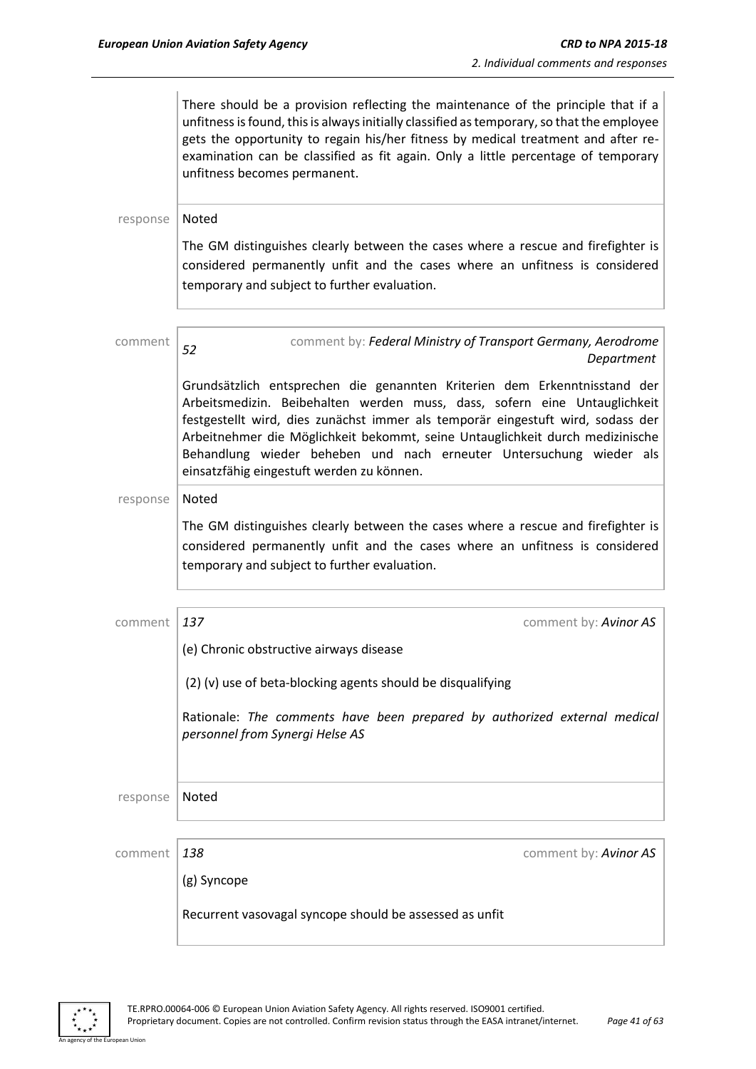There should be a provision reflecting the maintenance of the principle that if a unfitness is found, this is always initially classified as temporary, so that the employee gets the opportunity to regain his/her fitness by medical treatment and after re-examination can be classified as fit again. Only a little percentage of temporary unfitness becomes permanent.

response | Noted

The GM distinguishes clearly between the cases where a rescue and firefighter is considered permanently unfit and the cases where an unfitness is considered temporary and subject to further evaluation.

comment | *52* comment by: ***Federal Ministry of Transport Germany, Aerodrome Department***

Grundsätzlich entsprechen die genannten Kriterien dem Erkenntnisstand der Arbeitsmedizin. Beibehalten werden muss, dass, sofern eine Untauglichkeit festgestellt wird, dies zunächst immer als temporär eingestuft wird, sodass der Arbeitnehmer die Möglichkeit bekommt, seine Untauglichkeit durch medizinische Behandlung wieder beheben und nach erneuter Untersuchung wieder als einsatzfähig eingestuft werden zu können.

response | Noted

The GM distinguishes clearly between the cases where a rescue and firefighter is considered permanently unfit and the cases where an unfitness is considered temporary and subject to further evaluation.

comment | *137* comment by: ***Avinor AS***

(e) Chronic obstructive airways disease

(2) (v) use of beta-blocking agents should be disqualifying

Rationale: *The comments have been prepared by authorized external medical personnel from Synergi Helse AS*

response | Noted

comment | *138* comment by: ***Avinor AS***

(g) Syncope

Recurrent vasovagal syncope should be assessed as unfit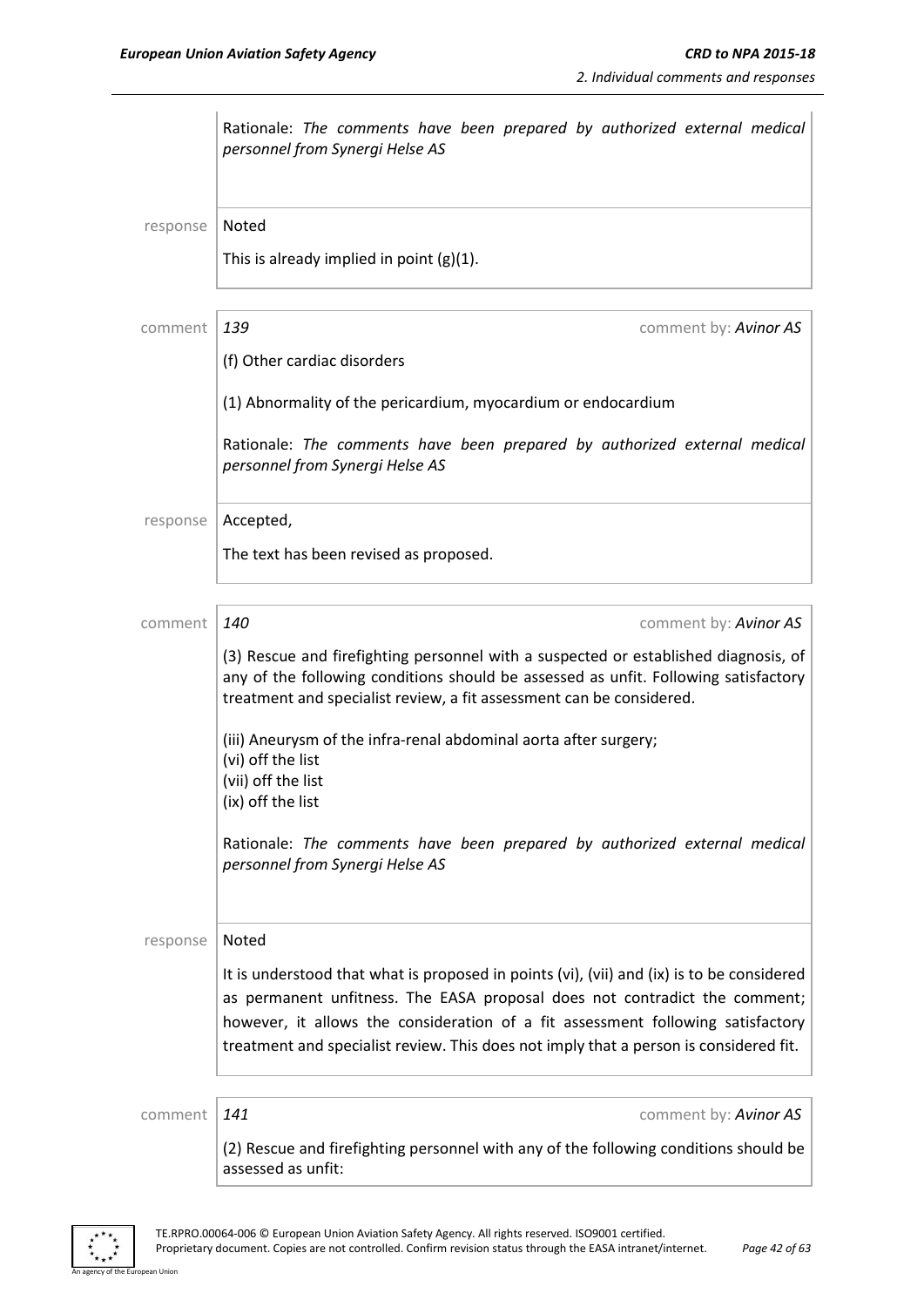Rationale: *The comments have been prepared by authorized external medical personnel from Synergi Helse AS*

response | Noted

This is already implied in point (g)(1).

---

comment | *139* comment by: *Avinor AS*

(f) Other cardiac disorders

(1) Abnormality of the pericardium, myocardium or endocardium

Rationale: *The comments have been prepared by authorized external medical personnel from Synergi Helse AS*

response | Accepted,

The text has been revised as proposed.

---

comment | *140* comment by: *Avinor AS*

(3) Rescue and firefighting personnel with a suspected or established diagnosis, of any of the following conditions should be assessed as unfit. Following satisfactory treatment and specialist review, a fit assessment can be considered.

(iii) Aneurysm of the infra-renal abdominal aorta after surgery;
(vi) off the list
(vii) off the list
(ix) off the list

Rationale: *The comments have been prepared by authorized external medical personnel from Synergi Helse AS*

response | Noted

It is understood that what is proposed in points (vi), (vii) and (ix) is to be considered as permanent unfitness. The EASA proposal does not contradict the comment; however, it allows the consideration of a fit assessment following satisfactory treatment and specialist review. This does not imply that a person is considered fit.

---

comment | *141* comment by: *Avinor AS*

(2) Rescue and firefighting personnel with any of the following conditions should be assessed as unfit: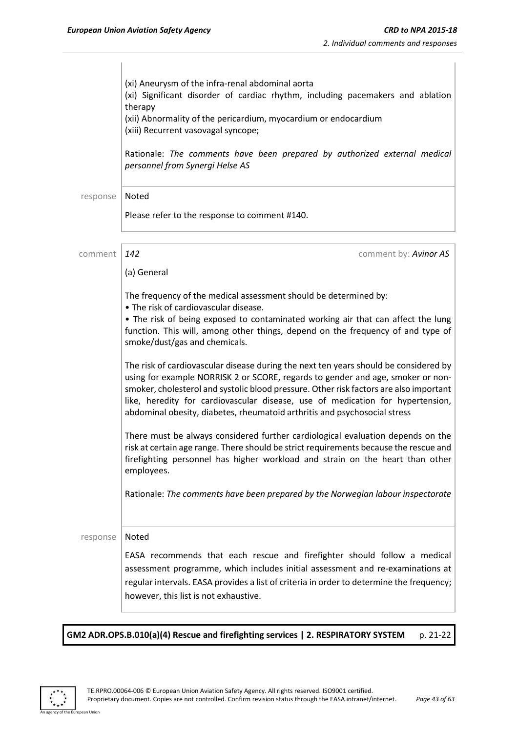(xi) Aneurysm of the infra-renal abdominal aorta
(xi) Significant disorder of cardiac rhythm, including pacemakers and ablation therapy
(xii) Abnormality of the pericardium, myocardium or endocardium
(xiii) Recurrent vasovagal syncope;

Rationale: *The comments have been prepared by authorized external medical personnel from Synergi Helse AS*

response | Noted

Please refer to the response to comment #140.

comment | *142* | comment by: *Avinor AS*

(a) General

The frequency of the medical assessment should be determined by:
• The risk of cardiovascular disease.
• The risk of being exposed to contaminated working air that can affect the lung function. This will, among other things, depend on the frequency of and type of smoke/dust/gas and chemicals.

The risk of cardiovascular disease during the next ten years should be considered by using for example NORRISK 2 or SCORE, regards to gender and age, smoker or non-smoker, cholesterol and systolic blood pressure. Other risk factors are also important like, heredity for cardiovascular disease, use of medication for hypertension, abdominal obesity, diabetes, rheumatoid arthritis and psychosocial stress

There must be always considered further cardiological evaluation depends on the risk at certain age range. There should be strict requirements because the rescue and firefighting personnel has higher workload and strain on the heart than other employees.

Rationale: *The comments have been prepared by the Norwegian labour inspectorate*

response | Noted

EASA recommends that each rescue and firefighter should follow a medical assessment programme, which includes initial assessment and re-examinations at regular intervals. EASA provides a list of criteria in order to determine the frequency; however, this list is not exhaustive.

**GM2 ADR.OPS.B.010(a)(4) Rescue and firefighting services | 2. RESPIRATORY SYSTEM** p. 21-22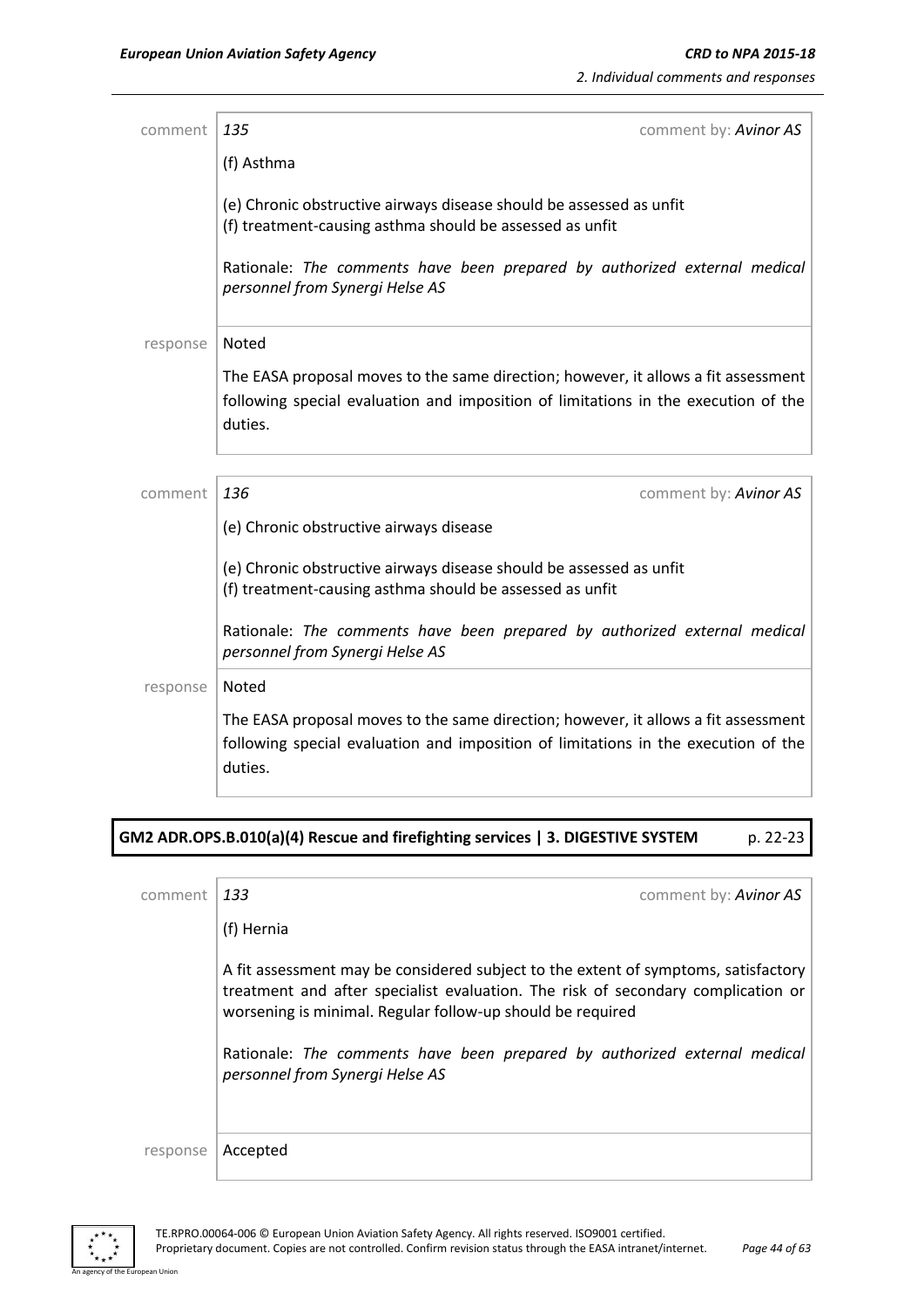| | |
|---|---|
| comment | *135* comment by: *Avinor AS* |
| | (f) Asthma<br><br>(e) Chronic obstructive airways disease should be assessed as unfit<br>(f) treatment-causing asthma should be assessed as unfit<br><br>Rationale: *The comments have been prepared by authorized external medical personnel from Synergi Helse AS* |
| response | Noted<br><br>The EASA proposal moves to the same direction; however, it allows a fit assessment following special evaluation and imposition of limitations in the execution of the duties. |

| | |
|---|---|
| comment | *136* comment by: *Avinor AS* |
| | (e) Chronic obstructive airways disease<br><br>(e) Chronic obstructive airways disease should be assessed as unfit<br>(f) treatment-causing asthma should be assessed as unfit<br><br>Rationale: *The comments have been prepared by authorized external medical personnel from Synergi Helse AS* |
| response | Noted<br><br>The EASA proposal moves to the same direction; however, it allows a fit assessment following special evaluation and imposition of limitations in the execution of the duties. |

**GM2 ADR.OPS.B.010(a)(4) Rescue and firefighting services | 3. DIGESTIVE SYSTEM** p. 22-23

| | |
|---|---|
| comment | *133* comment by: *Avinor AS* |
| | (f) Hernia<br><br>A fit assessment may be considered subject to the extent of symptoms, satisfactory treatment and after specialist evaluation. The risk of secondary complication or worsening is minimal. Regular follow-up should be required<br><br>Rationale: *The comments have been prepared by authorized external medical personnel from Synergi Helse AS* |
| response | Accepted |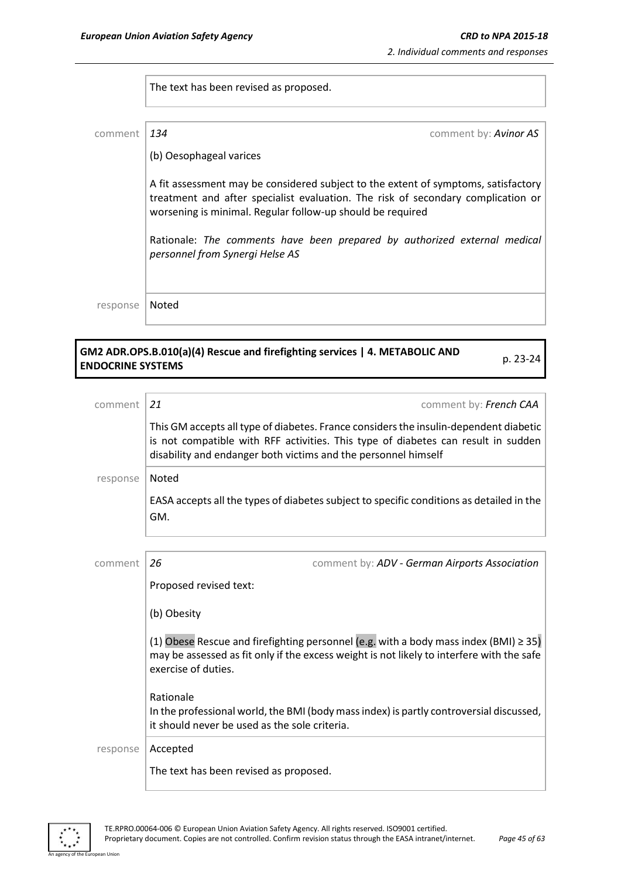The text has been revised as proposed.

comment | *134* | comment by: *Avinor AS*

(b) Oesophageal varices

A fit assessment may be considered subject to the extent of symptoms, satisfactory treatment and after specialist evaluation. The risk of secondary complication or worsening is minimal. Regular follow-up should be required

Rationale: *The comments have been prepared by authorized external medical personnel from Synergi Helse AS*

response | Noted

## GM2 ADR.OPS.B.010(a)(4) Rescue and firefighting services | 4. METABOLIC AND ENDOCRINE SYSTEMS — p. 23-24

comment | *21* | comment by: *French CAA*

This GM accepts all type of diabetes. France considers the insulin-dependent diabetic is not compatible with RFF activities. This type of diabetes can result in sudden disability and endanger both victims and the personnel himself

response | Noted

EASA accepts all the types of diabetes subject to specific conditions as detailed in the GM.

comment | *26* | comment by: *ADV - German Airports Association*

Proposed revised text:

(b) Obesity

(1) Obese Rescue and firefighting personnel (e.g. with a body mass index (BMI) ≥ 35) may be assessed as fit only if the excess weight is not likely to interfere with the safe exercise of duties.

Rationale
In the professional world, the BMI (body mass index) is partly controversial discussed, it should never be used as the sole criteria.

response | Accepted

The text has been revised as proposed.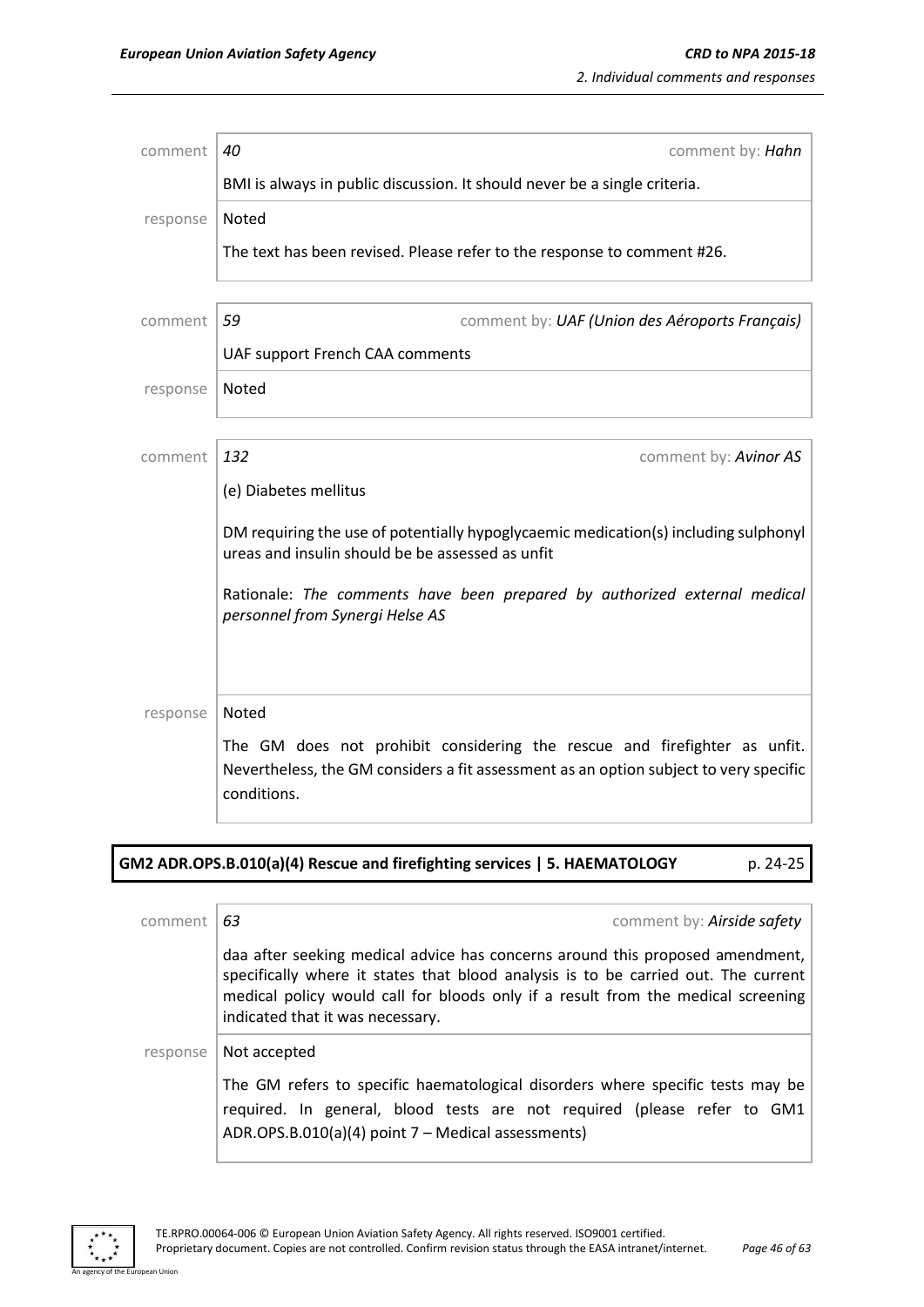| comment | *40* comment by: ***Hahn*** |
|---|---|
| | BMI is always in public discussion. It should never be a single criteria. |
| response | Noted<br><br>The text has been revised. Please refer to the response to comment #26. |

| comment | *59* comment by: ***UAF (Union des Aéroports Français)*** |
|---|---|
| | UAF support French CAA comments |
| response | Noted |

| comment | *132* comment by: ***Avinor AS*** |
|---|---|
| | (e) Diabetes mellitus<br><br>DM requiring the use of potentially hypoglycaemic medication(s) including sulphonyl ureas and insulin should be be assessed as unfit<br><br>Rationale: *The comments have been prepared by authorized external medical personnel from Synergi Helse AS* |
| response | Noted<br><br>The GM does not prohibit considering the rescue and firefighter as unfit. Nevertheless, the GM considers a fit assessment as an option subject to very specific conditions. |

**GM2 ADR.OPS.B.010(a)(4) Rescue and firefighting services | 5. HAEMATOLOGY p. 24-25**

| comment | *63* comment by: ***Airside safety*** |
|---|---|
| | daa after seeking medical advice has concerns around this proposed amendment, specifically where it states that blood analysis is to be carried out. The current medical policy would call for bloods only if a result from the medical screening indicated that it was necessary. |
| response | Not accepted<br><br>The GM refers to specific haematological disorders where specific tests may be required. In general, blood tests are not required (please refer to GM1 ADR.OPS.B.010(a)(4) point 7 – Medical assessments) |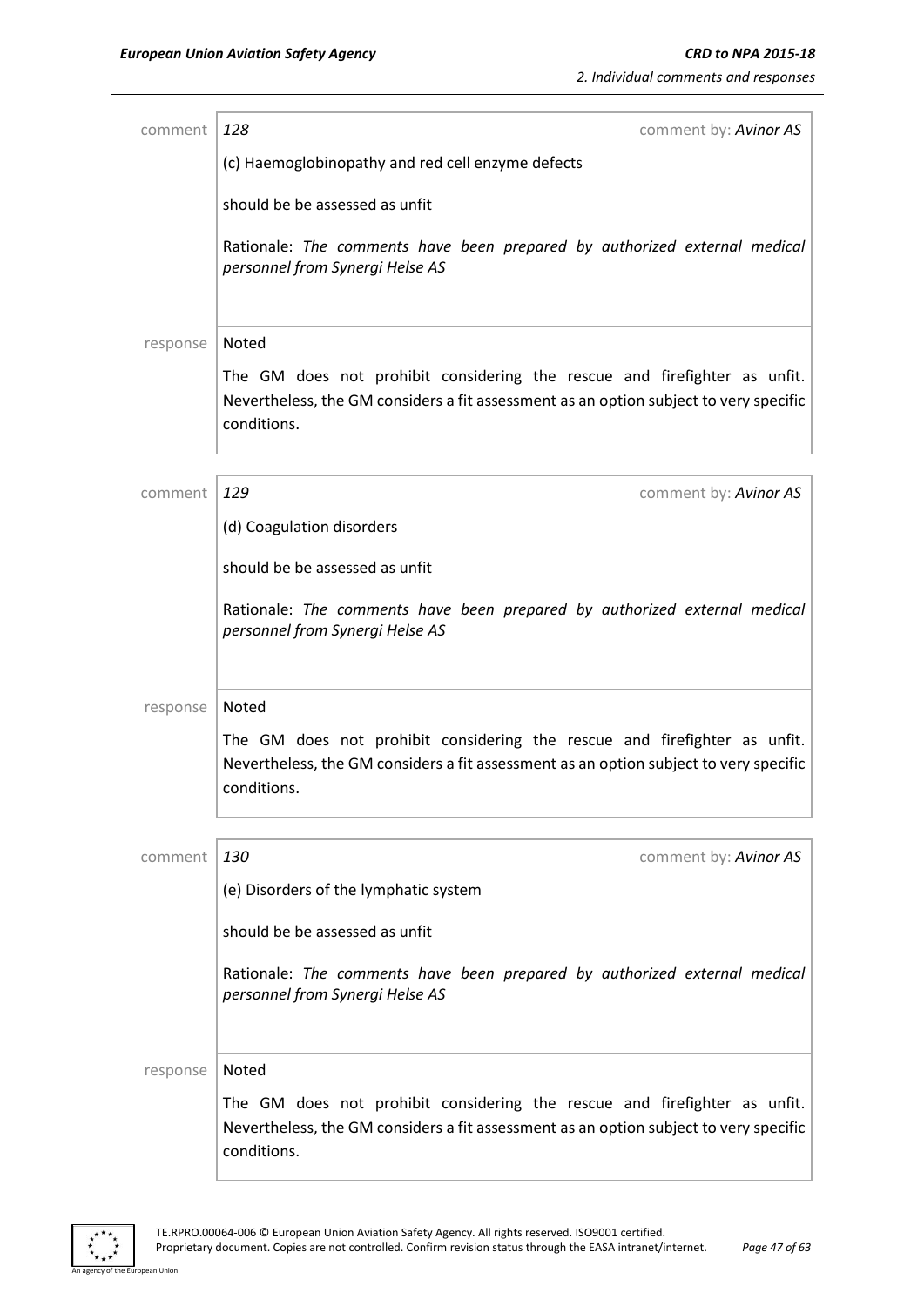comment | *128* comment by: *Avinor AS*

(c) Haemoglobinopathy and red cell enzyme defects

should be be assessed as unfit

Rationale: *The comments have been prepared by authorized external medical personnel from Synergi Helse AS*

response | Noted

The GM does not prohibit considering the rescue and firefighter as unfit. Nevertheless, the GM considers a fit assessment as an option subject to very specific conditions.

comment | *129* comment by: *Avinor AS*

(d) Coagulation disorders

should be be assessed as unfit

Rationale: *The comments have been prepared by authorized external medical personnel from Synergi Helse AS*

response | Noted

The GM does not prohibit considering the rescue and firefighter as unfit. Nevertheless, the GM considers a fit assessment as an option subject to very specific conditions.

comment | *130* comment by: *Avinor AS*

(e) Disorders of the lymphatic system

should be be assessed as unfit

Rationale: *The comments have been prepared by authorized external medical personnel from Synergi Helse AS*

response | Noted

The GM does not prohibit considering the rescue and firefighter as unfit. Nevertheless, the GM considers a fit assessment as an option subject to very specific conditions.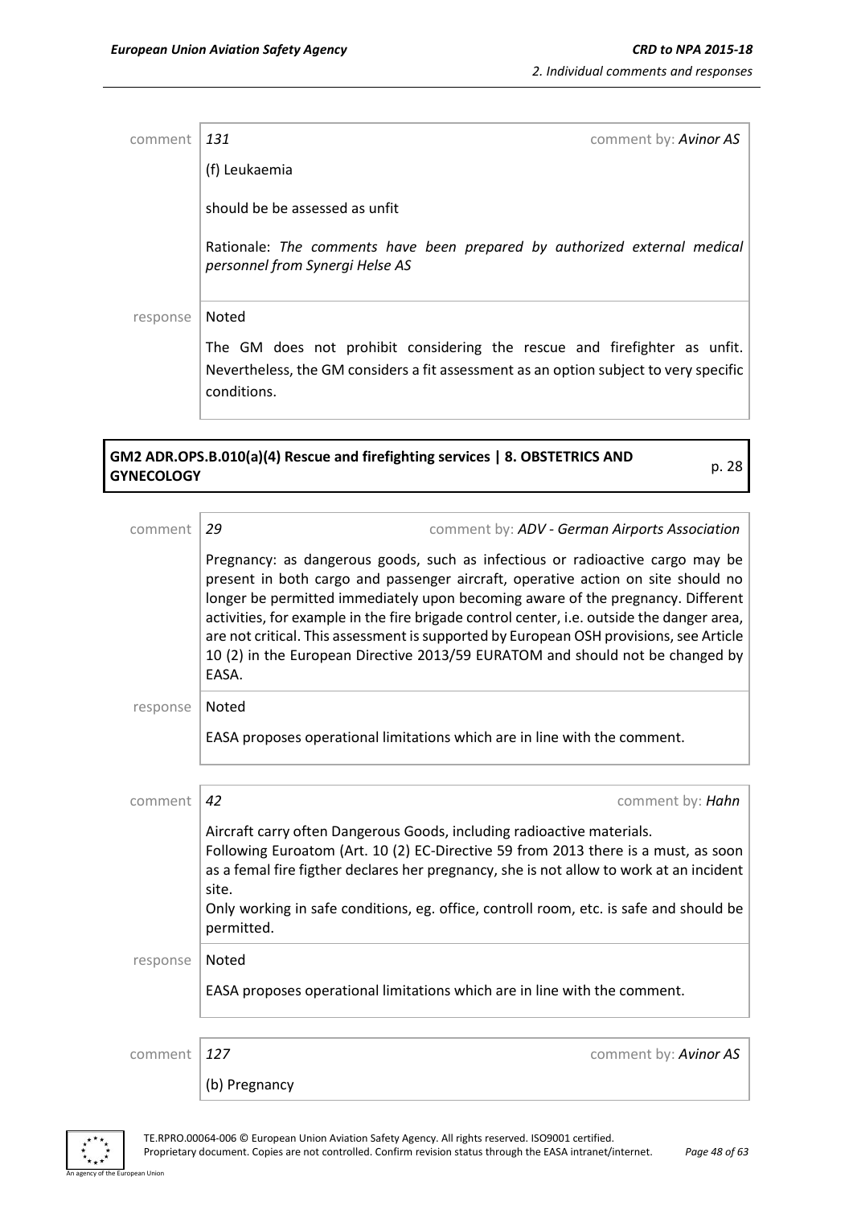comment | *131* comment by: *Avinor AS*

(f) Leukaemia

should be be assessed as unfit

Rationale: *The comments have been prepared by authorized external medical personnel from Synergi Helse AS*

response | Noted

The GM does not prohibit considering the rescue and firefighter as unfit. Nevertheless, the GM considers a fit assessment as an option subject to very specific conditions.

## GM2 ADR.OPS.B.010(a)(4) Rescue and firefighting services | 8. OBSTETRICS AND GYNECOLOGY — p. 28

comment | *29* comment by: *ADV - German Airports Association*

Pregnancy: as dangerous goods, such as infectious or radioactive cargo may be present in both cargo and passenger aircraft, operative action on site should no longer be permitted immediately upon becoming aware of the pregnancy. Different activities, for example in the fire brigade control center, i.e. outside the danger area, are not critical. This assessment is supported by European OSH provisions, see Article 10 (2) in the European Directive 2013/59 EURATOM and should not be changed by EASA.

response | Noted

EASA proposes operational limitations which are in line with the comment.

comment | *42* comment by: *Hahn*

Aircraft carry often Dangerous Goods, including radioactive materials.
Following Euroatom (Art. 10 (2) EC-Directive 59 from 2013 there is a must, as soon as a femal fire figther declares her pregnancy, she is not allow to work at an incident site.
Only working in safe conditions, eg. office, controll room, etc. is safe and should be permitted.

response | Noted

EASA proposes operational limitations which are in line with the comment.

comment | *127* comment by: *Avinor AS*

(b) Pregnancy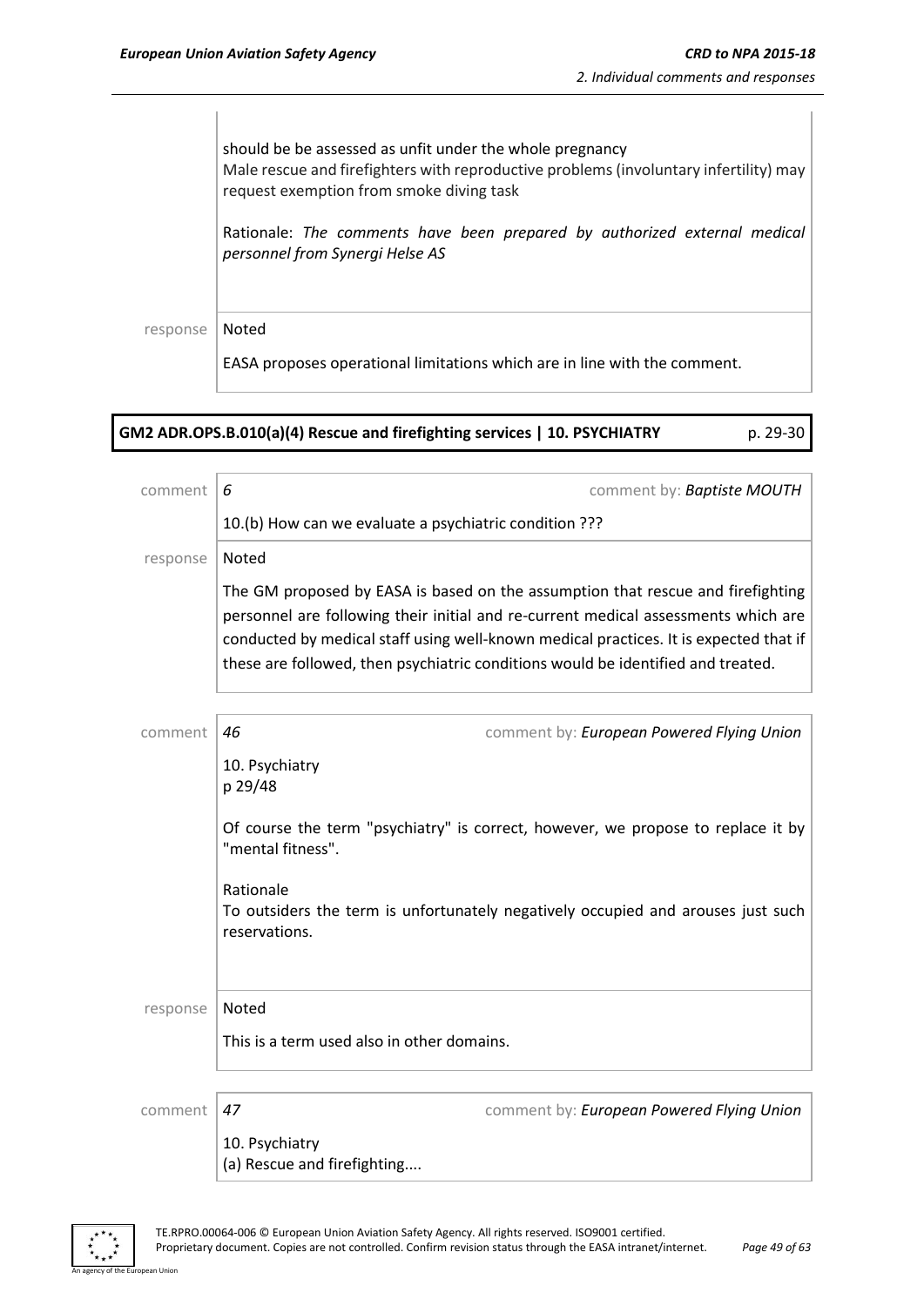should be be assessed as unfit under the whole pregnancy
Male rescue and firefighters with reproductive problems (involuntary infertility) may request exemption from smoke diving task

Rationale: *The comments have been prepared by authorized external medical personnel from Synergi Helse AS*

response | Noted

EASA proposes operational limitations which are in line with the comment.

**GM2 ADR.OPS.B.010(a)(4) Rescue and firefighting services | 10. PSYCHIATRY** p. 29-30

comment | *6* comment by: *Baptiste MOUTH*

10.(b) How can we evaluate a psychiatric condition ???

response | Noted

The GM proposed by EASA is based on the assumption that rescue and firefighting personnel are following their initial and re-current medical assessments which are conducted by medical staff using well-known medical practices. It is expected that if these are followed, then psychiatric conditions would be identified and treated.

comment | *46* comment by: *European Powered Flying Union*

10. Psychiatry
p 29/48

Of course the term "psychiatry" is correct, however, we propose to replace it by "mental fitness".

Rationale
To outsiders the term is unfortunately negatively occupied and arouses just such reservations.

response | Noted

This is a term used also in other domains.

comment | *47* comment by: *European Powered Flying Union*

10. Psychiatry
(a) Rescue and firefighting....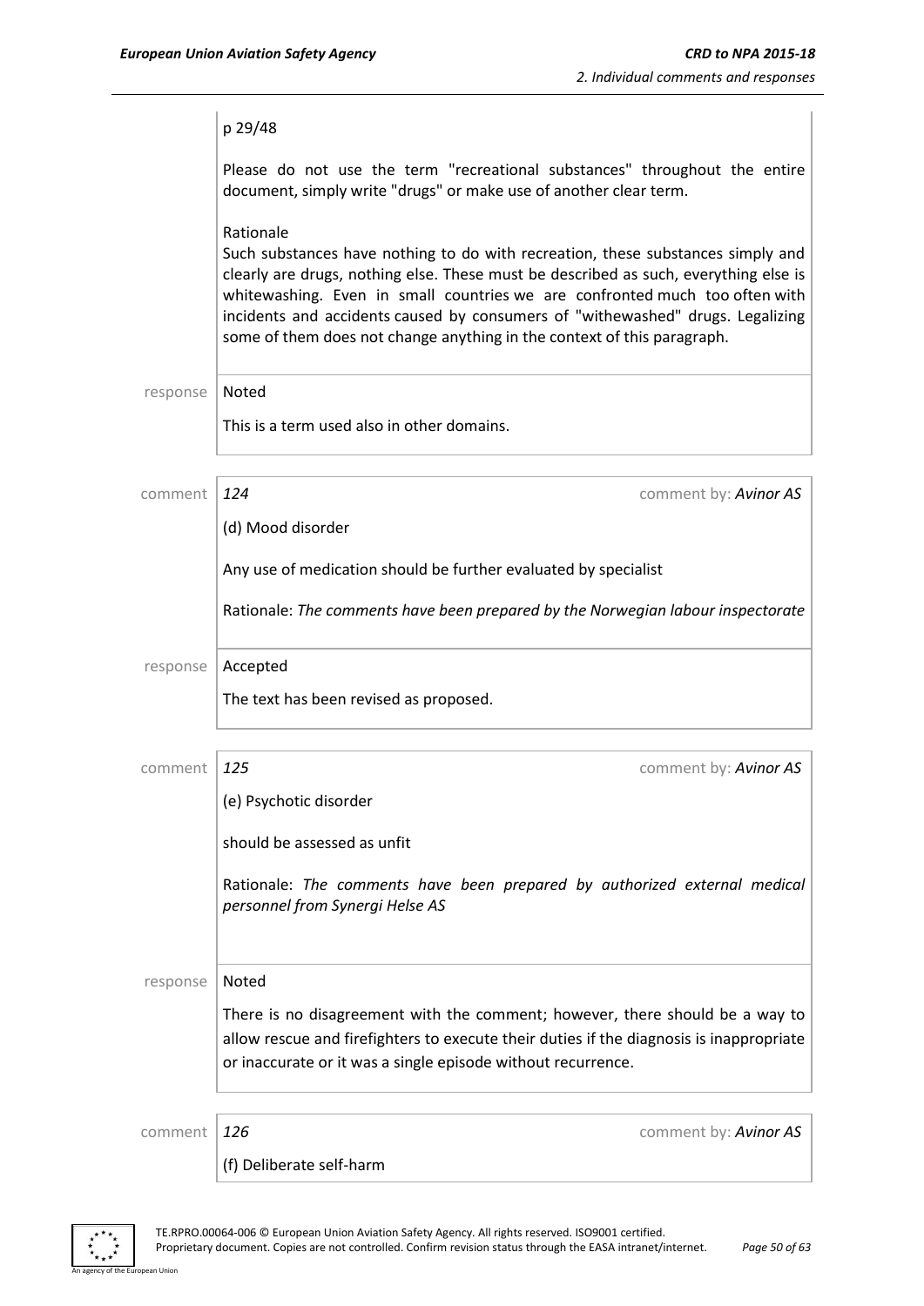p 29/48

Please do not use the term "recreational substances" throughout the entire document, simply write "drugs" or make use of another clear term.

Rationale
Such substances have nothing to do with recreation, these substances simply and clearly are drugs, nothing else. These must be described as such, everything else is whitewashing. Even in small countries we are confronted much too often with incidents and accidents caused by consumers of "withewashed" drugs. Legalizing some of them does not change anything in the context of this paragraph.

response | Noted

This is a term used also in other domains.

---

comment | *124* | comment by: *Avinor AS*

(d) Mood disorder

Any use of medication should be further evaluated by specialist

Rationale: *The comments have been prepared by the Norwegian labour inspectorate*

response | Accepted

The text has been revised as proposed.

---

comment | *125* | comment by: *Avinor AS*

(e) Psychotic disorder

should be assessed as unfit

Rationale: *The comments have been prepared by authorized external medical personnel from Synergi Helse AS*

response | Noted

There is no disagreement with the comment; however, there should be a way to allow rescue and firefighters to execute their duties if the diagnosis is inappropriate or inaccurate or it was a single episode without recurrence.

---

comment | *126* | comment by: *Avinor AS*

(f) Deliberate self-harm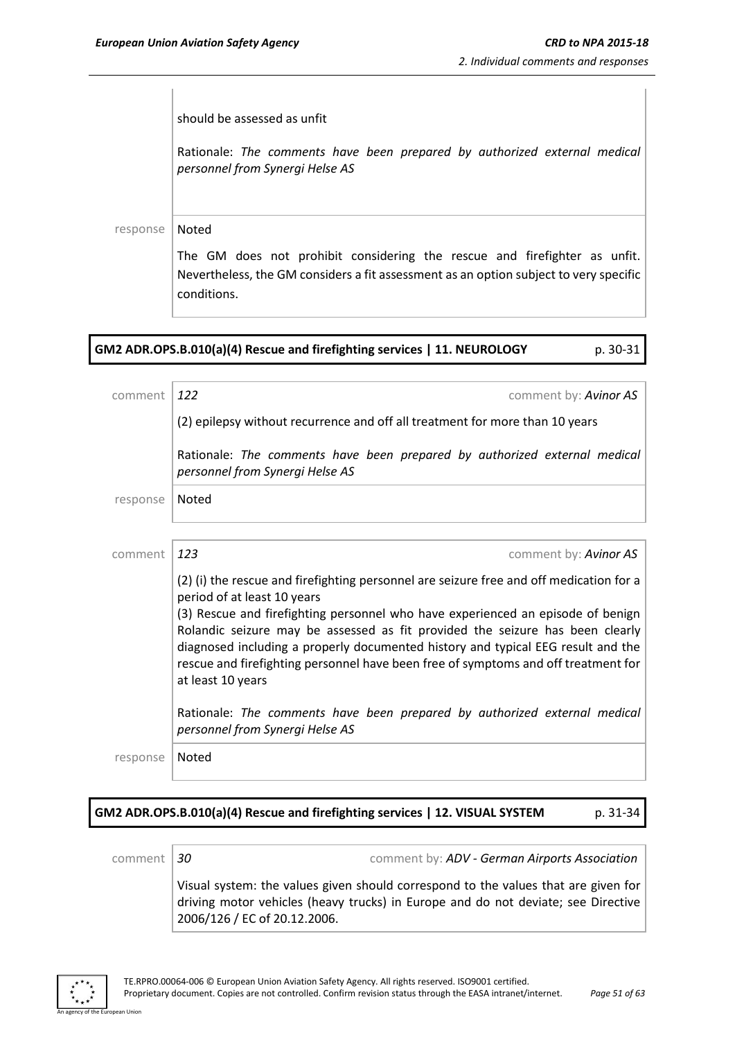should be assessed as unfit

Rationale: *The comments have been prepared by authorized external medical personnel from Synergi Helse AS*

response | Noted

The GM does not prohibit considering the rescue and firefighter as unfit. Nevertheless, the GM considers a fit assessment as an option subject to very specific conditions.

## GM2 ADR.OPS.B.010(a)(4) Rescue and firefighting services | 11. NEUROLOGY p. 30-31

comment | *122* comment by: *Avinor AS*

(2) epilepsy without recurrence and off all treatment for more than 10 years

Rationale: *The comments have been prepared by authorized external medical personnel from Synergi Helse AS*

response | Noted

comment | *123* comment by: *Avinor AS*

(2) (i) the rescue and firefighting personnel are seizure free and off medication for a period of at least 10 years

(3) Rescue and firefighting personnel who have experienced an episode of benign Rolandic seizure may be assessed as fit provided the seizure has been clearly diagnosed including a properly documented history and typical EEG result and the rescue and firefighting personnel have been free of symptoms and off treatment for at least 10 years

Rationale: *The comments have been prepared by authorized external medical personnel from Synergi Helse AS*

response | Noted

## GM2 ADR.OPS.B.010(a)(4) Rescue and firefighting services | 12. VISUAL SYSTEM p. 31-34

comment | *30* comment by: *ADV - German Airports Association*

Visual system: the values given should correspond to the values that are given for driving motor vehicles (heavy trucks) in Europe and do not deviate; see Directive 2006/126 / EC of 20.12.2006.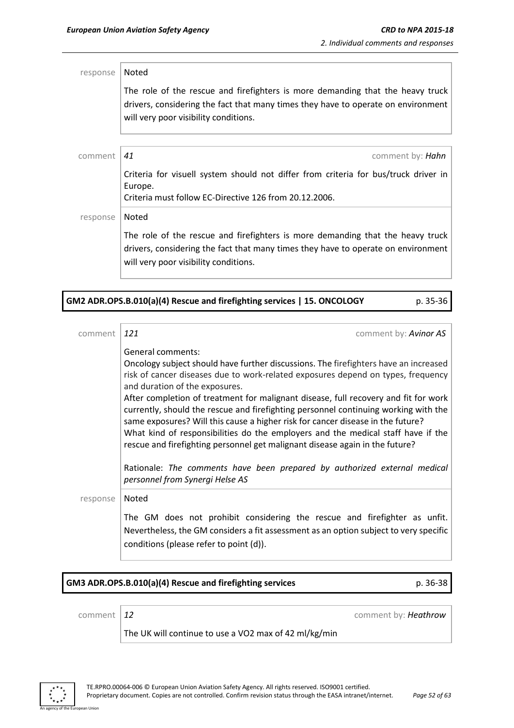response | Noted

The role of the rescue and firefighters is more demanding that the heavy truck drivers, considering the fact that many times they have to operate on environment will very poor visibility conditions.

comment | *41* comment by: ***Hahn***

Criteria for visuell system should not differ from criteria for bus/truck driver in Europe.
Criteria must follow EC-Directive 126 from 20.12.2006.

response | Noted

The role of the rescue and firefighters is more demanding that the heavy truck drivers, considering the fact that many times they have to operate on environment will very poor visibility conditions.

## GM2 ADR.OPS.B.010(a)(4) Rescue and firefighting services | 15. ONCOLOGY — p. 35-36

comment | *121* comment by: ***Avinor AS***

General comments:
Oncology subject should have further discussions. The firefighters have an increased risk of cancer diseases due to work-related exposures depend on types, frequency and duration of the exposures.
After completion of treatment for malignant disease, full recovery and fit for work currently, should the rescue and firefighting personnel continuing working with the same exposures? Will this cause a higher risk for cancer disease in the future?
What kind of responsibilities do the employers and the medical staff have if the rescue and firefighting personnel get malignant disease again in the future?

Rationale: *The comments have been prepared by authorized external medical personnel from Synergi Helse AS*

response | Noted

The GM does not prohibit considering the rescue and firefighter as unfit. Nevertheless, the GM considers a fit assessment as an option subject to very specific conditions (please refer to point (d)).

## GM3 ADR.OPS.B.010(a)(4) Rescue and firefighting services — p. 36-38

comment | *12* comment by: ***Heathrow***

The UK will continue to use a VO2 max of 42 ml/kg/min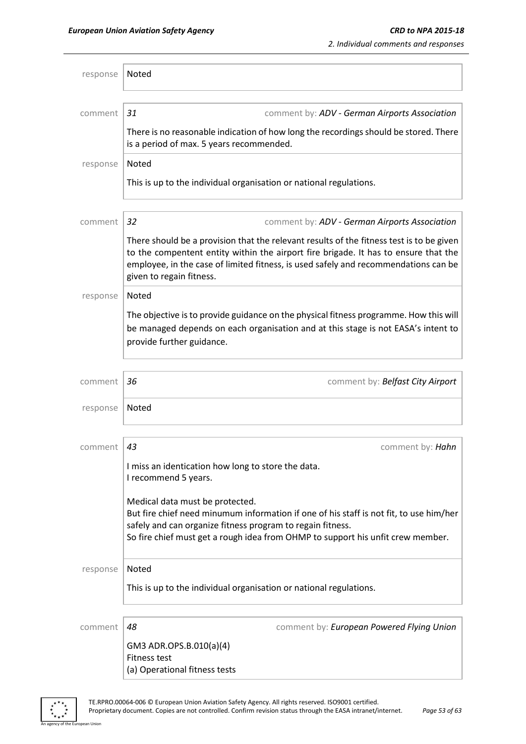| | |
|---|---|
| response | Noted |

| | |
|---|---|
| comment | *31* comment by: *ADV - German Airports Association* |
| | There is no reasonable indication of how long the recordings should be stored. There is a period of max. 5 years recommended. |
| response | Noted<br><br>This is up to the individual organisation or national regulations. |

| | |
|---|---|
| comment | *32* comment by: *ADV - German Airports Association* |
| | There should be a provision that the relevant results of the fitness test is to be given to the compentent entity within the airport fire brigade. It has to ensure that the employee, in the case of limited fitness, is used safely and recommendations can be given to regain fitness. |
| response | Noted<br><br>The objective is to provide guidance on the physical fitness programme. How this will be managed depends on each organisation and at this stage is not EASA's intent to provide further guidance. |

| | |
|---|---|
| comment | *36* comment by: *Belfast City Airport* |
| response | Noted |

| | |
|---|---|
| comment | *43* comment by: *Hahn* |
| | I miss an identication how long to store the data.<br>I recommend 5 years.<br><br>Medical data must be protected.<br>But fire chief need minumum information if one of his staff is not fit, to use him/her safely and can organize fitness program to regain fitness.<br>So fire chief must get a rough idea from OHMP to support his unfit crew member. |
| response | Noted<br><br>This is up to the individual organisation or national regulations. |

| | |
|---|---|
| comment | *48* comment by: *European Powered Flying Union* |
| | GM3 ADR.OPS.B.010(a)(4)<br>Fitness test<br>(a) Operational fitness tests |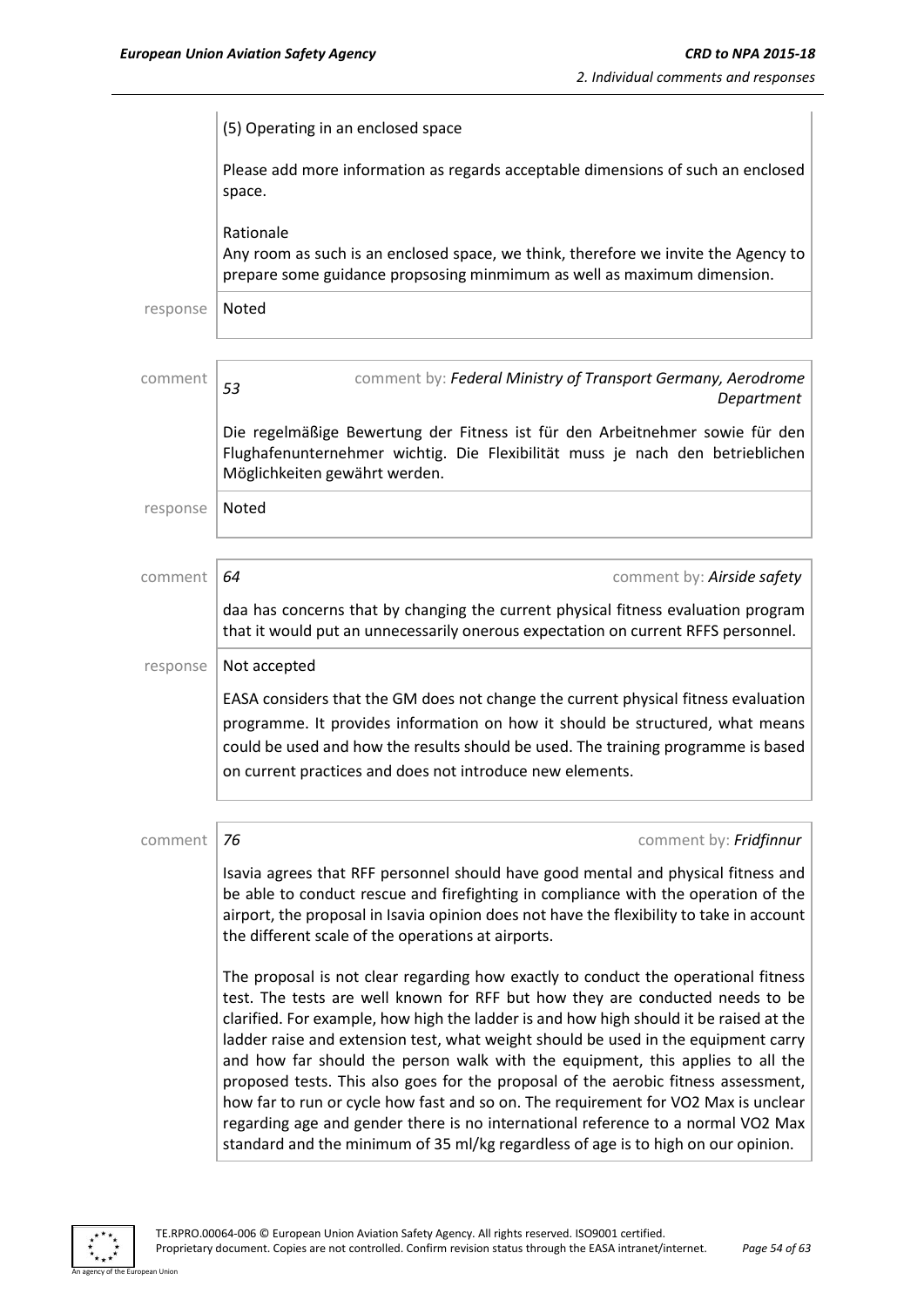(5) Operating in an enclosed space

Please add more information as regards acceptable dimensions of such an enclosed space.

Rationale
Any room as such is an enclosed space, we think, therefore we invite the Agency to prepare some guidance propsosing minmimum as well as maximum dimension.

response | Noted

---

comment | *53* — comment by: ***Federal Ministry of Transport Germany, Aerodrome Department***

Die regelmäßige Bewertung der Fitness ist für den Arbeitnehmer sowie für den Flughafenunternehmer wichtig. Die Flexibilität muss je nach den betrieblichen Möglichkeiten gewährt werden.

response | Noted

---

comment | *64* — comment by: ***Airside safety***

daa has concerns that by changing the current physical fitness evaluation program that it would put an unnecessarily onerous expectation on current RFFS personnel.

response | Not accepted

EASA considers that the GM does not change the current physical fitness evaluation programme. It provides information on how it should be structured, what means could be used and how the results should be used. The training programme is based on current practices and does not introduce new elements.

---

comment | *76* — comment by: ***Fridfinnur***

Isavia agrees that RFF personnel should have good mental and physical fitness and be able to conduct rescue and firefighting in compliance with the operation of the airport, the proposal in Isavia opinion does not have the flexibility to take in account the different scale of the operations at airports.

The proposal is not clear regarding how exactly to conduct the operational fitness test. The tests are well known for RFF but how they are conducted needs to be clarified. For example, how high the ladder is and how high should it be raised at the ladder raise and extension test, what weight should be used in the equipment carry and how far should the person walk with the equipment, this applies to all the proposed tests. This also goes for the proposal of the aerobic fitness assessment, how far to run or cycle how fast and so on. The requirement for VO2 Max is unclear regarding age and gender there is no international reference to a normal VO2 Max standard and the minimum of 35 ml/kg regardless of age is to high on our opinion.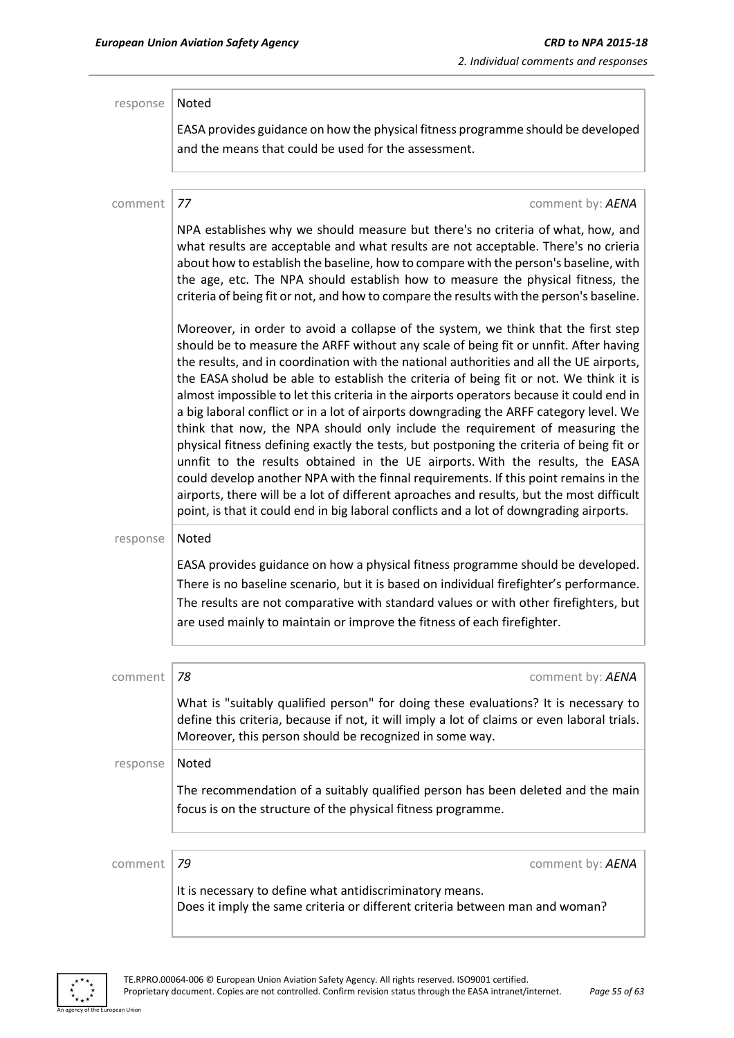response | Noted

EASA provides guidance on how the physical fitness programme should be developed and the means that could be used for the assessment.

comment | *77* comment by: *AENA*

NPA establishes why we should measure but there's no criteria of what, how, and what results are acceptable and what results are not acceptable. There's no crieria about how to establish the baseline, how to compare with the person's baseline, with the age, etc. The NPA should establish how to measure the physical fitness, the criteria of being fit or not, and how to compare the results with the person's baseline.

Moreover, in order to avoid a collapse of the system, we think that the first step should be to measure the ARFF without any scale of being fit or unnfit. After having the results, and in coordination with the national authorities and all the UE airports, the EASA sholud be able to establish the criteria of being fit or not. We think it is almost impossible to let this criteria in the airports operators because it could end in a big laboral conflict or in a lot of airports downgrading the ARFF category level. We think that now, the NPA should only include the requirement of measuring the physical fitness defining exactly the tests, but postponing the criteria of being fit or unnfit to the results obtained in the UE airports. With the results, the EASA could develop another NPA with the finnal requirements. If this point remains in the airports, there will be a lot of different aproaches and results, but the most difficult point, is that it could end in big laboral conflicts and a lot of downgrading airports.

response | Noted

EASA provides guidance on how a physical fitness programme should be developed. There is no baseline scenario, but it is based on individual firefighter's performance. The results are not comparative with standard values or with other firefighters, but are used mainly to maintain or improve the fitness of each firefighter.

comment | *78* comment by: *AENA*

What is "suitably qualified person" for doing these evaluations? It is necessary to define this criteria, because if not, it will imply a lot of claims or even laboral trials. Moreover, this person should be recognized in some way.

response | Noted

The recommendation of a suitably qualified person has been deleted and the main focus is on the structure of the physical fitness programme.

comment | *79* comment by: *AENA*

It is necessary to define what antidiscriminatory means.
Does it imply the same criteria or different criteria between man and woman?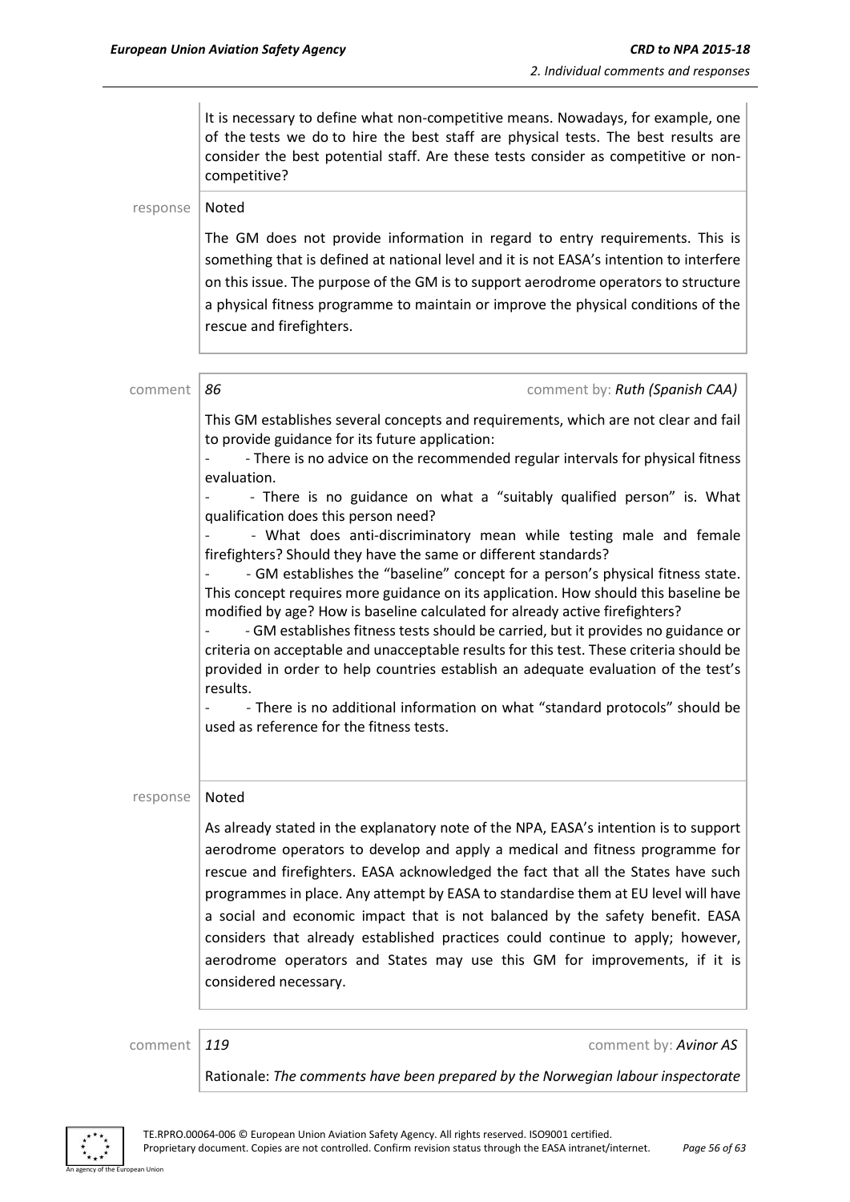It is necessary to define what non-competitive means. Nowadays, for example, one of the tests we do to hire the best staff are physical tests. The best results are consider the best potential staff. Are these tests consider as competitive or non-competitive?

response | Noted

The GM does not provide information in regard to entry requirements. This is something that is defined at national level and it is not EASA's intention to interfere on this issue. The purpose of the GM is to support aerodrome operators to structure a physical fitness programme to maintain or improve the physical conditions of the rescue and firefighters.

comment | *86* comment by: ***Ruth (Spanish CAA)***

This GM establishes several concepts and requirements, which are not clear and fail to provide guidance for its future application:

- \- There is no advice on the recommended regular intervals for physical fitness evaluation.
- \- There is no guidance on what a "suitably qualified person" is. What qualification does this person need?
- \- What does anti-discriminatory mean while testing male and female firefighters? Should they have the same or different standards?
- \- GM establishes the "baseline" concept for a person's physical fitness state. This concept requires more guidance on its application. How should this baseline be modified by age? How is baseline calculated for already active firefighters?
- \- GM establishes fitness tests should be carried, but it provides no guidance or criteria on acceptable and unacceptable results for this test. These criteria should be provided in order to help countries establish an adequate evaluation of the test's results.
- \- There is no additional information on what "standard protocols" should be used as reference for the fitness tests.

response | Noted

As already stated in the explanatory note of the NPA, EASA's intention is to support aerodrome operators to develop and apply a medical and fitness programme for rescue and firefighters. EASA acknowledged the fact that all the States have such programmes in place. Any attempt by EASA to standardise them at EU level will have a social and economic impact that is not balanced by the safety benefit. EASA considers that already established practices could continue to apply; however, aerodrome operators and States may use this GM for improvements, if it is considered necessary.

comment | *119* comment by: ***Avinor AS***

Rationale: *The comments have been prepared by the Norwegian labour inspectorate*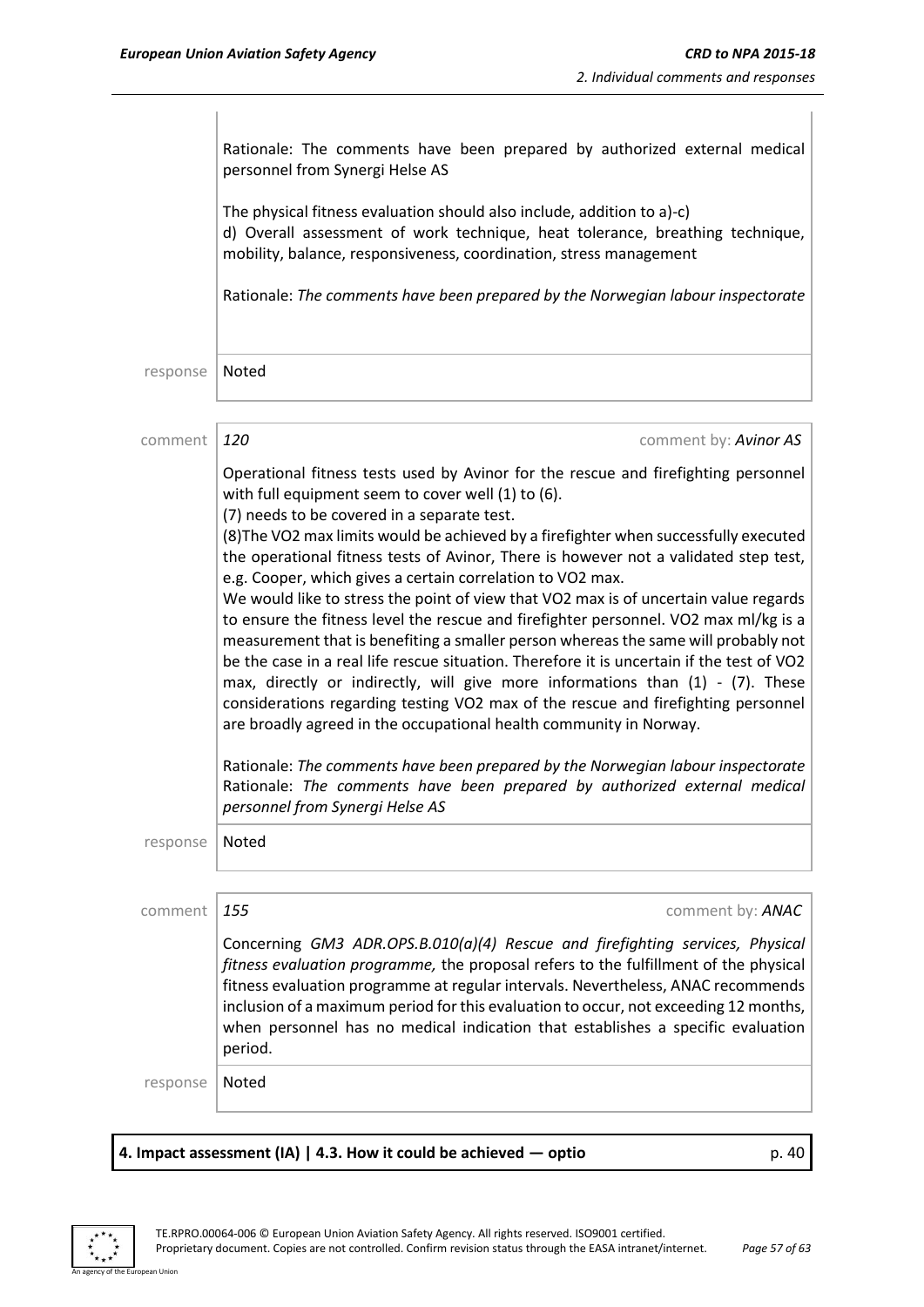Rationale: The comments have been prepared by authorized external medical personnel from Synergi Helse AS

The physical fitness evaluation should also include, addition to a)-c)
d) Overall assessment of work technique, heat tolerance, breathing technique, mobility, balance, responsiveness, coordination, stress management

Rationale: *The comments have been prepared by the Norwegian labour inspectorate*

response | Noted

---

comment | *120* | comment by: *Avinor AS*

Operational fitness tests used by Avinor for the rescue and firefighting personnel with full equipment seem to cover well (1) to (6).
(7) needs to be covered in a separate test.
(8)The VO2 max limits would be achieved by a firefighter when successfully executed the operational fitness tests of Avinor, There is however not a validated step test, e.g. Cooper, which gives a certain correlation to VO2 max.
We would like to stress the point of view that VO2 max is of uncertain value regards to ensure the fitness level the rescue and firefighter personnel. VO2 max ml/kg is a measurement that is benefiting a smaller person whereas the same will probably not be the case in a real life rescue situation. Therefore it is uncertain if the test of VO2 max, directly or indirectly, will give more informations than (1) - (7). These considerations regarding testing VO2 max of the rescue and firefighting personnel are broadly agreed in the occupational health community in Norway.

Rationale: *The comments have been prepared by the Norwegian labour inspectorate*
Rationale: *The comments have been prepared by authorized external medical personnel from Synergi Helse AS*

response | Noted

---

comment | *155* | comment by: *ANAC*

Concerning *GM3 ADR.OPS.B.010(a)(4) Rescue and firefighting services, Physical fitness evaluation programme,* the proposal refers to the fulfillment of the physical fitness evaluation programme at regular intervals. Nevertheless, ANAC recommends inclusion of a maximum period for this evaluation to occur, not exceeding 12 months, when personnel has no medical indication that establishes a specific evaluation period.

response | Noted

---

**4. Impact assessment (IA) | 4.3. How it could be achieved — optio** p. 40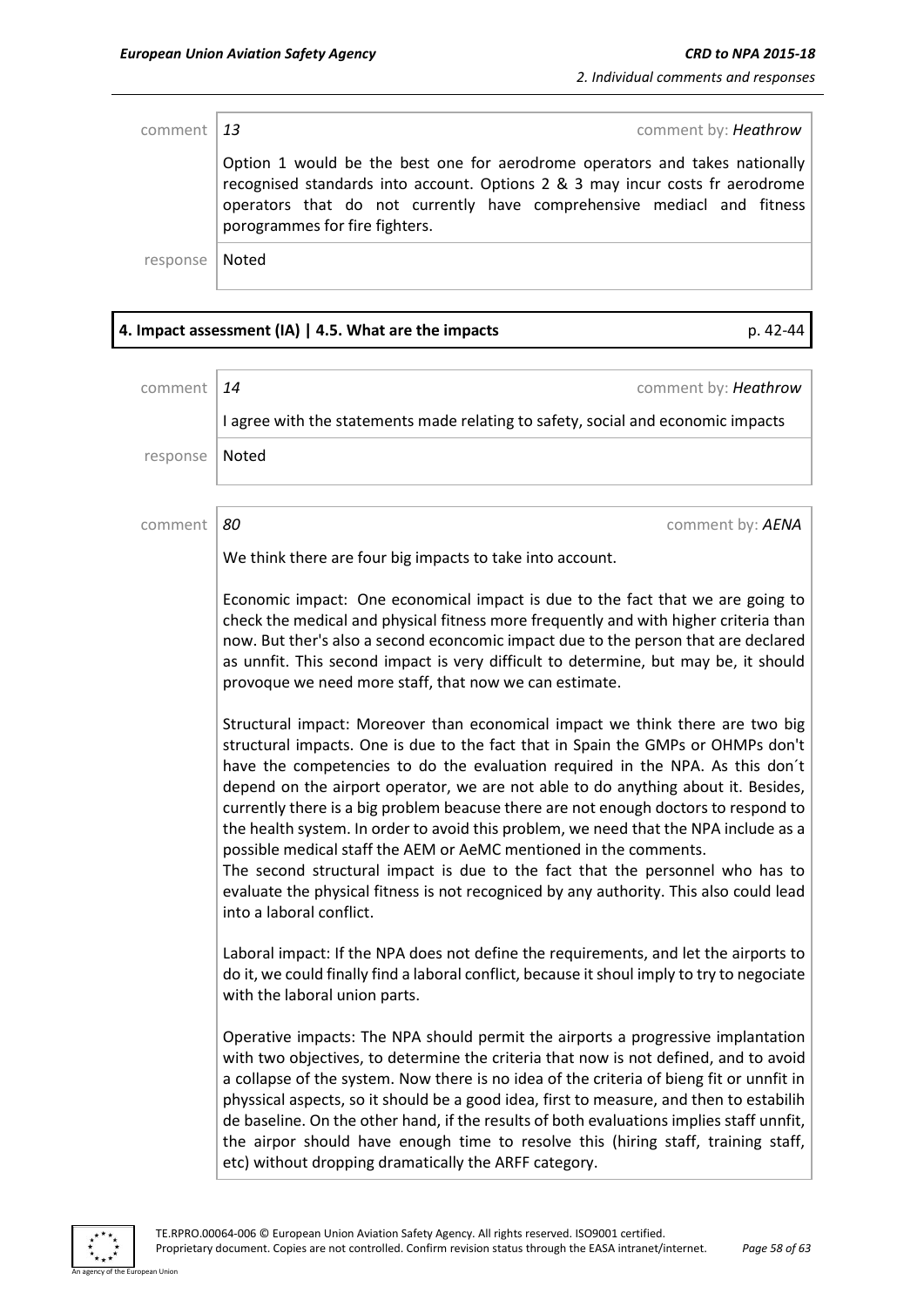comment | *13* | comment by: *Heathrow*

Option 1 would be the best one for aerodrome operators and takes nationally recognised standards into account. Options 2 & 3 may incur costs fr aerodrome operators that do not currently have comprehensive mediacl and fitness porogrammes for fire fighters.

response | Noted

**4. Impact assessment (IA) | 4.5. What are the impacts** p. 42-44

comment | *14* | comment by: *Heathrow*

I agree with the statements made relating to safety, social and economic impacts

response | Noted

comment | *80* | comment by: *AENA*

We think there are four big impacts to take into account.

Economic impact: One economical impact is due to the fact that we are going to check the medical and physical fitness more frequently and with higher criteria than now. But ther's also a second econcomic impact due to the person that are declared as unnfit. This second impact is very difficult to determine, but may be, it should provoque we need more staff, that now we can estimate.

Structural impact: Moreover than economical impact we think there are two big structural impacts. One is due to the fact that in Spain the GMPs or OHMPs don't have the competencies to do the evaluation required in the NPA. As this don´t depend on the airport operator, we are not able to do anything about it. Besides, currently there is a big problem beacuse there are not enough doctors to respond to the health system. In order to avoid this problem, we need that the NPA include as a possible medical staff the AEM or AeMC mentioned in the comments.
The second structural impact is due to the fact that the personnel who has to evaluate the physical fitness is not recogniced by any authority. This also could lead into a laboral conflict.

Laboral impact: If the NPA does not define the requirements, and let the airports to do it, we could finally find a laboral conflict, because it shoul imply to try to negociate with the laboral union parts.

Operative impacts: The NPA should permit the airports a progressive implantation with two objectives, to determine the criteria that now is not defined, and to avoid a collapse of the system. Now there is no idea of the criteria of bieng fit or unnfit in physsical aspects, so it should be a good idea, first to measure, and then to estabilih de baseline. On the other hand, if the results of both evaluations implies staff unnfit, the airpor should have enough time to resolve this (hiring staff, training staff, etc) without dropping dramatically the ARFF category.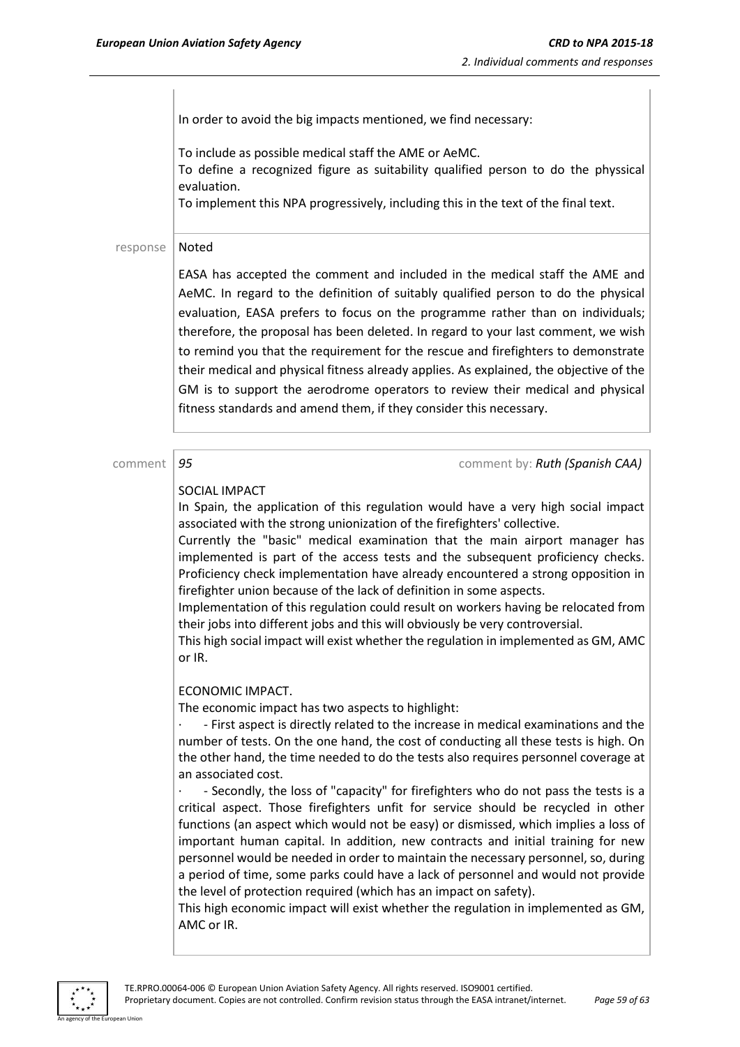In order to avoid the big impacts mentioned, we find necessary:

To include as possible medical staff the AME or AeMC.
To define a recognized figure as suitability qualified person to do the physsical evaluation.
To implement this NPA progressively, including this in the text of the final text.

response | Noted

EASA has accepted the comment and included in the medical staff the AME and AeMC. In regard to the definition of suitably qualified person to do the physical evaluation, EASA prefers to focus on the programme rather than on individuals; therefore, the proposal has been deleted. In regard to your last comment, we wish to remind you that the requirement for the rescue and firefighters to demonstrate their medical and physical fitness already applies. As explained, the objective of the GM is to support the aerodrome operators to review their medical and physical fitness standards and amend them, if they consider this necessary.

comment | *95* comment by: *Ruth (Spanish CAA)*

SOCIAL IMPACT
In Spain, the application of this regulation would have a very high social impact associated with the strong unionization of the firefighters' collective.
Currently the "basic" medical examination that the main airport manager has implemented is part of the access tests and the subsequent proficiency checks. Proficiency check implementation have already encountered a strong opposition in firefighter union because of the lack of definition in some aspects.
Implementation of this regulation could result on workers having be relocated from their jobs into different jobs and this will obviously be very controversial.
This high social impact will exist whether the regulation in implemented as GM, AMC or IR.

ECONOMIC IMPACT.
The economic impact has two aspects to highlight:
· - First aspect is directly related to the increase in medical examinations and the number of tests. On the one hand, the cost of conducting all these tests is high. On the other hand, the time needed to do the tests also requires personnel coverage at an associated cost.
· - Secondly, the loss of "capacity" for firefighters who do not pass the tests is a critical aspect. Those firefighters unfit for service should be recycled in other functions (an aspect which would not be easy) or dismissed, which implies a loss of important human capital. In addition, new contracts and initial training for new personnel would be needed in order to maintain the necessary personnel, so, during a period of time, some parks could have a lack of personnel and would not provide the level of protection required (which has an impact on safety).
This high economic impact will exist whether the regulation in implemented as GM, AMC or IR.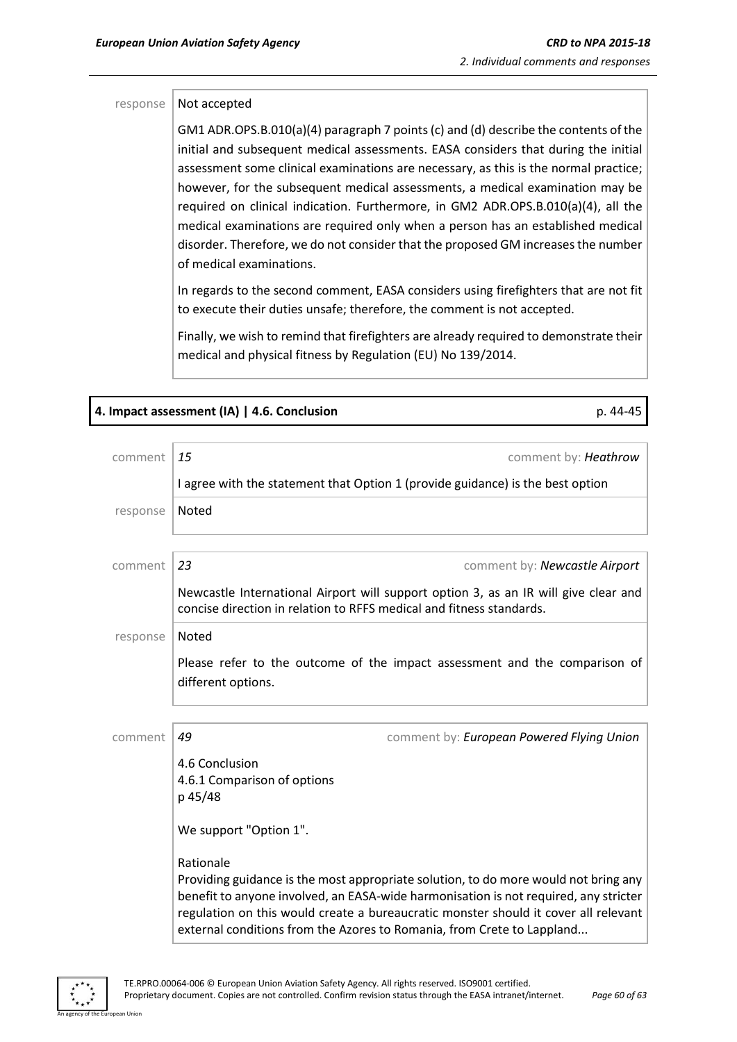response | Not accepted

GM1 ADR.OPS.B.010(a)(4) paragraph 7 points (c) and (d) describe the contents of the initial and subsequent medical assessments. EASA considers that during the initial assessment some clinical examinations are necessary, as this is the normal practice; however, for the subsequent medical assessments, a medical examination may be required on clinical indication. Furthermore, in GM2 ADR.OPS.B.010(a)(4), all the medical examinations are required only when a person has an established medical disorder. Therefore, we do not consider that the proposed GM increases the number of medical examinations.

In regards to the second comment, EASA considers using firefighters that are not fit to execute their duties unsafe; therefore, the comment is not accepted.

Finally, we wish to remind that firefighters are already required to demonstrate their medical and physical fitness by Regulation (EU) No 139/2014.

## 4. Impact assessment (IA) | 4.6. Conclusion p. 44-45

comment | *15* comment by: ***Heathrow***

I agree with the statement that Option 1 (provide guidance) is the best option

response | Noted

comment | *23* comment by: ***Newcastle Airport***

Newcastle International Airport will support option 3, as an IR will give clear and concise direction in relation to RFFS medical and fitness standards.

response | Noted

Please refer to the outcome of the impact assessment and the comparison of different options.

comment | *49* comment by: ***European Powered Flying Union***

4.6 Conclusion
4.6.1 Comparison of options
p 45/48

We support "Option 1".

Rationale
Providing guidance is the most appropriate solution, to do more would not bring any benefit to anyone involved, an EASA-wide harmonisation is not required, any stricter regulation on this would create a bureaucratic monster should it cover all relevant external conditions from the Azores to Romania, from Crete to Lappland...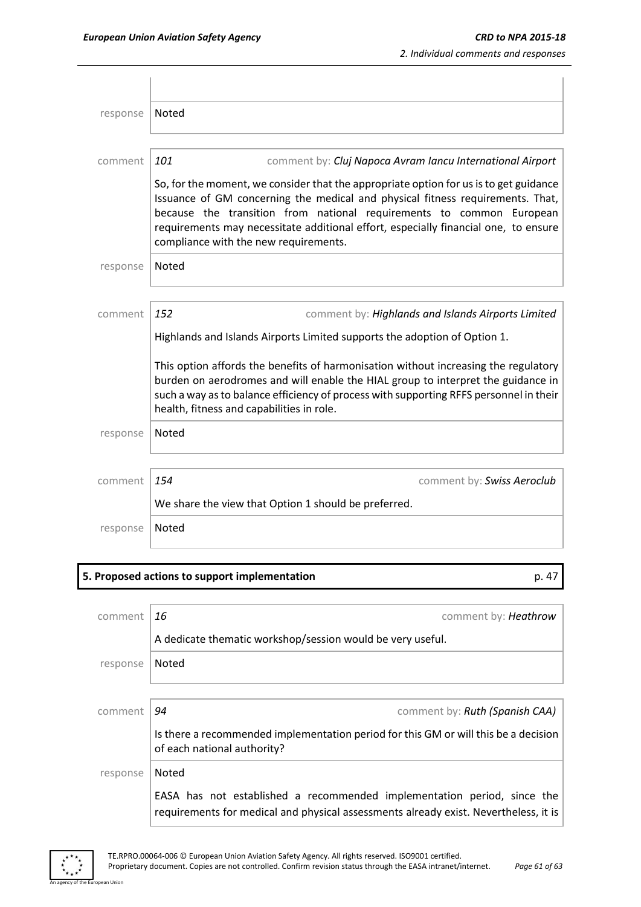| | |
|---|---|
| response | Noted |

| | | |
|---|---|---|
| comment | *101* | comment by: ***Cluj Napoca Avram Iancu International Airport*** |
| | So, for the moment, we consider that the appropriate option for us is to get guidance Issuance of GM concerning the medical and physical fitness requirements. That, because the transition from national requirements to common European requirements may necessitate additional effort, especially financial one, to ensure compliance with the new requirements. | |
| response | Noted | |

| | | |
|---|---|---|
| comment | *152* | comment by: ***Highlands and Islands Airports Limited*** |
| | Highlands and Islands Airports Limited supports the adoption of Option 1.<br><br>This option affords the benefits of harmonisation without increasing the regulatory burden on aerodromes and will enable the HIAL group to interpret the guidance in such a way as to balance efficiency of process with supporting RFFS personnel in their health, fitness and capabilities in role. | |
| response | Noted | |

| | | |
|---|---|---|
| comment | *154* | comment by: ***Swiss Aeroclub*** |
| | We share the view that Option 1 should be preferred. | |
| response | Noted | |

**5. Proposed actions to support implementation** p. 47

| | | |
|---|---|---|
| comment | *16* | comment by: ***Heathrow*** |
| | A dedicate thematic workshop/session would be very useful. | |
| response | Noted | |

| | | |
|---|---|---|
| comment | *94* | comment by: ***Ruth (Spanish CAA)*** |
| | Is there a recommended implementation period for this GM or will this be a decision of each national authority? | |
| response | Noted<br><br>EASA has not established a recommended implementation period, since the requirements for medical and physical assessments already exist. Nevertheless, it is | |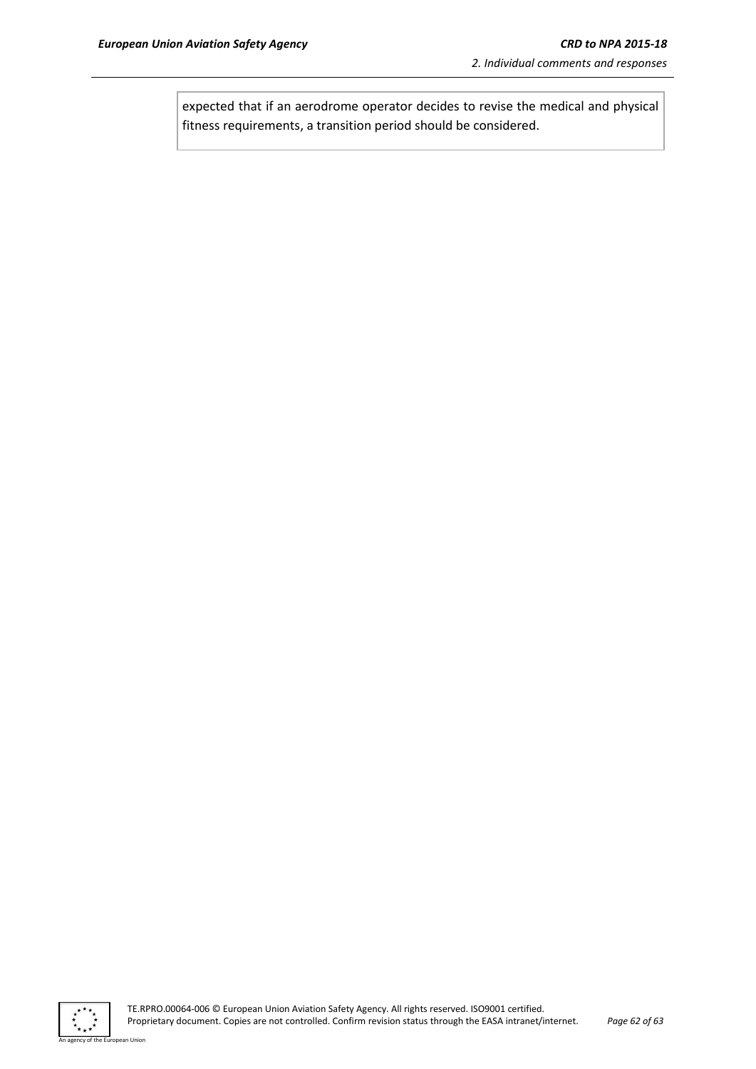expected that if an aerodrome operator decides to revise the medical and physical fitness requirements, a transition period should be considered.